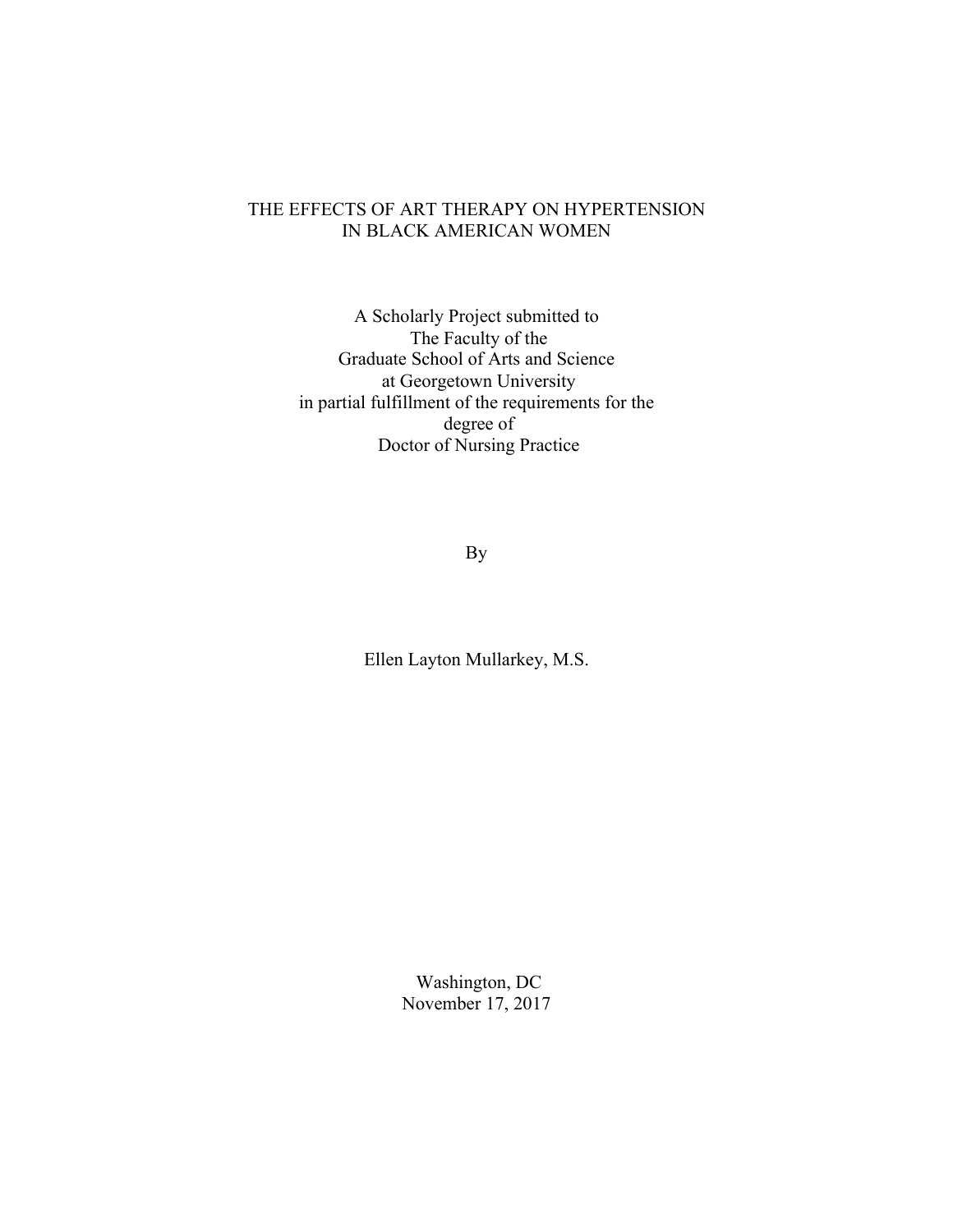# THE EFFECTS OF ART THERAPY ON HYPERTENSION IN BLACK AMERICAN WOMEN

A Scholarly Project submitted to
The Faculty of the
Graduate School of Arts and Science
at Georgetown University
in partial fulfillment of the requirements for the
degree of
Doctor of Nursing Practice

By

Ellen Layton Mullarkey, M.S.

Washington, DC
November 17, 2017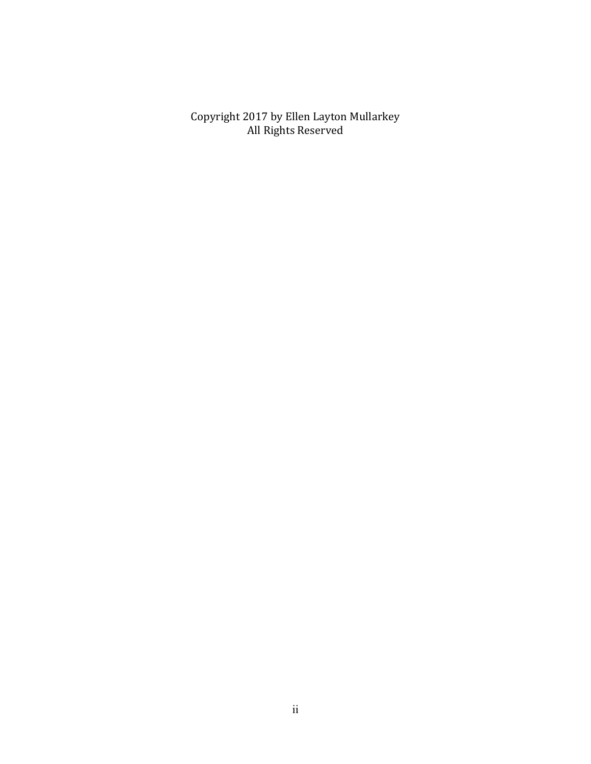Copyright 2017 by Ellen Layton Mullarkey
All Rights Reserved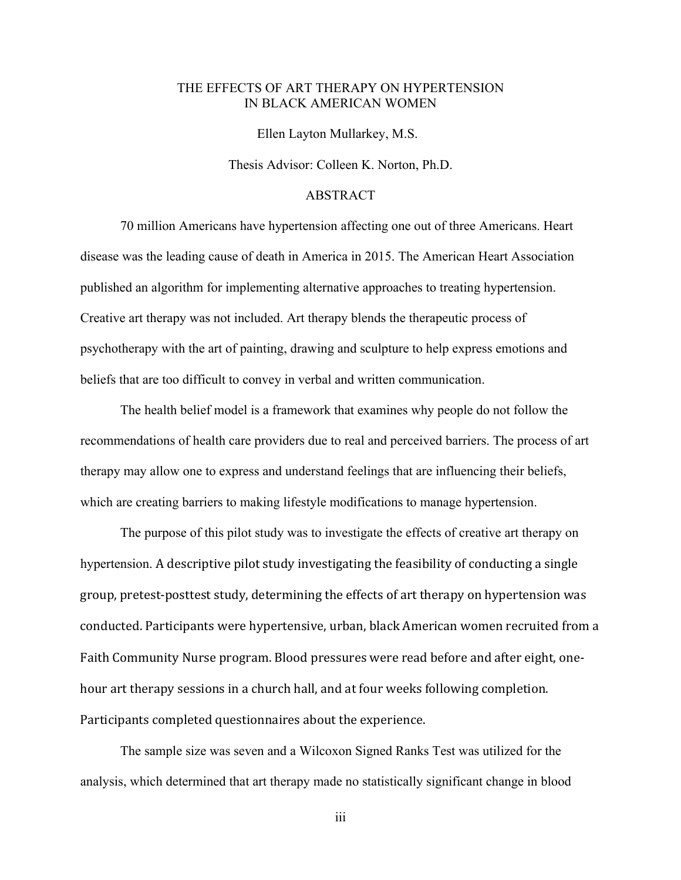# THE EFFECTS OF ART THERAPY ON HYPERTENSION IN BLACK AMERICAN WOMEN

Ellen Layton Mullarkey, M.S.

Thesis Advisor: Colleen K. Norton, Ph.D.

## ABSTRACT

70 million Americans have hypertension affecting one out of three Americans. Heart disease was the leading cause of death in America in 2015. The American Heart Association published an algorithm for implementing alternative approaches to treating hypertension. Creative art therapy was not included. Art therapy blends the therapeutic process of psychotherapy with the art of painting, drawing and sculpture to help express emotions and beliefs that are too difficult to convey in verbal and written communication.

The health belief model is a framework that examines why people do not follow the recommendations of health care providers due to real and perceived barriers. The process of art therapy may allow one to express and understand feelings that are influencing their beliefs, which are creating barriers to making lifestyle modifications to manage hypertension.

The purpose of this pilot study was to investigate the effects of creative art therapy on hypertension. A descriptive pilot study investigating the feasibility of conducting a single group, pretest-posttest study, determining the effects of art therapy on hypertension was conducted. Participants were hypertensive, urban, black American women recruited from a Faith Community Nurse program. Blood pressures were read before and after eight, one-hour art therapy sessions in a church hall, and at four weeks following completion. Participants completed questionnaires about the experience.

The sample size was seven and a Wilcoxon Signed Ranks Test was utilized for the analysis, which determined that art therapy made no statistically significant change in blood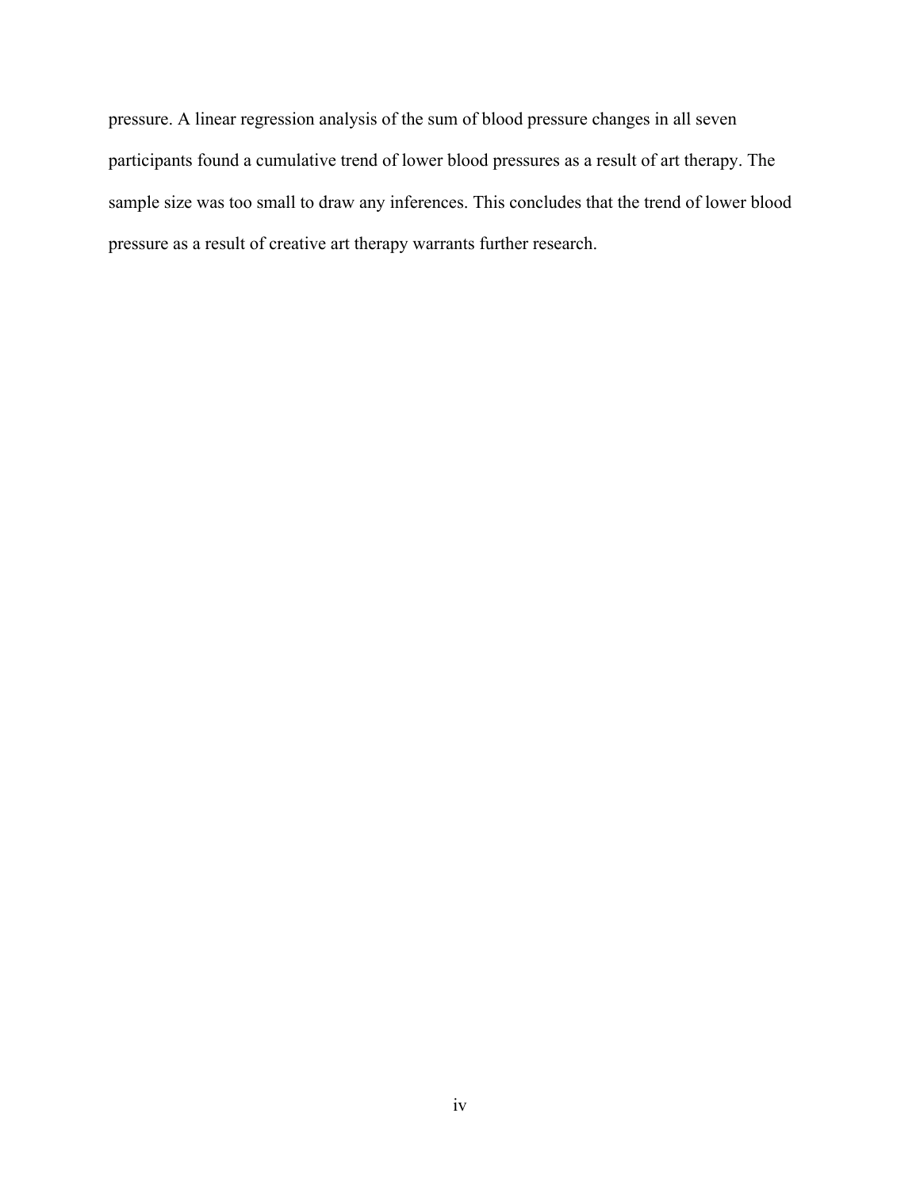pressure. A linear regression analysis of the sum of blood pressure changes in all seven participants found a cumulative trend of lower blood pressures as a result of art therapy. The sample size was too small to draw any inferences. This concludes that the trend of lower blood pressure as a result of creative art therapy warrants further research.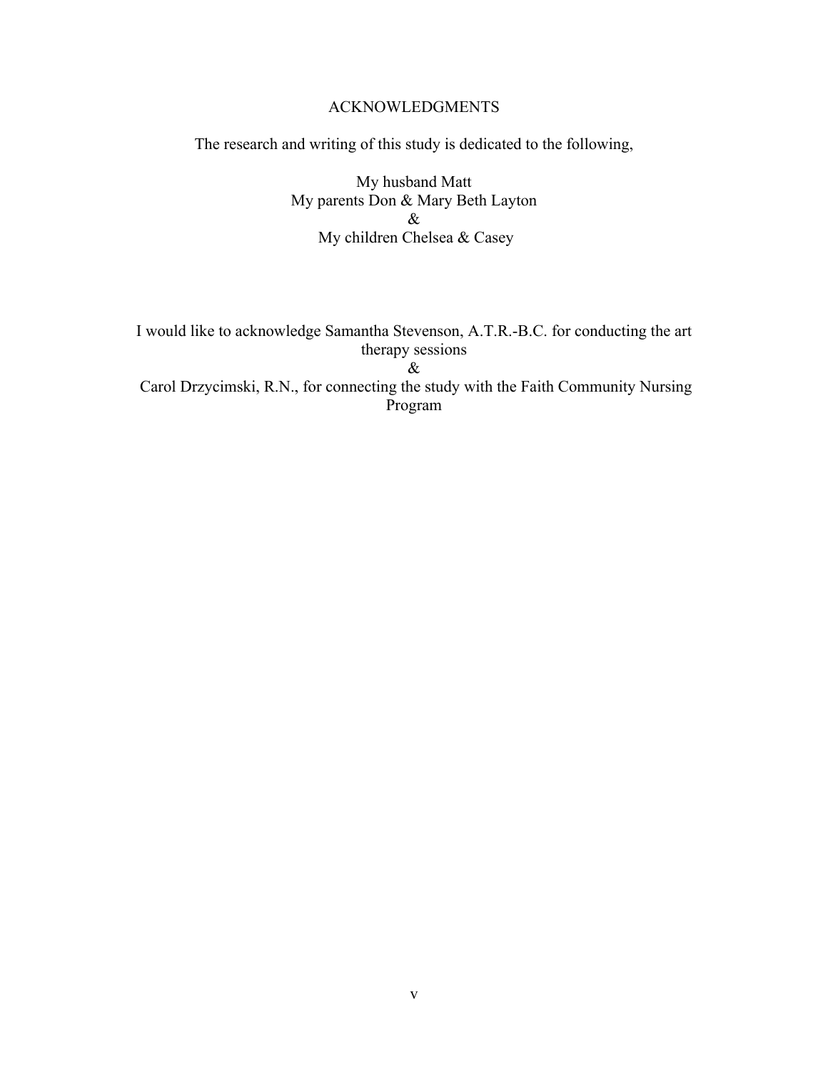# ACKNOWLEDGMENTS

The research and writing of this study is dedicated to the following,

My husband Matt
My parents Don & Mary Beth Layton
&
My children Chelsea & Casey

I would like to acknowledge Samantha Stevenson, A.T.R.-B.C. for conducting the art therapy sessions
&
Carol Drzycimski, R.N., for connecting the study with the Faith Community Nursing Program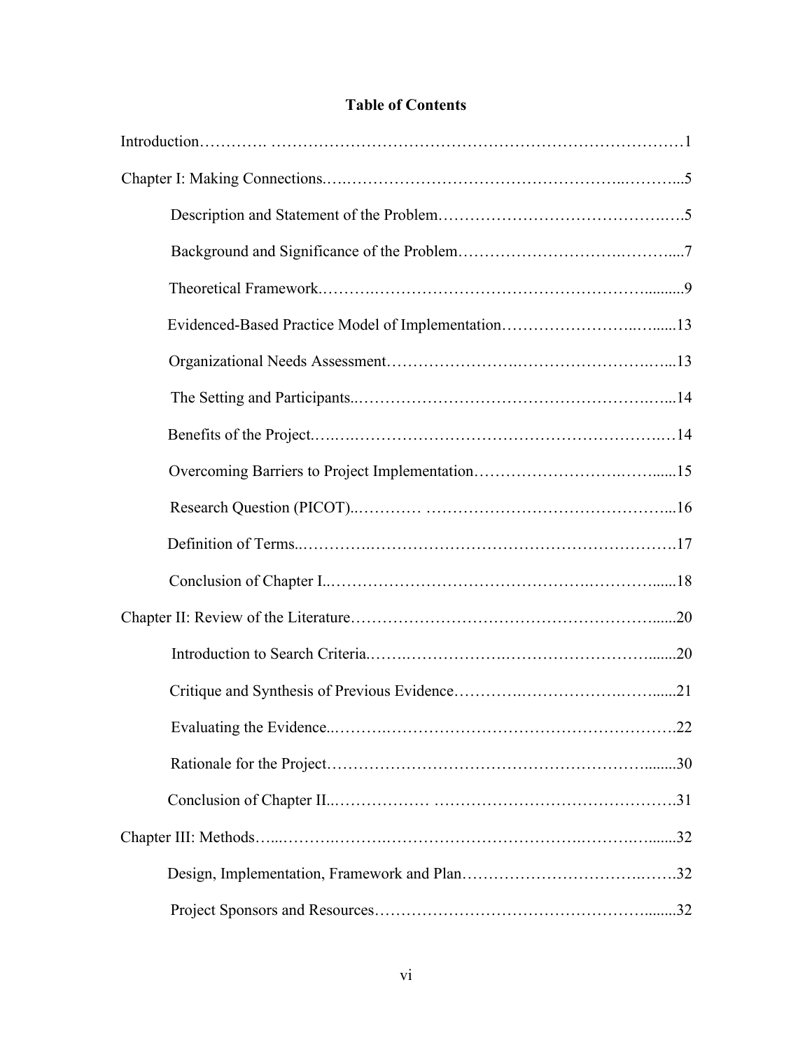# Table of Contents

Introduction………….……………………………………………………………………1

Chapter I: Making Connections.….…………………………………………..………...5

- Description and Statement of the Problem……………………………………….….5
- Background and Significance of the Problem……………………….……….....7
- Theoretical Framework.……….…………………………………………….........9
- Evidenced-Based Practice Model of Implementation……………………..….....13
- Organizational Needs Assessment…………………….……………………….…...13
- The Setting and Participants..…………………………………………….….…...14
- Benefits of the Project.….…..………………………………………………….…14
- Overcoming Barriers to Project Implementation……………………….……......15
- Research Question (PICOT)..………… ………………………………………...16
- Definition of Terms..………….……………………………………………………….17
- Conclusion of Chapter I..……………………………………….…………......18

Chapter II: Review of the Literature……………………………………………….......20

- Introduction to Search Criteria.…….……………….……………………….......20
- Critique and Synthesis of Previous Evidence………….……………….…….......21
- Evaluating the Evidence..……….………………………………………….……….22
- Rationale for the Project……………………………………………………….........30
- Conclusion of Chapter II..………………… ……………………………….……….31

Chapter III: Methods…...……….……….……………………………….……….…........32

- Design, Implementation, Framework and Plan…………………………….…….32
- Project Sponsors and Resources……………………………………………….........32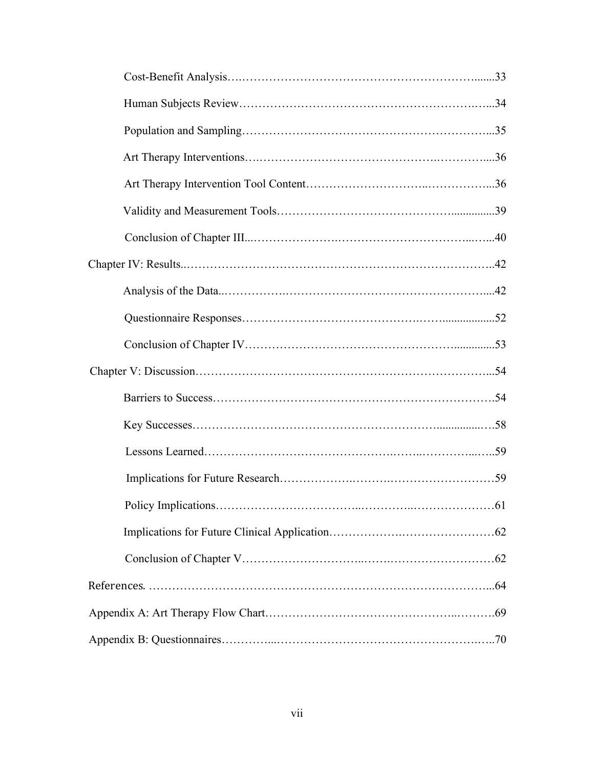Cost-Benefit Analysis……………………………………………………………......33

Human Subjects Review…………………………………………………….…...34

Population and Sampling……………………………………………………….....35

Art Therapy Interventions…..…………………………………………..………....36

Art Therapy Intervention Tool Content…………………………..……………....36

Validity and Measurement Tools………………………………………...............39

Conclusion of Chapter III...…………………..…………………………...…...40

Chapter IV: Results..…………………………………………………………………..42

Analysis of the Data..……………..……………………………………………....42

Questionnaire Responses……………………………………..……..................52

Conclusion of Chapter IV………………………………………………..............53

Chapter V: Discussion…………………………………………………………………...54

Barriers to Success……………………………………………………………….54

Key Successes…………………………………………………………................…58

Lessons Learned…………………………………………..……..…………...…..59

Implications for Future Research………………..…….……………………………59

Policy Implications……………………………...…………..…………………61

Implications for Future Clinical Application…………………….……………………62

Conclusion of Chapter V……………………….…..………………………………62

References. ……………………………………………………………………………...64

Appendix A: Art Therapy Flow Chart…………………………………………..……….69

Appendix B: Questionnaires…………...………………………………………….…..70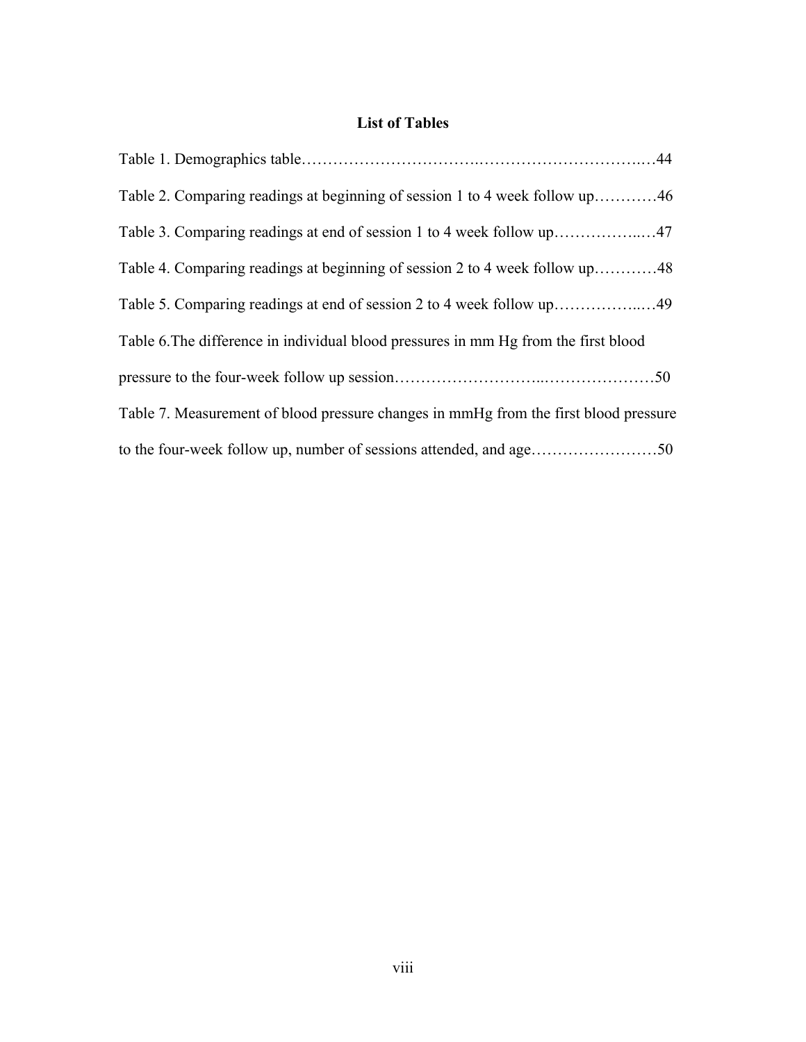## List of Tables

Table 1. Demographics table……………………………..…………………………..…44

Table 2. Comparing readings at beginning of session 1 to 4 week follow up…………46

Table 3. Comparing readings at end of session 1 to 4 week follow up……………..…47

Table 4. Comparing readings at beginning of session 2 to 4 week follow up…………48

Table 5. Comparing readings at end of session 2 to 4 week follow up……………..…49

Table 6.The difference in individual blood pressures in mm Hg from the first blood pressure to the four-week follow up session………………………..…………………50

Table 7. Measurement of blood pressure changes in mmHg from the first blood pressure to the four-week follow up, number of sessions attended, and age……………………50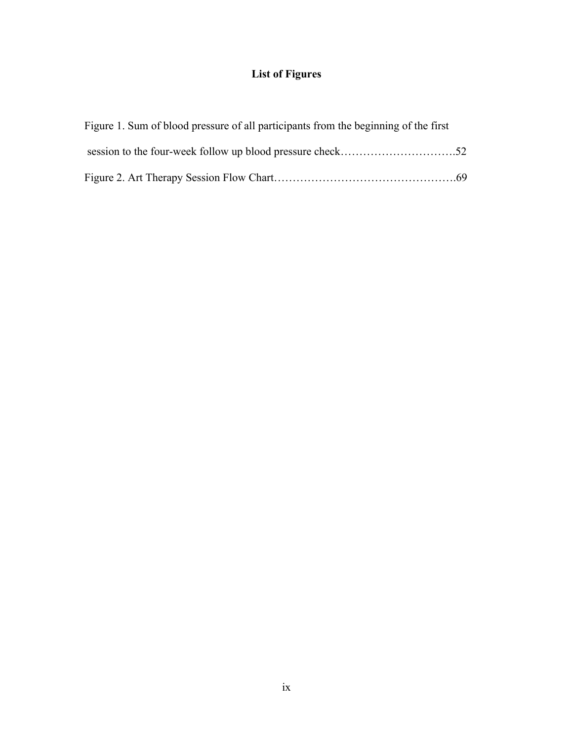# List of Figures

Figure 1. Sum of blood pressure of all participants from the beginning of the first session to the four-week follow up blood pressure check…………………………52

Figure 2. Art Therapy Session Flow Chart………………………………………….69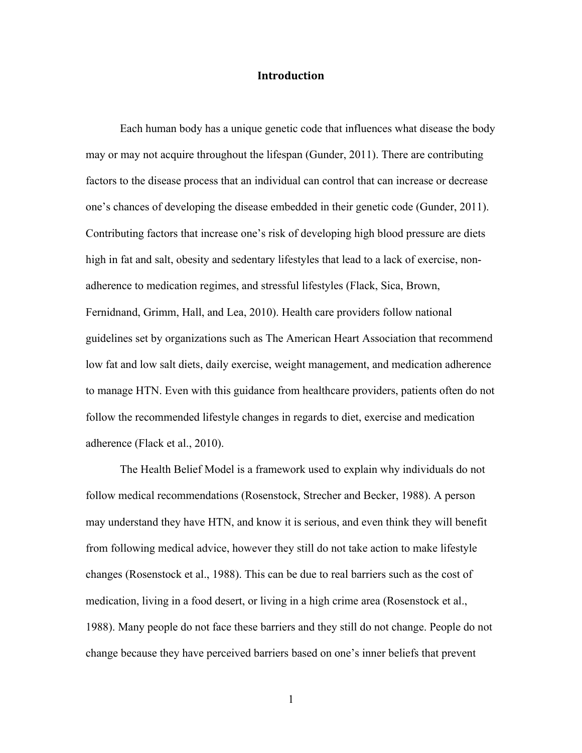# Introduction

Each human body has a unique genetic code that influences what disease the body may or may not acquire throughout the lifespan (Gunder, 2011). There are contributing factors to the disease process that an individual can control that can increase or decrease one's chances of developing the disease embedded in their genetic code (Gunder, 2011). Contributing factors that increase one's risk of developing high blood pressure are diets high in fat and salt, obesity and sedentary lifestyles that lead to a lack of exercise, non-adherence to medication regimes, and stressful lifestyles (Flack, Sica, Brown, Fernidnand, Grimm, Hall, and Lea, 2010). Health care providers follow national guidelines set by organizations such as The American Heart Association that recommend low fat and low salt diets, daily exercise, weight management, and medication adherence to manage HTN. Even with this guidance from healthcare providers, patients often do not follow the recommended lifestyle changes in regards to diet, exercise and medication adherence (Flack et al., 2010).

The Health Belief Model is a framework used to explain why individuals do not follow medical recommendations (Rosenstock, Strecher and Becker, 1988). A person may understand they have HTN, and know it is serious, and even think they will benefit from following medical advice, however they still do not take action to make lifestyle changes (Rosenstock et al., 1988). This can be due to real barriers such as the cost of medication, living in a food desert, or living in a high crime area (Rosenstock et al., 1988). Many people do not face these barriers and they still do not change. People do not change because they have perceived barriers based on one's inner beliefs that prevent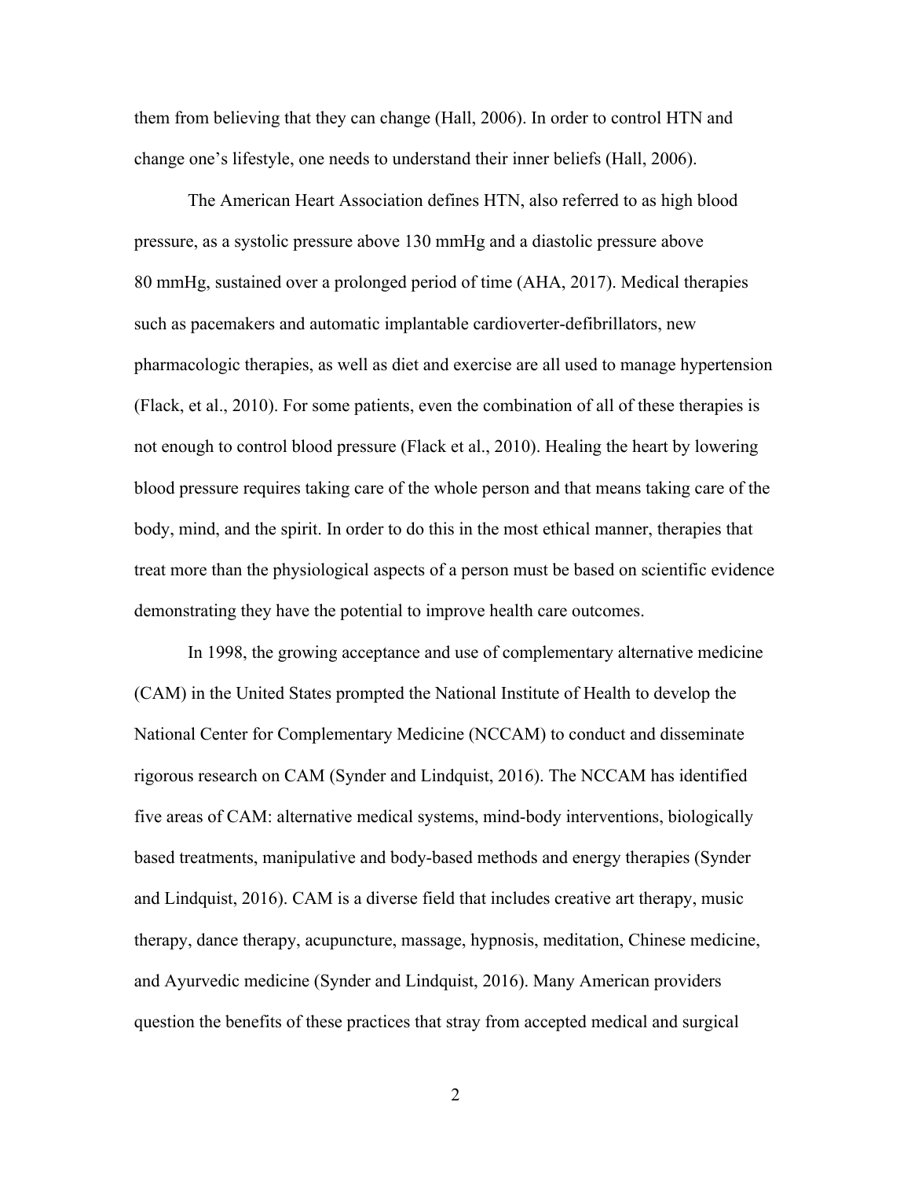them from believing that they can change (Hall, 2006). In order to control HTN and change one's lifestyle, one needs to understand their inner beliefs (Hall, 2006).

The American Heart Association defines HTN, also referred to as high blood pressure, as a systolic pressure above 130 mmHg and a diastolic pressure above 80 mmHg, sustained over a prolonged period of time (AHA, 2017). Medical therapies such as pacemakers and automatic implantable cardioverter-defibrillators, new pharmacologic therapies, as well as diet and exercise are all used to manage hypertension (Flack, et al., 2010). For some patients, even the combination of all of these therapies is not enough to control blood pressure (Flack et al., 2010). Healing the heart by lowering blood pressure requires taking care of the whole person and that means taking care of the body, mind, and the spirit. In order to do this in the most ethical manner, therapies that treat more than the physiological aspects of a person must be based on scientific evidence demonstrating they have the potential to improve health care outcomes.

In 1998, the growing acceptance and use of complementary alternative medicine (CAM) in the United States prompted the National Institute of Health to develop the National Center for Complementary Medicine (NCCAM) to conduct and disseminate rigorous research on CAM (Synder and Lindquist, 2016). The NCCAM has identified five areas of CAM: alternative medical systems, mind-body interventions, biologically based treatments, manipulative and body-based methods and energy therapies (Synder and Lindquist, 2016). CAM is a diverse field that includes creative art therapy, music therapy, dance therapy, acupuncture, massage, hypnosis, meditation, Chinese medicine, and Ayurvedic medicine (Synder and Lindquist, 2016). Many American providers question the benefits of these practices that stray from accepted medical and surgical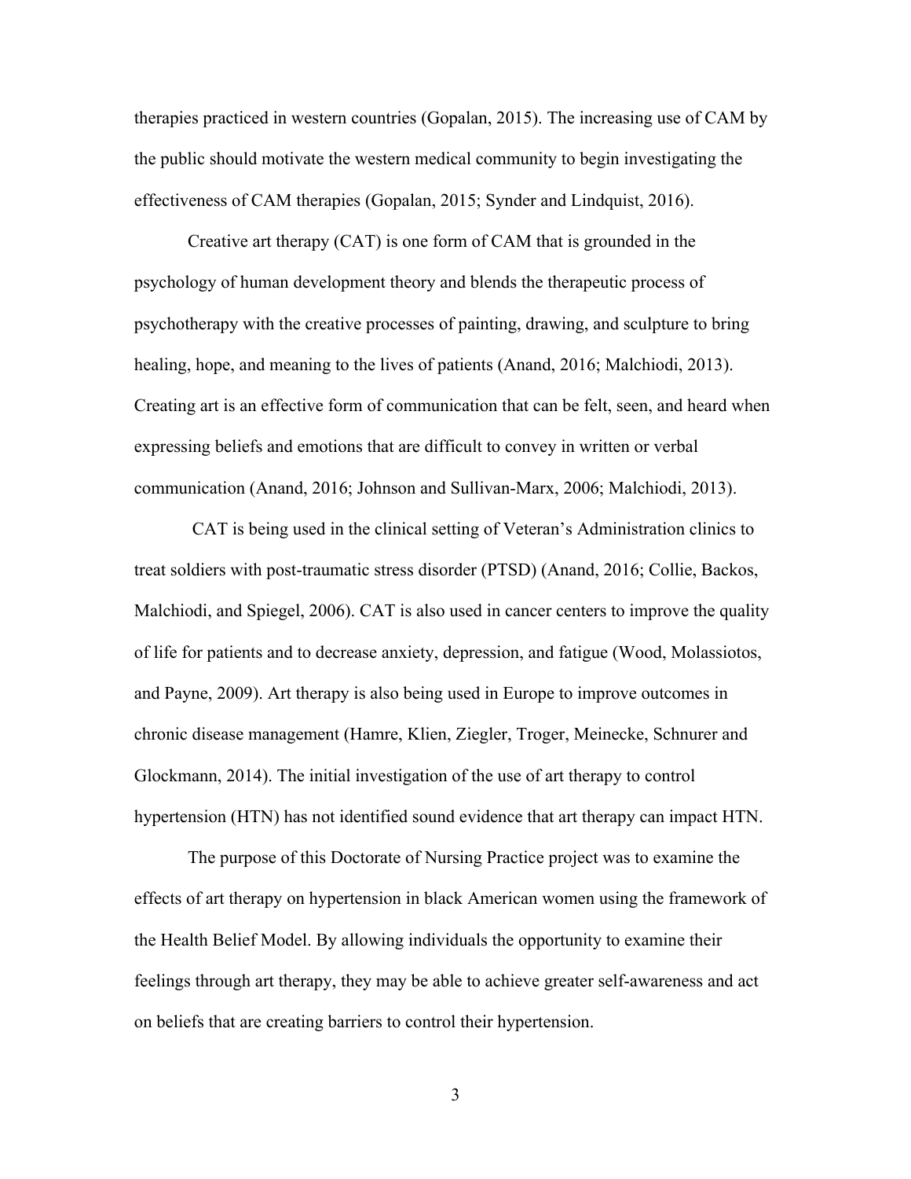therapies practiced in western countries (Gopalan, 2015). The increasing use of CAM by the public should motivate the western medical community to begin investigating the effectiveness of CAM therapies (Gopalan, 2015; Synder and Lindquist, 2016).

Creative art therapy (CAT) is one form of CAM that is grounded in the psychology of human development theory and blends the therapeutic process of psychotherapy with the creative processes of painting, drawing, and sculpture to bring healing, hope, and meaning to the lives of patients (Anand, 2016; Malchiodi, 2013). Creating art is an effective form of communication that can be felt, seen, and heard when expressing beliefs and emotions that are difficult to convey in written or verbal communication (Anand, 2016; Johnson and Sullivan-Marx, 2006; Malchiodi, 2013).

CAT is being used in the clinical setting of Veteran's Administration clinics to treat soldiers with post-traumatic stress disorder (PTSD) (Anand, 2016; Collie, Backos, Malchiodi, and Spiegel, 2006). CAT is also used in cancer centers to improve the quality of life for patients and to decrease anxiety, depression, and fatigue (Wood, Molassiotos, and Payne, 2009). Art therapy is also being used in Europe to improve outcomes in chronic disease management (Hamre, Klien, Ziegler, Troger, Meinecke, Schnurer and Glockmann, 2014). The initial investigation of the use of art therapy to control hypertension (HTN) has not identified sound evidence that art therapy can impact HTN.

The purpose of this Doctorate of Nursing Practice project was to examine the effects of art therapy on hypertension in black American women using the framework of the Health Belief Model. By allowing individuals the opportunity to examine their feelings through art therapy, they may be able to achieve greater self-awareness and act on beliefs that are creating barriers to control their hypertension.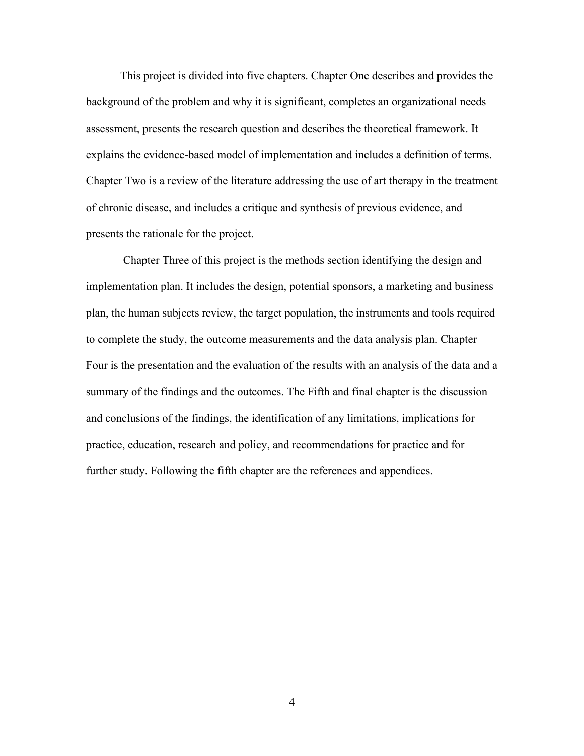This project is divided into five chapters. Chapter One describes and provides the background of the problem and why it is significant, completes an organizational needs assessment, presents the research question and describes the theoretical framework. It explains the evidence-based model of implementation and includes a definition of terms. Chapter Two is a review of the literature addressing the use of art therapy in the treatment of chronic disease, and includes a critique and synthesis of previous evidence, and presents the rationale for the project.

Chapter Three of this project is the methods section identifying the design and implementation plan. It includes the design, potential sponsors, a marketing and business plan, the human subjects review, the target population, the instruments and tools required to complete the study, the outcome measurements and the data analysis plan. Chapter Four is the presentation and the evaluation of the results with an analysis of the data and a summary of the findings and the outcomes. The Fifth and final chapter is the discussion and conclusions of the findings, the identification of any limitations, implications for practice, education, research and policy, and recommendations for practice and for further study. Following the fifth chapter are the references and appendices.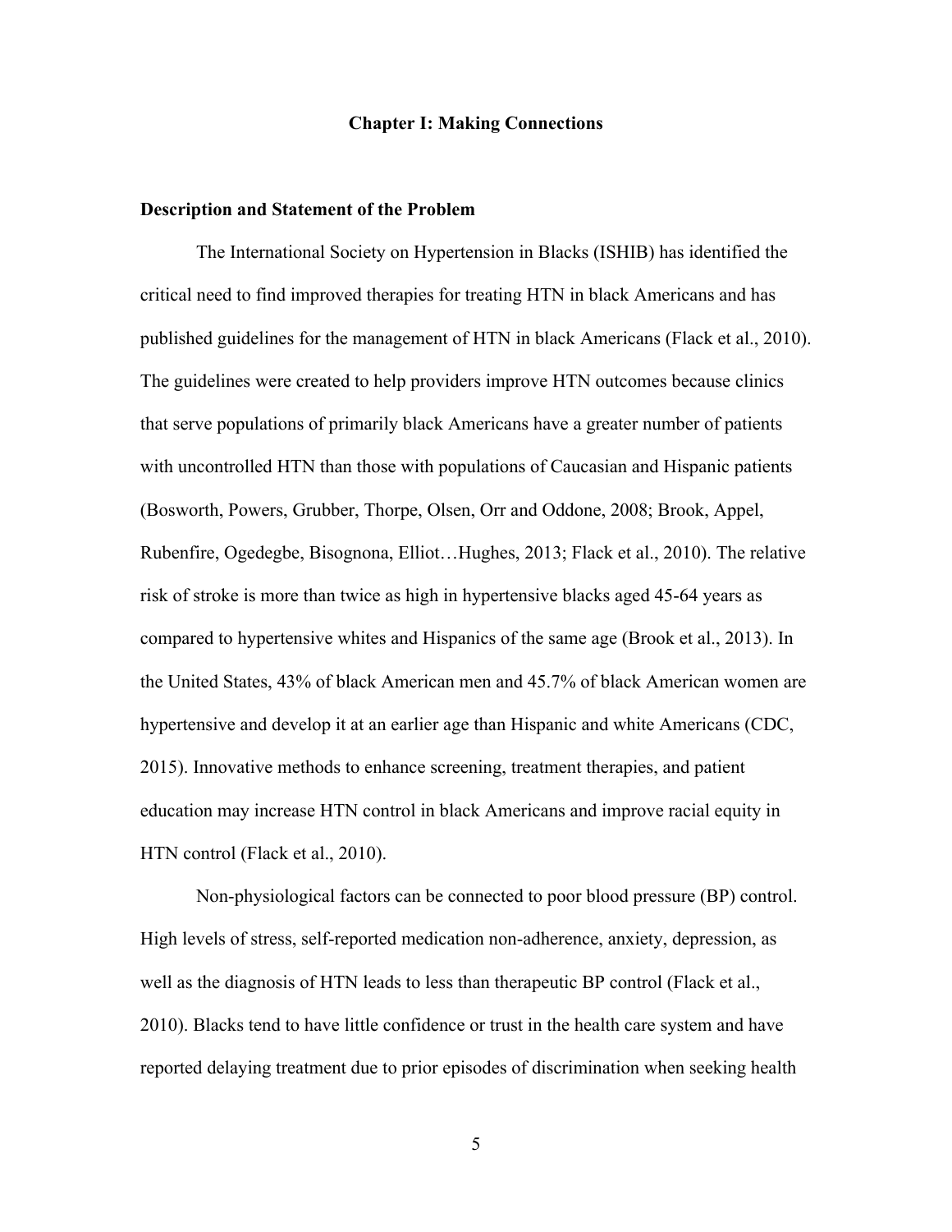# Chapter I: Making Connections

## Description and Statement of the Problem

The International Society on Hypertension in Blacks (ISHIB) has identified the critical need to find improved therapies for treating HTN in black Americans and has published guidelines for the management of HTN in black Americans (Flack et al., 2010). The guidelines were created to help providers improve HTN outcomes because clinics that serve populations of primarily black Americans have a greater number of patients with uncontrolled HTN than those with populations of Caucasian and Hispanic patients (Bosworth, Powers, Grubber, Thorpe, Olsen, Orr and Oddone, 2008; Brook, Appel, Rubenfire, Ogedegbe, Bisognona, Elliot…Hughes, 2013; Flack et al., 2010). The relative risk of stroke is more than twice as high in hypertensive blacks aged 45-64 years as compared to hypertensive whites and Hispanics of the same age (Brook et al., 2013). In the United States, 43% of black American men and 45.7% of black American women are hypertensive and develop it at an earlier age than Hispanic and white Americans (CDC, 2015). Innovative methods to enhance screening, treatment therapies, and patient education may increase HTN control in black Americans and improve racial equity in HTN control (Flack et al., 2010).

Non-physiological factors can be connected to poor blood pressure (BP) control. High levels of stress, self-reported medication non-adherence, anxiety, depression, as well as the diagnosis of HTN leads to less than therapeutic BP control (Flack et al., 2010). Blacks tend to have little confidence or trust in the health care system and have reported delaying treatment due to prior episodes of discrimination when seeking health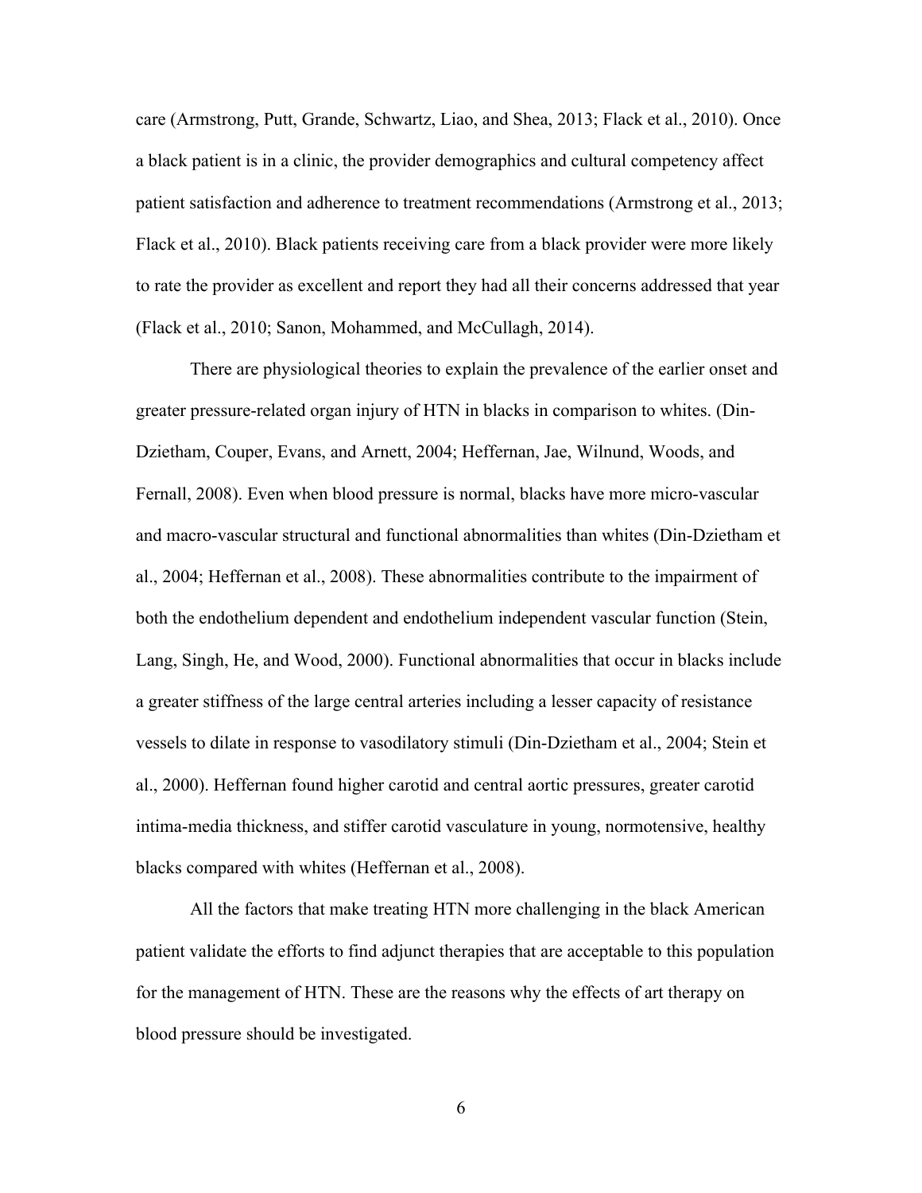care (Armstrong, Putt, Grande, Schwartz, Liao, and Shea, 2013; Flack et al., 2010). Once a black patient is in a clinic, the provider demographics and cultural competency affect patient satisfaction and adherence to treatment recommendations (Armstrong et al., 2013; Flack et al., 2010). Black patients receiving care from a black provider were more likely to rate the provider as excellent and report they had all their concerns addressed that year (Flack et al., 2010; Sanon, Mohammed, and McCullagh, 2014).

There are physiological theories to explain the prevalence of the earlier onset and greater pressure-related organ injury of HTN in blacks in comparison to whites. (Din-Dzietham, Couper, Evans, and Arnett, 2004; Heffernan, Jae, Wilnund, Woods, and Fernall, 2008). Even when blood pressure is normal, blacks have more micro-vascular and macro-vascular structural and functional abnormalities than whites (Din-Dzietham et al., 2004; Heffernan et al., 2008). These abnormalities contribute to the impairment of both the endothelium dependent and endothelium independent vascular function (Stein, Lang, Singh, He, and Wood, 2000). Functional abnormalities that occur in blacks include a greater stiffness of the large central arteries including a lesser capacity of resistance vessels to dilate in response to vasodilatory stimuli (Din-Dzietham et al., 2004; Stein et al., 2000). Heffernan found higher carotid and central aortic pressures, greater carotid intima-media thickness, and stiffer carotid vasculature in young, normotensive, healthy blacks compared with whites (Heffernan et al., 2008).

All the factors that make treating HTN more challenging in the black American patient validate the efforts to find adjunct therapies that are acceptable to this population for the management of HTN. These are the reasons why the effects of art therapy on blood pressure should be investigated.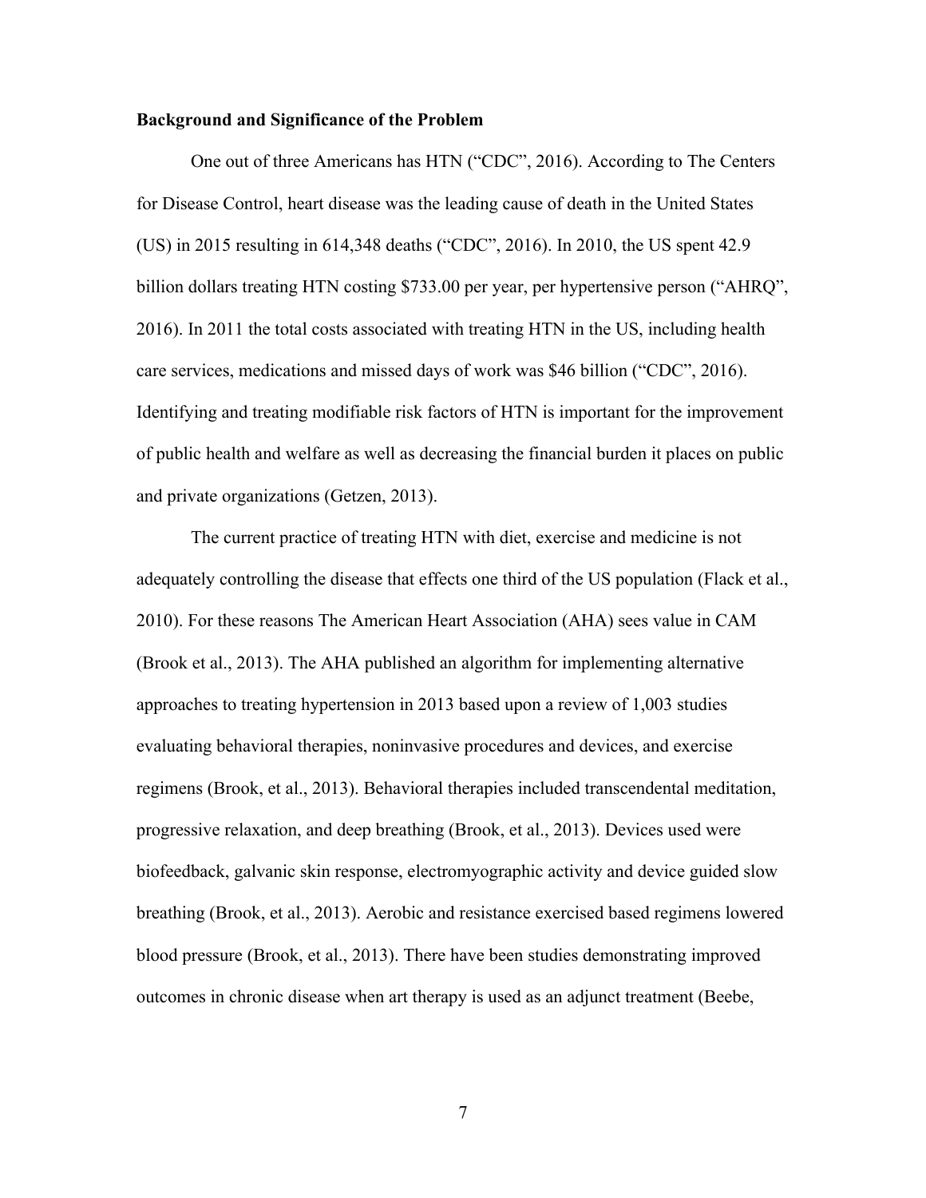**Background and Significance of the Problem**

One out of three Americans has HTN (“CDC”, 2016). According to The Centers for Disease Control, heart disease was the leading cause of death in the United States (US) in 2015 resulting in 614,348 deaths (“CDC”, 2016). In 2010, the US spent 42.9 billion dollars treating HTN costing $733.00 per year, per hypertensive person (“AHRQ”, 2016). In 2011 the total costs associated with treating HTN in the US, including health care services, medications and missed days of work was $46 billion (“CDC”, 2016). Identifying and treating modifiable risk factors of HTN is important for the improvement of public health and welfare as well as decreasing the financial burden it places on public and private organizations (Getzen, 2013).

The current practice of treating HTN with diet, exercise and medicine is not adequately controlling the disease that effects one third of the US population (Flack et al., 2010). For these reasons The American Heart Association (AHA) sees value in CAM (Brook et al., 2013). The AHA published an algorithm for implementing alternative approaches to treating hypertension in 2013 based upon a review of 1,003 studies evaluating behavioral therapies, noninvasive procedures and devices, and exercise regimens (Brook, et al., 2013). Behavioral therapies included transcendental meditation, progressive relaxation, and deep breathing (Brook, et al., 2013). Devices used were biofeedback, galvanic skin response, electromyographic activity and device guided slow breathing (Brook, et al., 2013). Aerobic and resistance exercised based regimens lowered blood pressure (Brook, et al., 2013). There have been studies demonstrating improved outcomes in chronic disease when art therapy is used as an adjunct treatment (Beebe,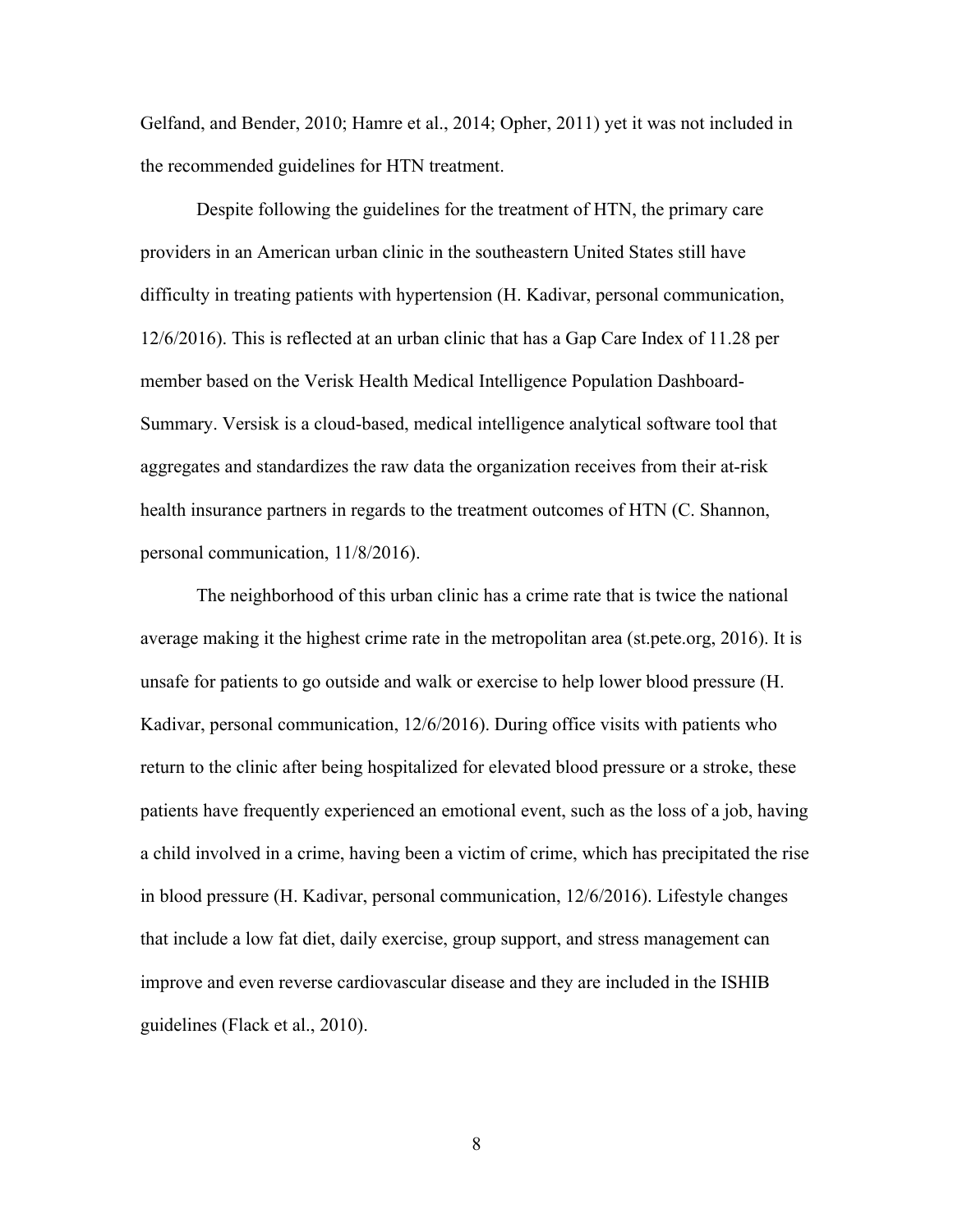Gelfand, and Bender, 2010; Hamre et al., 2014; Opher, 2011) yet it was not included in the recommended guidelines for HTN treatment.

Despite following the guidelines for the treatment of HTN, the primary care providers in an American urban clinic in the southeastern United States still have difficulty in treating patients with hypertension (H. Kadivar, personal communication, 12/6/2016). This is reflected at an urban clinic that has a Gap Care Index of 11.28 per member based on the Verisk Health Medical Intelligence Population Dashboard-Summary. Versisk is a cloud-based, medical intelligence analytical software tool that aggregates and standardizes the raw data the organization receives from their at-risk health insurance partners in regards to the treatment outcomes of HTN (C. Shannon, personal communication, 11/8/2016).

The neighborhood of this urban clinic has a crime rate that is twice the national average making it the highest crime rate in the metropolitan area (st.pete.org, 2016). It is unsafe for patients to go outside and walk or exercise to help lower blood pressure (H. Kadivar, personal communication, 12/6/2016). During office visits with patients who return to the clinic after being hospitalized for elevated blood pressure or a stroke, these patients have frequently experienced an emotional event, such as the loss of a job, having a child involved in a crime, having been a victim of crime, which has precipitated the rise in blood pressure (H. Kadivar, personal communication, 12/6/2016). Lifestyle changes that include a low fat diet, daily exercise, group support, and stress management can improve and even reverse cardiovascular disease and they are included in the ISHIB guidelines (Flack et al., 2010).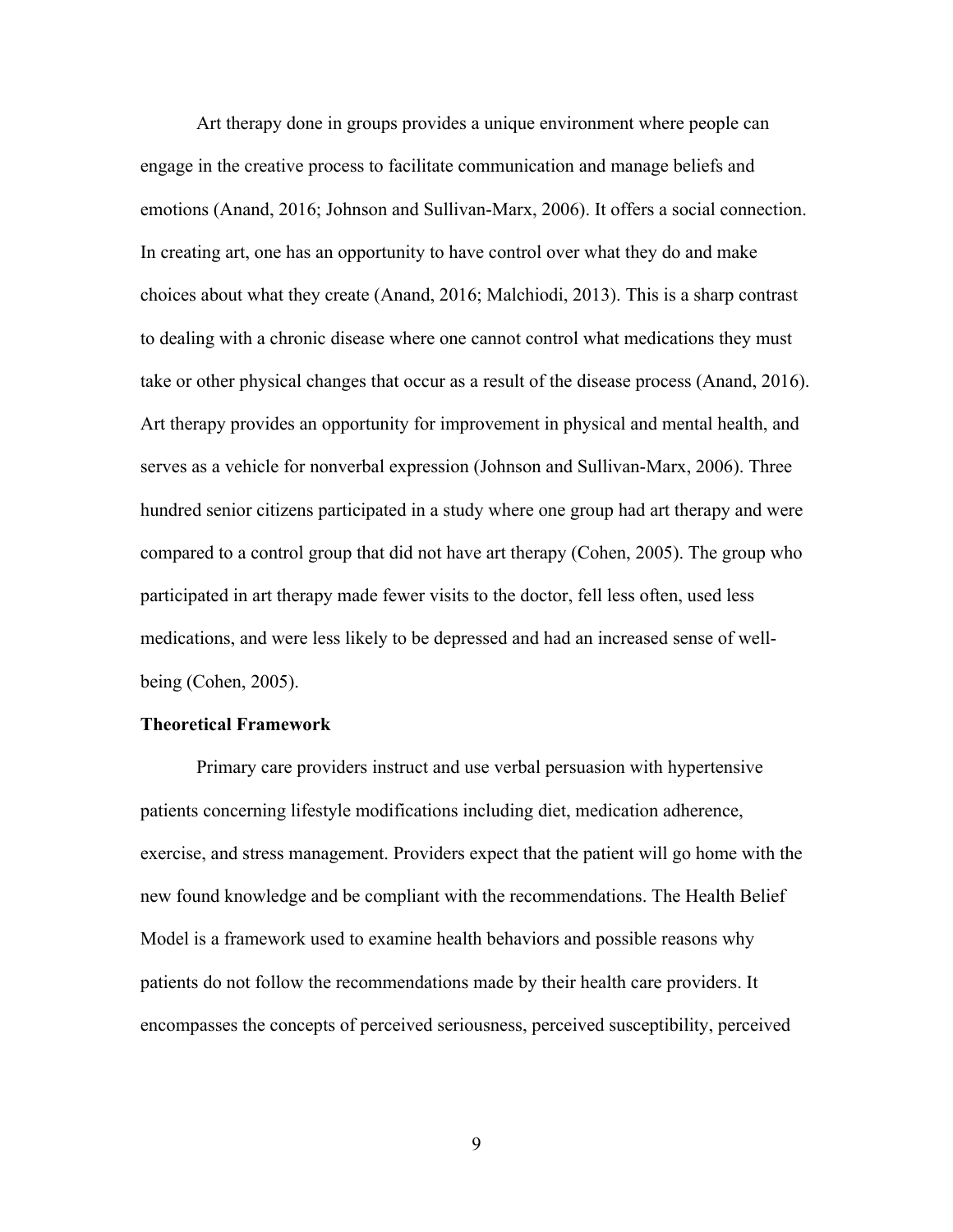Art therapy done in groups provides a unique environment where people can engage in the creative process to facilitate communication and manage beliefs and emotions (Anand, 2016; Johnson and Sullivan-Marx, 2006). It offers a social connection. In creating art, one has an opportunity to have control over what they do and make choices about what they create (Anand, 2016; Malchiodi, 2013). This is a sharp contrast to dealing with a chronic disease where one cannot control what medications they must take or other physical changes that occur as a result of the disease process (Anand, 2016). Art therapy provides an opportunity for improvement in physical and mental health, and serves as a vehicle for nonverbal expression (Johnson and Sullivan-Marx, 2006). Three hundred senior citizens participated in a study where one group had art therapy and were compared to a control group that did not have art therapy (Cohen, 2005). The group who participated in art therapy made fewer visits to the doctor, fell less often, used less medications, and were less likely to be depressed and had an increased sense of well-being (Cohen, 2005).

**Theoretical Framework**

Primary care providers instruct and use verbal persuasion with hypertensive patients concerning lifestyle modifications including diet, medication adherence, exercise, and stress management. Providers expect that the patient will go home with the new found knowledge and be compliant with the recommendations. The Health Belief Model is a framework used to examine health behaviors and possible reasons why patients do not follow the recommendations made by their health care providers. It encompasses the concepts of perceived seriousness, perceived susceptibility, perceived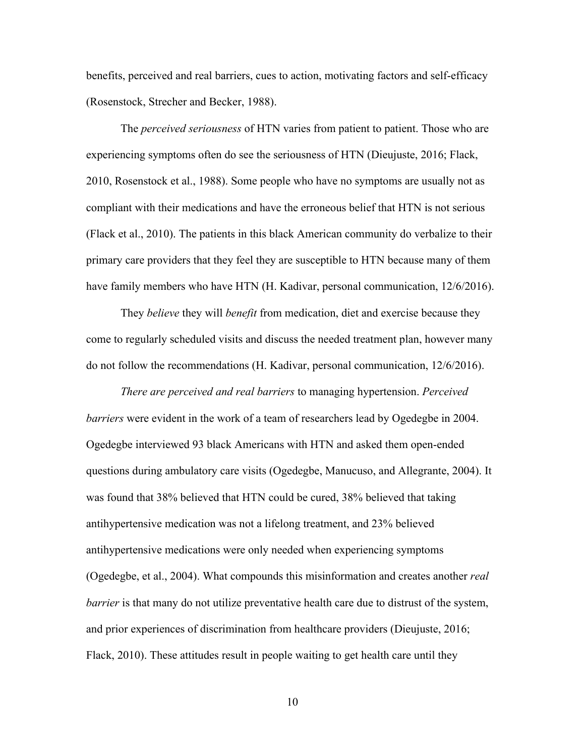benefits, perceived and real barriers, cues to action, motivating factors and self-efficacy (Rosenstock, Strecher and Becker, 1988).

The *perceived seriousness* of HTN varies from patient to patient. Those who are experiencing symptoms often do see the seriousness of HTN (Dieujuste, 2016; Flack, 2010, Rosenstock et al., 1988). Some people who have no symptoms are usually not as compliant with their medications and have the erroneous belief that HTN is not serious (Flack et al., 2010). The patients in this black American community do verbalize to their primary care providers that they feel they are susceptible to HTN because many of them have family members who have HTN (H. Kadivar, personal communication, 12/6/2016).

They *believe* they will *benefit* from medication, diet and exercise because they come to regularly scheduled visits and discuss the needed treatment plan, however many do not follow the recommendations (H. Kadivar, personal communication, 12/6/2016).

*There are perceived and real barriers* to managing hypertension. *Perceived barriers* were evident in the work of a team of researchers lead by Ogedegbe in 2004. Ogedegbe interviewed 93 black Americans with HTN and asked them open-ended questions during ambulatory care visits (Ogedegbe, Manucuso, and Allegrante, 2004). It was found that 38% believed that HTN could be cured, 38% believed that taking antihypertensive medication was not a lifelong treatment, and 23% believed antihypertensive medications were only needed when experiencing symptoms (Ogedegbe, et al., 2004). What compounds this misinformation and creates another *real barrier* is that many do not utilize preventative health care due to distrust of the system, and prior experiences of discrimination from healthcare providers (Dieujuste, 2016; Flack, 2010). These attitudes result in people waiting to get health care until they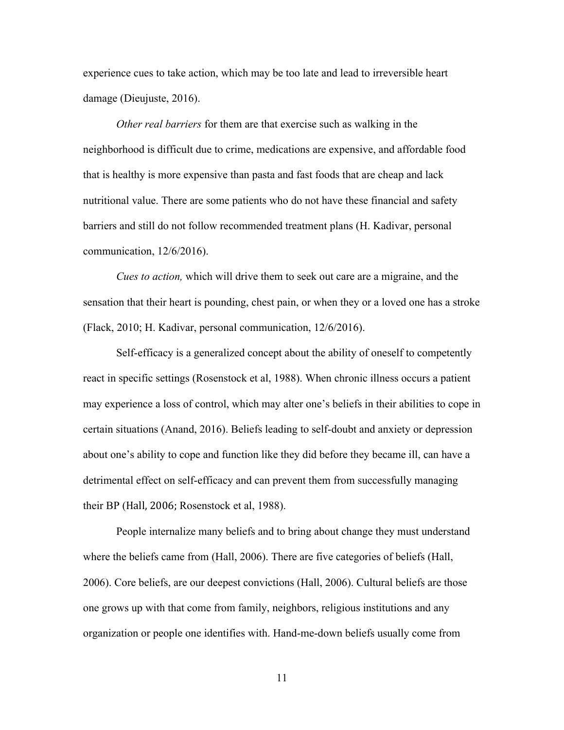experience cues to take action, which may be too late and lead to irreversible heart damage (Dieujuste, 2016).

*Other real barriers* for them are that exercise such as walking in the neighborhood is difficult due to crime, medications are expensive, and affordable food that is healthy is more expensive than pasta and fast foods that are cheap and lack nutritional value. There are some patients who do not have these financial and safety barriers and still do not follow recommended treatment plans (H. Kadivar, personal communication, 12/6/2016).

*Cues to action,* which will drive them to seek out care are a migraine, and the sensation that their heart is pounding, chest pain, or when they or a loved one has a stroke (Flack, 2010; H. Kadivar, personal communication, 12/6/2016).

Self-efficacy is a generalized concept about the ability of oneself to competently react in specific settings (Rosenstock et al, 1988). When chronic illness occurs a patient may experience a loss of control, which may alter one's beliefs in their abilities to cope in certain situations (Anand, 2016). Beliefs leading to self-doubt and anxiety or depression about one's ability to cope and function like they did before they became ill, can have a detrimental effect on self-efficacy and can prevent them from successfully managing their BP (Hall, 2006; Rosenstock et al, 1988).

People internalize many beliefs and to bring about change they must understand where the beliefs came from (Hall, 2006). There are five categories of beliefs (Hall, 2006). Core beliefs, are our deepest convictions (Hall, 2006). Cultural beliefs are those one grows up with that come from family, neighbors, religious institutions and any organization or people one identifies with. Hand-me-down beliefs usually come from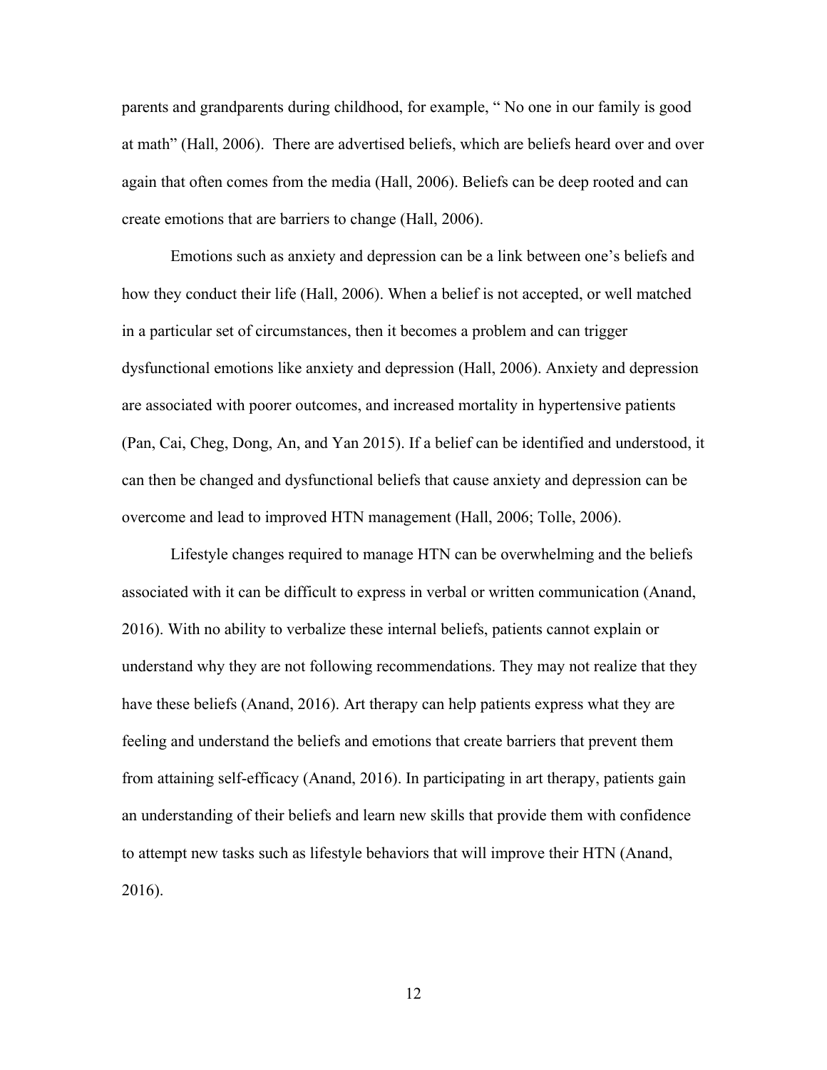parents and grandparents during childhood, for example, " No one in our family is good at math" (Hall, 2006). There are advertised beliefs, which are beliefs heard over and over again that often comes from the media (Hall, 2006). Beliefs can be deep rooted and can create emotions that are barriers to change (Hall, 2006).

Emotions such as anxiety and depression can be a link between one's beliefs and how they conduct their life (Hall, 2006). When a belief is not accepted, or well matched in a particular set of circumstances, then it becomes a problem and can trigger dysfunctional emotions like anxiety and depression (Hall, 2006). Anxiety and depression are associated with poorer outcomes, and increased mortality in hypertensive patients (Pan, Cai, Cheg, Dong, An, and Yan 2015). If a belief can be identified and understood, it can then be changed and dysfunctional beliefs that cause anxiety and depression can be overcome and lead to improved HTN management (Hall, 2006; Tolle, 2006).

Lifestyle changes required to manage HTN can be overwhelming and the beliefs associated with it can be difficult to express in verbal or written communication (Anand, 2016). With no ability to verbalize these internal beliefs, patients cannot explain or understand why they are not following recommendations. They may not realize that they have these beliefs (Anand, 2016). Art therapy can help patients express what they are feeling and understand the beliefs and emotions that create barriers that prevent them from attaining self-efficacy (Anand, 2016). In participating in art therapy, patients gain an understanding of their beliefs and learn new skills that provide them with confidence to attempt new tasks such as lifestyle behaviors that will improve their HTN (Anand, 2016).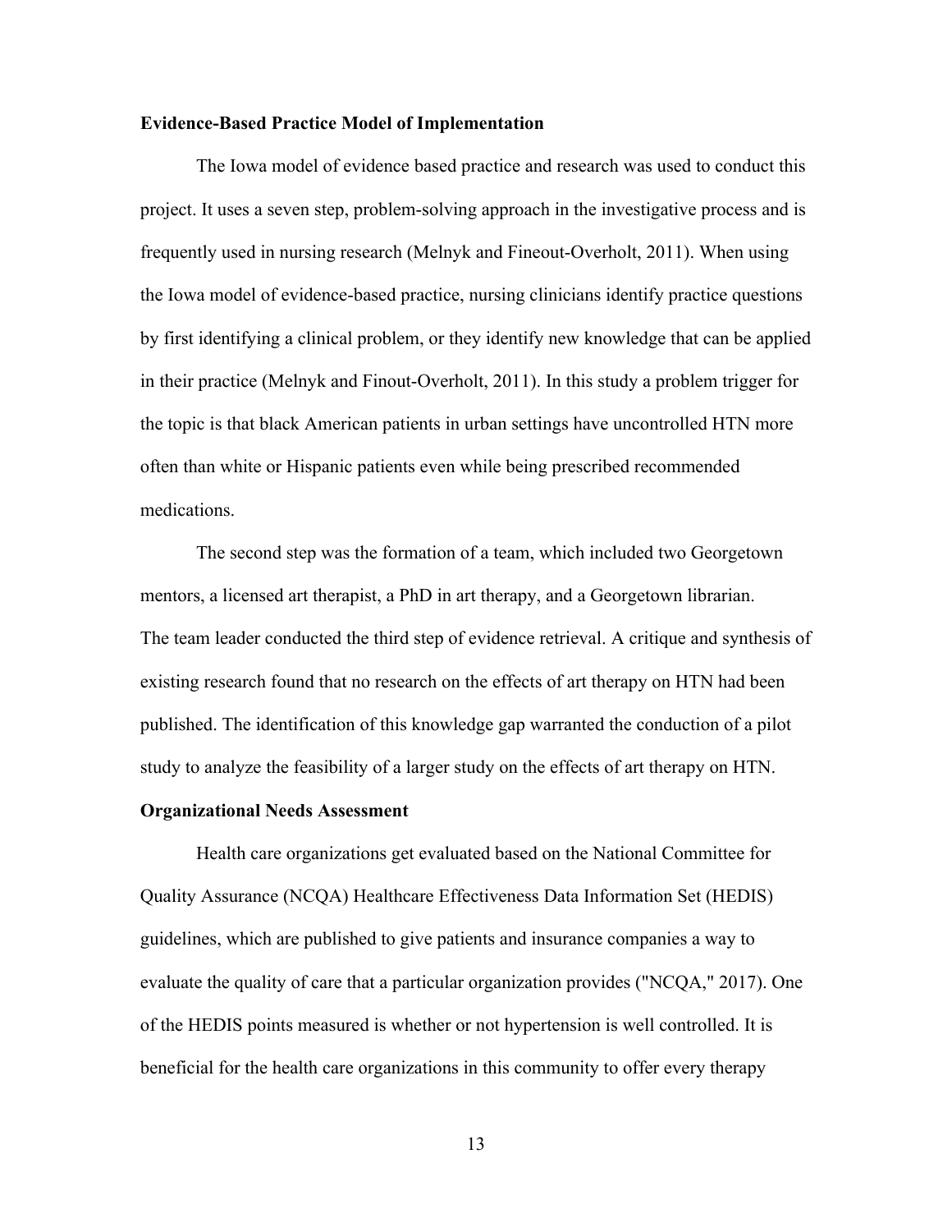**Evidence-Based Practice Model of Implementation**

The Iowa model of evidence based practice and research was used to conduct this project. It uses a seven step, problem-solving approach in the investigative process and is frequently used in nursing research (Melnyk and Fineout-Overholt, 2011). When using the Iowa model of evidence-based practice, nursing clinicians identify practice questions by first identifying a clinical problem, or they identify new knowledge that can be applied in their practice (Melnyk and Finout-Overholt, 2011). In this study a problem trigger for the topic is that black American patients in urban settings have uncontrolled HTN more often than white or Hispanic patients even while being prescribed recommended medications.

The second step was the formation of a team, which included two Georgetown mentors, a licensed art therapist, a PhD in art therapy, and a Georgetown librarian. The team leader conducted the third step of evidence retrieval. A critique and synthesis of existing research found that no research on the effects of art therapy on HTN had been published. The identification of this knowledge gap warranted the conduction of a pilot study to analyze the feasibility of a larger study on the effects of art therapy on HTN.

**Organizational Needs Assessment**

Health care organizations get evaluated based on the National Committee for Quality Assurance (NCQA) Healthcare Effectiveness Data Information Set (HEDIS) guidelines, which are published to give patients and insurance companies a way to evaluate the quality of care that a particular organization provides ("NCQA," 2017). One of the HEDIS points measured is whether or not hypertension is well controlled. It is beneficial for the health care organizations in this community to offer every therapy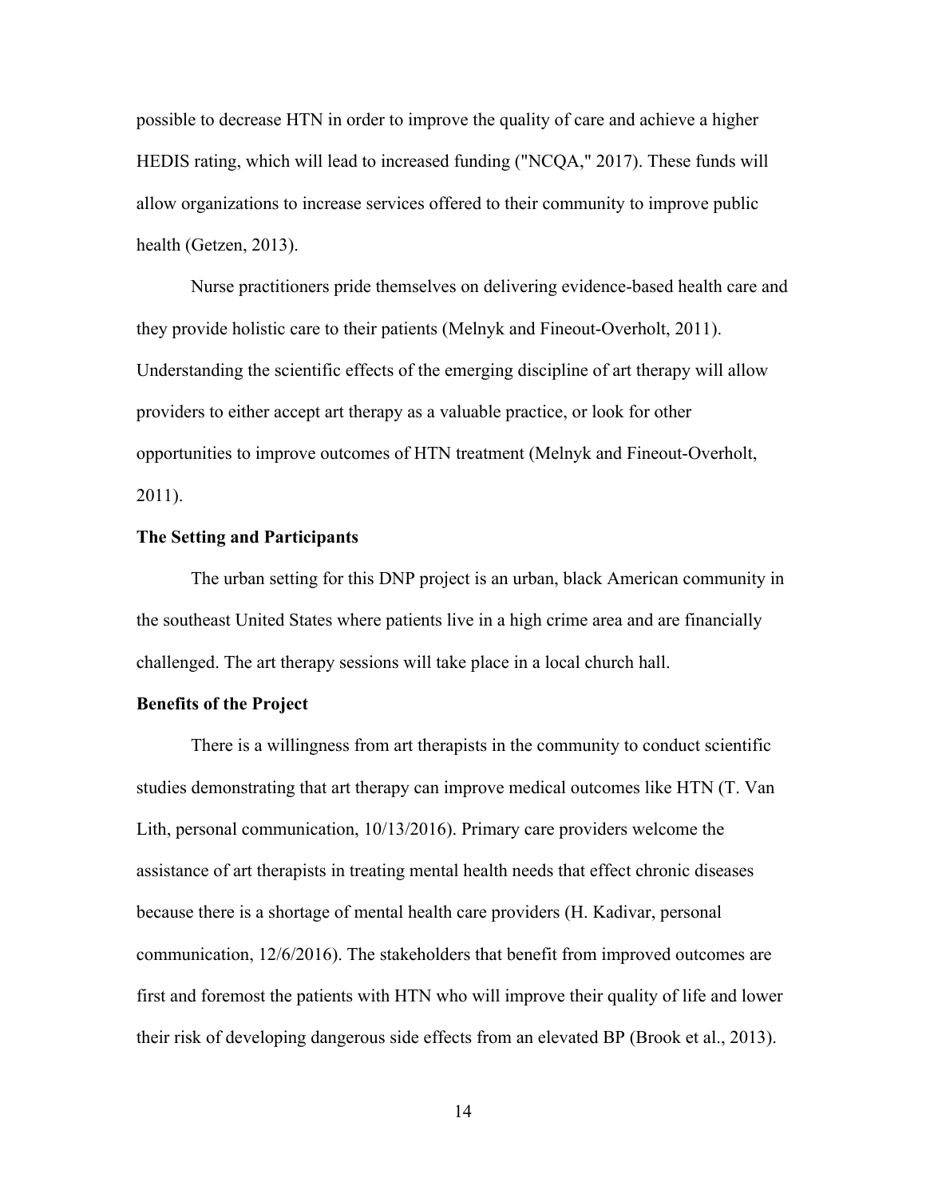possible to decrease HTN in order to improve the quality of care and achieve a higher HEDIS rating, which will lead to increased funding ("NCQA," 2017). These funds will allow organizations to increase services offered to their community to improve public health (Getzen, 2013).

Nurse practitioners pride themselves on delivering evidence-based health care and they provide holistic care to their patients (Melnyk and Fineout-Overholt, 2011). Understanding the scientific effects of the emerging discipline of art therapy will allow providers to either accept art therapy as a valuable practice, or look for other opportunities to improve outcomes of HTN treatment (Melnyk and Fineout-Overholt, 2011).

**The Setting and Participants**

The urban setting for this DNP project is an urban, black American community in the southeast United States where patients live in a high crime area and are financially challenged. The art therapy sessions will take place in a local church hall.

**Benefits of the Project**

There is a willingness from art therapists in the community to conduct scientific studies demonstrating that art therapy can improve medical outcomes like HTN (T. Van Lith, personal communication, 10/13/2016). Primary care providers welcome the assistance of art therapists in treating mental health needs that effect chronic diseases because there is a shortage of mental health care providers (H. Kadivar, personal communication, 12/6/2016). The stakeholders that benefit from improved outcomes are first and foremost the patients with HTN who will improve their quality of life and lower their risk of developing dangerous side effects from an elevated BP (Brook et al., 2013).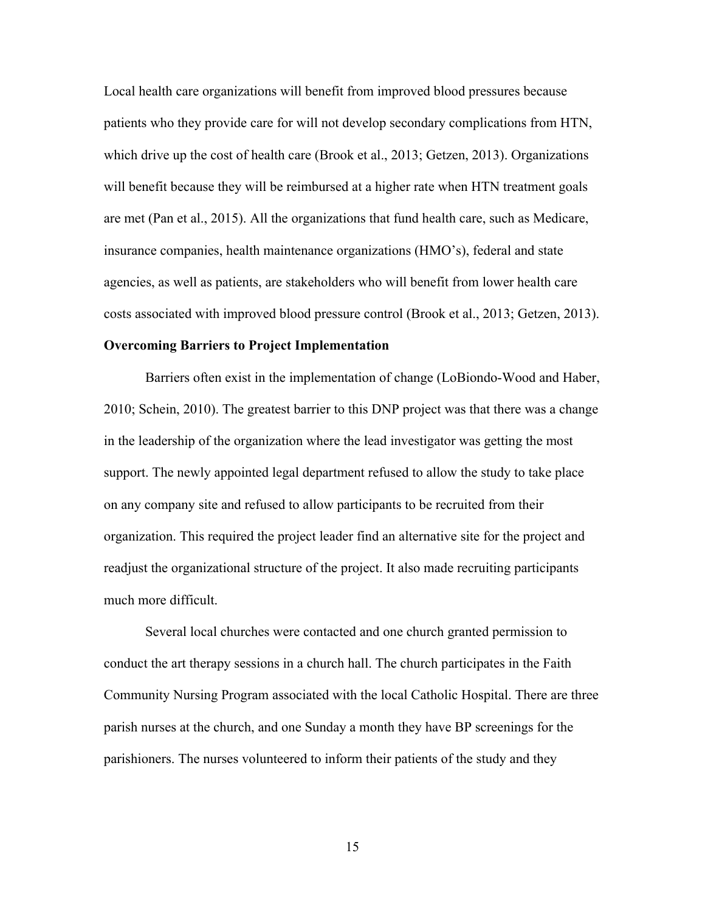Local health care organizations will benefit from improved blood pressures because patients who they provide care for will not develop secondary complications from HTN, which drive up the cost of health care (Brook et al., 2013; Getzen, 2013). Organizations will benefit because they will be reimbursed at a higher rate when HTN treatment goals are met (Pan et al., 2015). All the organizations that fund health care, such as Medicare, insurance companies, health maintenance organizations (HMO's), federal and state agencies, as well as patients, are stakeholders who will benefit from lower health care costs associated with improved blood pressure control (Brook et al., 2013; Getzen, 2013).

**Overcoming Barriers to Project Implementation**

Barriers often exist in the implementation of change (LoBiondo-Wood and Haber, 2010; Schein, 2010). The greatest barrier to this DNP project was that there was a change in the leadership of the organization where the lead investigator was getting the most support. The newly appointed legal department refused to allow the study to take place on any company site and refused to allow participants to be recruited from their organization. This required the project leader find an alternative site for the project and readjust the organizational structure of the project. It also made recruiting participants much more difficult.

Several local churches were contacted and one church granted permission to conduct the art therapy sessions in a church hall. The church participates in the Faith Community Nursing Program associated with the local Catholic Hospital. There are three parish nurses at the church, and one Sunday a month they have BP screenings for the parishioners. The nurses volunteered to inform their patients of the study and they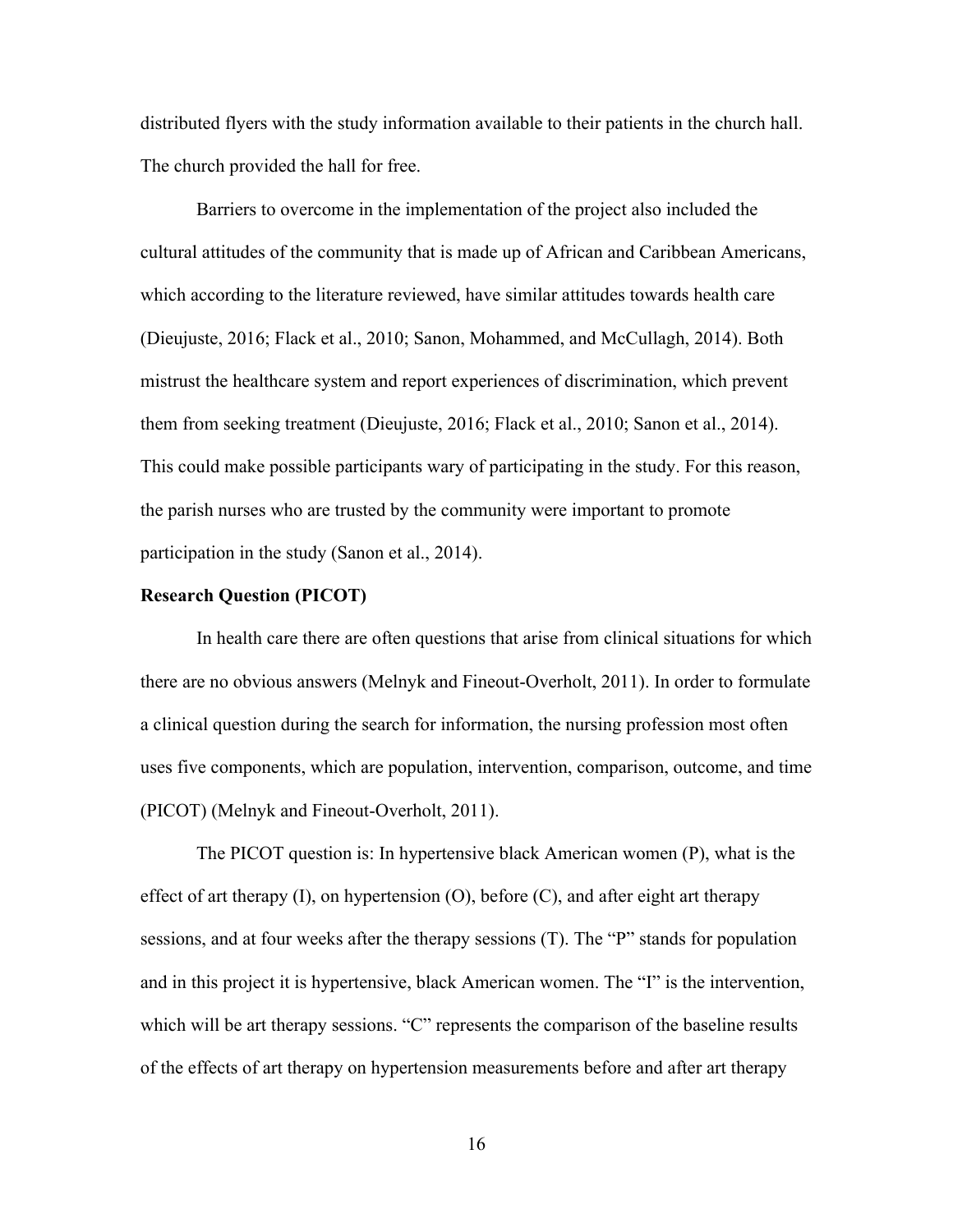distributed flyers with the study information available to their patients in the church hall. The church provided the hall for free.

Barriers to overcome in the implementation of the project also included the cultural attitudes of the community that is made up of African and Caribbean Americans, which according to the literature reviewed, have similar attitudes towards health care (Dieujuste, 2016; Flack et al., 2010; Sanon, Mohammed, and McCullagh, 2014). Both mistrust the healthcare system and report experiences of discrimination, which prevent them from seeking treatment (Dieujuste, 2016; Flack et al., 2010; Sanon et al., 2014). This could make possible participants wary of participating in the study. For this reason, the parish nurses who are trusted by the community were important to promote participation in the study (Sanon et al., 2014).

**Research Question (PICOT)**

In health care there are often questions that arise from clinical situations for which there are no obvious answers (Melnyk and Fineout-Overholt, 2011). In order to formulate a clinical question during the search for information, the nursing profession most often uses five components, which are population, intervention, comparison, outcome, and time (PICOT) (Melnyk and Fineout-Overholt, 2011).

The PICOT question is: In hypertensive black American women (P), what is the effect of art therapy (I), on hypertension (O), before (C), and after eight art therapy sessions, and at four weeks after the therapy sessions (T). The "P" stands for population and in this project it is hypertensive, black American women. The "I" is the intervention, which will be art therapy sessions. "C" represents the comparison of the baseline results of the effects of art therapy on hypertension measurements before and after art therapy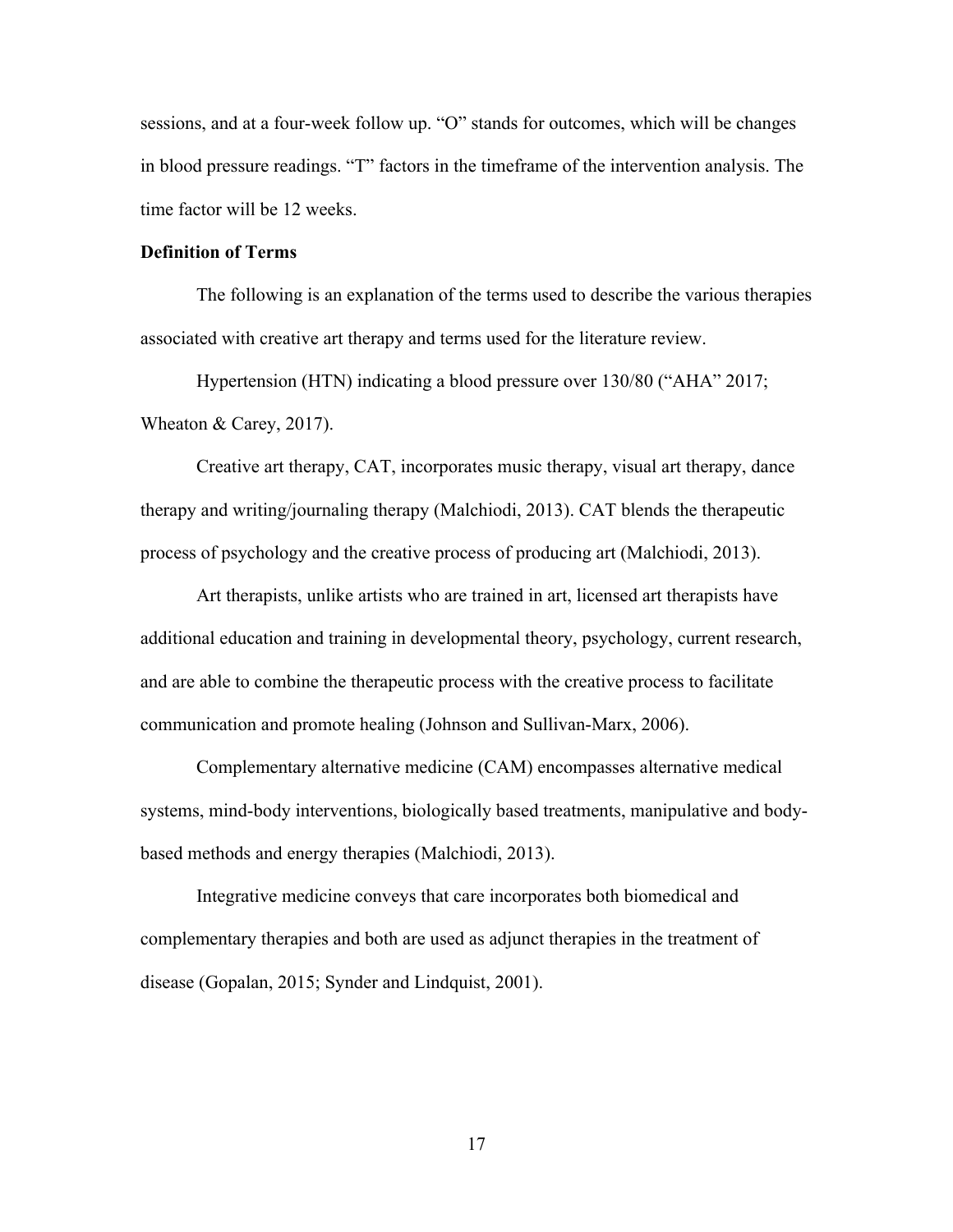sessions, and at a four-week follow up. "O" stands for outcomes, which will be changes in blood pressure readings. "T" factors in the timeframe of the intervention analysis. The time factor will be 12 weeks.

**Definition of Terms**

The following is an explanation of the terms used to describe the various therapies associated with creative art therapy and terms used for the literature review.

Hypertension (HTN) indicating a blood pressure over 130/80 ("AHA" 2017; Wheaton & Carey, 2017).

Creative art therapy, CAT, incorporates music therapy, visual art therapy, dance therapy and writing/journaling therapy (Malchiodi, 2013). CAT blends the therapeutic process of psychology and the creative process of producing art (Malchiodi, 2013).

Art therapists, unlike artists who are trained in art, licensed art therapists have additional education and training in developmental theory, psychology, current research, and are able to combine the therapeutic process with the creative process to facilitate communication and promote healing (Johnson and Sullivan-Marx, 2006).

Complementary alternative medicine (CAM) encompasses alternative medical systems, mind-body interventions, biologically based treatments, manipulative and body-based methods and energy therapies (Malchiodi, 2013).

Integrative medicine conveys that care incorporates both biomedical and complementary therapies and both are used as adjunct therapies in the treatment of disease (Gopalan, 2015; Synder and Lindquist, 2001).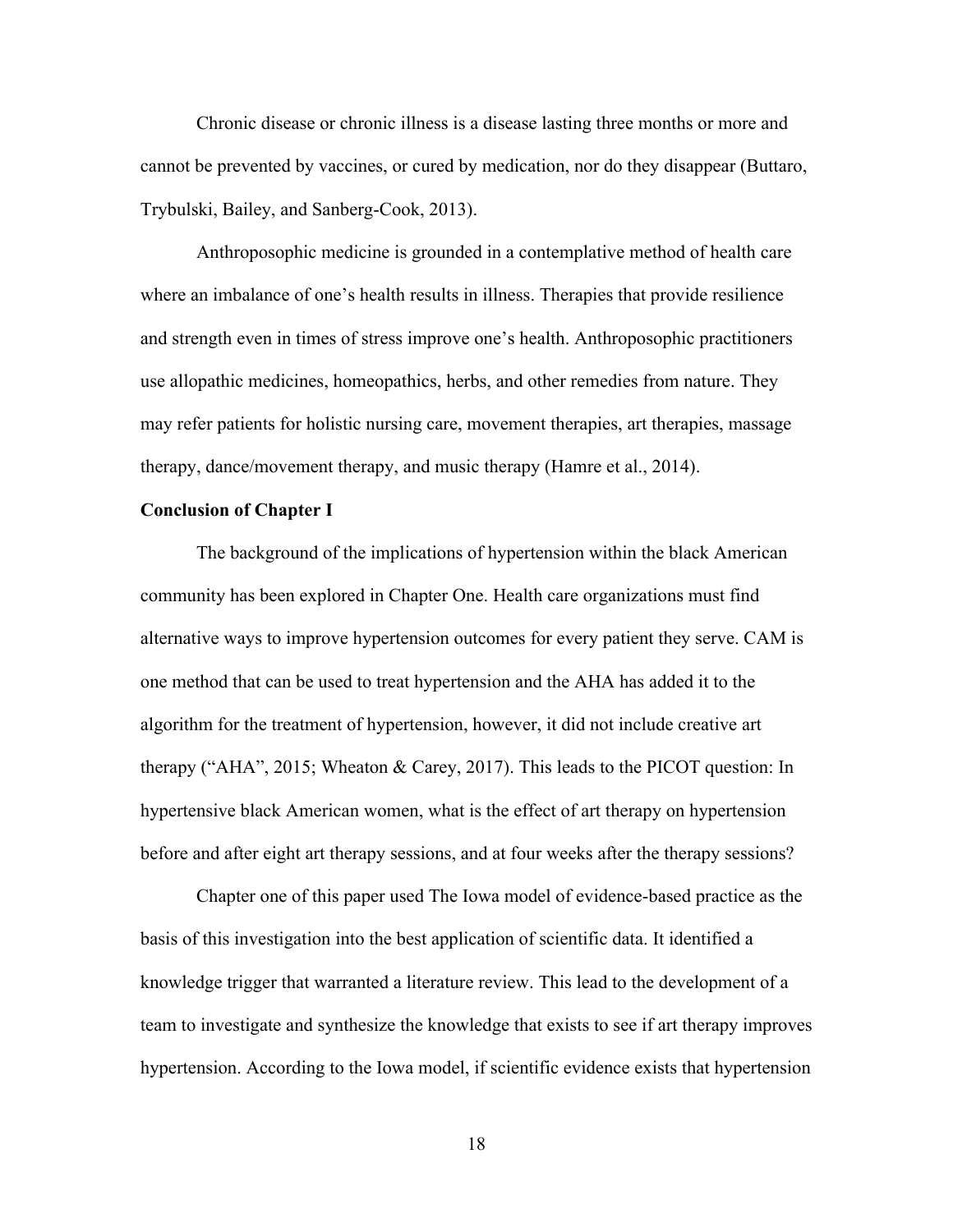Chronic disease or chronic illness is a disease lasting three months or more and cannot be prevented by vaccines, or cured by medication, nor do they disappear (Buttaro, Trybulski, Bailey, and Sanberg-Cook, 2013).

Anthroposophic medicine is grounded in a contemplative method of health care where an imbalance of one's health results in illness. Therapies that provide resilience and strength even in times of stress improve one's health. Anthroposophic practitioners use allopathic medicines, homeopathics, herbs, and other remedies from nature. They may refer patients for holistic nursing care, movement therapies, art therapies, massage therapy, dance/movement therapy, and music therapy (Hamre et al., 2014).

**Conclusion of Chapter I**

The background of the implications of hypertension within the black American community has been explored in Chapter One. Health care organizations must find alternative ways to improve hypertension outcomes for every patient they serve. CAM is one method that can be used to treat hypertension and the AHA has added it to the algorithm for the treatment of hypertension, however, it did not include creative art therapy ("AHA", 2015; Wheaton & Carey, 2017). This leads to the PICOT question: In hypertensive black American women, what is the effect of art therapy on hypertension before and after eight art therapy sessions, and at four weeks after the therapy sessions?

Chapter one of this paper used The Iowa model of evidence-based practice as the basis of this investigation into the best application of scientific data. It identified a knowledge trigger that warranted a literature review. This lead to the development of a team to investigate and synthesize the knowledge that exists to see if art therapy improves hypertension. According to the Iowa model, if scientific evidence exists that hypertension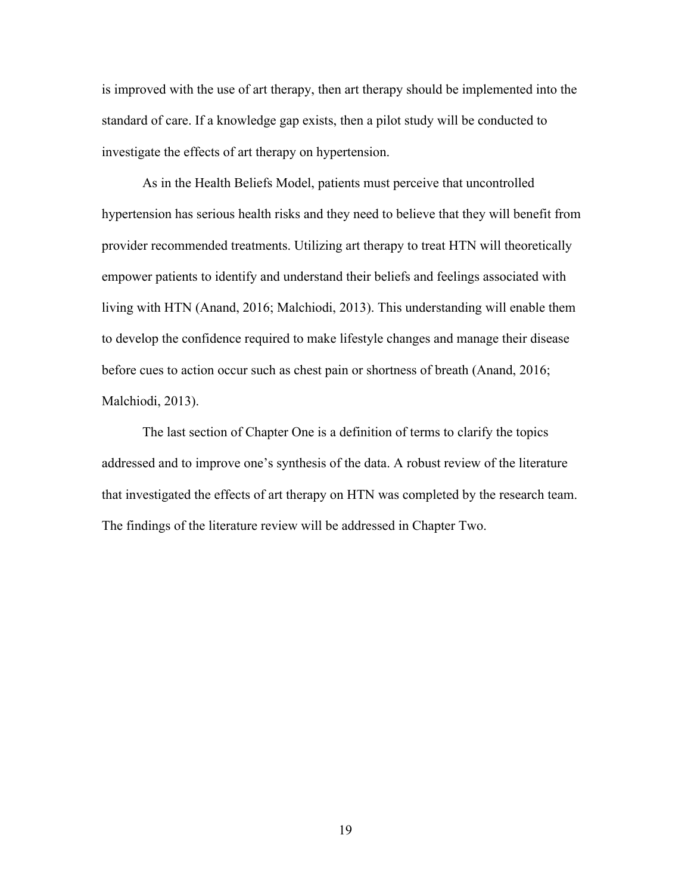is improved with the use of art therapy, then art therapy should be implemented into the standard of care. If a knowledge gap exists, then a pilot study will be conducted to investigate the effects of art therapy on hypertension.

As in the Health Beliefs Model, patients must perceive that uncontrolled hypertension has serious health risks and they need to believe that they will benefit from provider recommended treatments. Utilizing art therapy to treat HTN will theoretically empower patients to identify and understand their beliefs and feelings associated with living with HTN (Anand, 2016; Malchiodi, 2013). This understanding will enable them to develop the confidence required to make lifestyle changes and manage their disease before cues to action occur such as chest pain or shortness of breath (Anand, 2016; Malchiodi, 2013).

The last section of Chapter One is a definition of terms to clarify the topics addressed and to improve one's synthesis of the data. A robust review of the literature that investigated the effects of art therapy on HTN was completed by the research team. The findings of the literature review will be addressed in Chapter Two.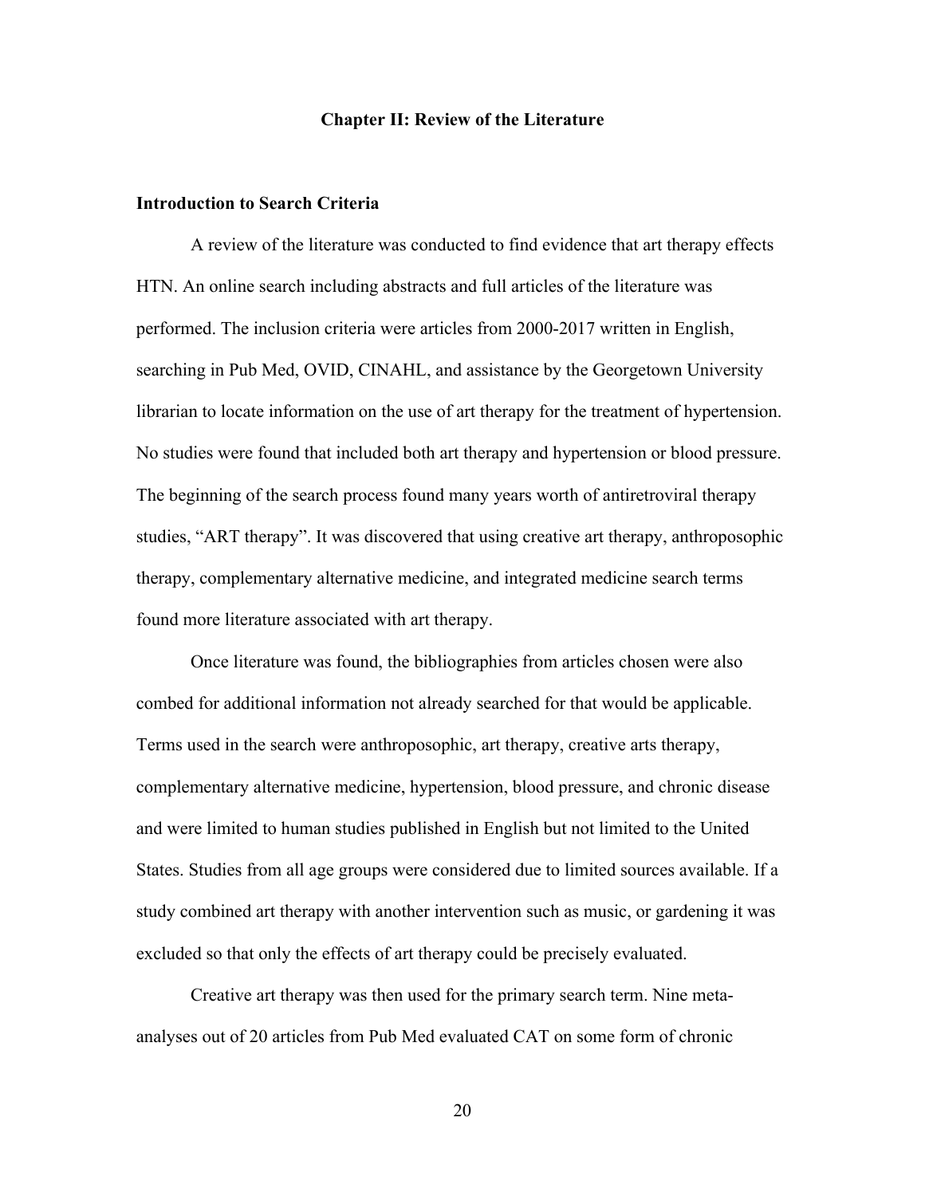# Chapter II: Review of the Literature

## Introduction to Search Criteria

A review of the literature was conducted to find evidence that art therapy effects HTN. An online search including abstracts and full articles of the literature was performed. The inclusion criteria were articles from 2000-2017 written in English, searching in Pub Med, OVID, CINAHL, and assistance by the Georgetown University librarian to locate information on the use of art therapy for the treatment of hypertension. No studies were found that included both art therapy and hypertension or blood pressure. The beginning of the search process found many years worth of antiretroviral therapy studies, "ART therapy". It was discovered that using creative art therapy, anthroposophic therapy, complementary alternative medicine, and integrated medicine search terms found more literature associated with art therapy.

Once literature was found, the bibliographies from articles chosen were also combed for additional information not already searched for that would be applicable. Terms used in the search were anthroposophic, art therapy, creative arts therapy, complementary alternative medicine, hypertension, blood pressure, and chronic disease and were limited to human studies published in English but not limited to the United States. Studies from all age groups were considered due to limited sources available. If a study combined art therapy with another intervention such as music, or gardening it was excluded so that only the effects of art therapy could be precisely evaluated.

Creative art therapy was then used for the primary search term. Nine meta-analyses out of 20 articles from Pub Med evaluated CAT on some form of chronic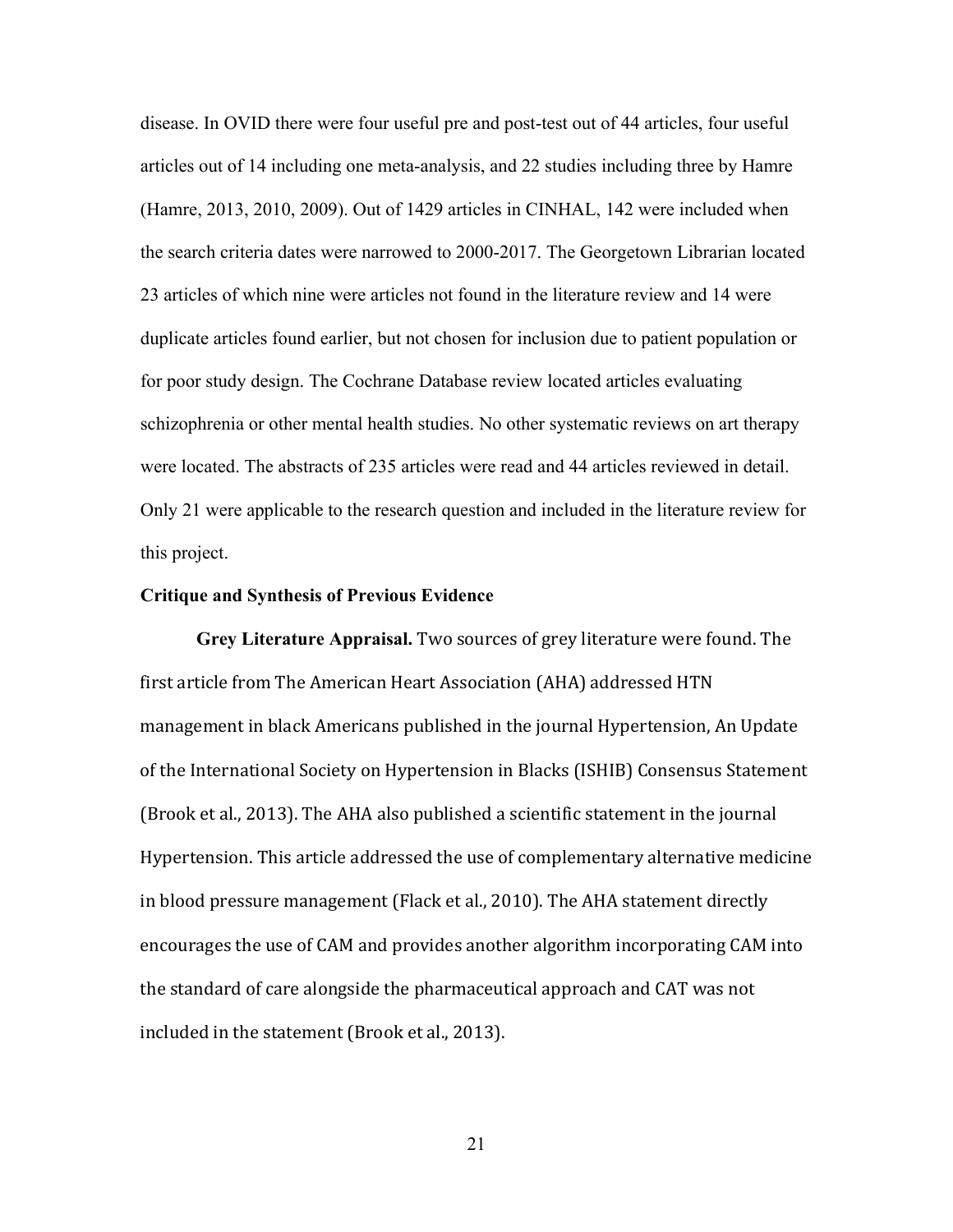disease. In OVID there were four useful pre and post-test out of 44 articles, four useful articles out of 14 including one meta-analysis, and 22 studies including three by Hamre (Hamre, 2013, 2010, 2009). Out of 1429 articles in CINHAL, 142 were included when the search criteria dates were narrowed to 2000-2017. The Georgetown Librarian located 23 articles of which nine were articles not found in the literature review and 14 were duplicate articles found earlier, but not chosen for inclusion due to patient population or for poor study design. The Cochrane Database review located articles evaluating schizophrenia or other mental health studies. No other systematic reviews on art therapy were located. The abstracts of 235 articles were read and 44 articles reviewed in detail. Only 21 were applicable to the research question and included in the literature review for this project.

### Critique and Synthesis of Previous Evidence

**Grey Literature Appraisal.** Two sources of grey literature were found. The first article from The American Heart Association (AHA) addressed HTN management in black Americans published in the journal Hypertension, An Update of the International Society on Hypertension in Blacks (ISHIB) Consensus Statement (Brook et al., 2013). The AHA also published a scientific statement in the journal Hypertension. This article addressed the use of complementary alternative medicine in blood pressure management (Flack et al., 2010). The AHA statement directly encourages the use of CAM and provides another algorithm incorporating CAM into the standard of care alongside the pharmaceutical approach and CAT was not included in the statement (Brook et al., 2013).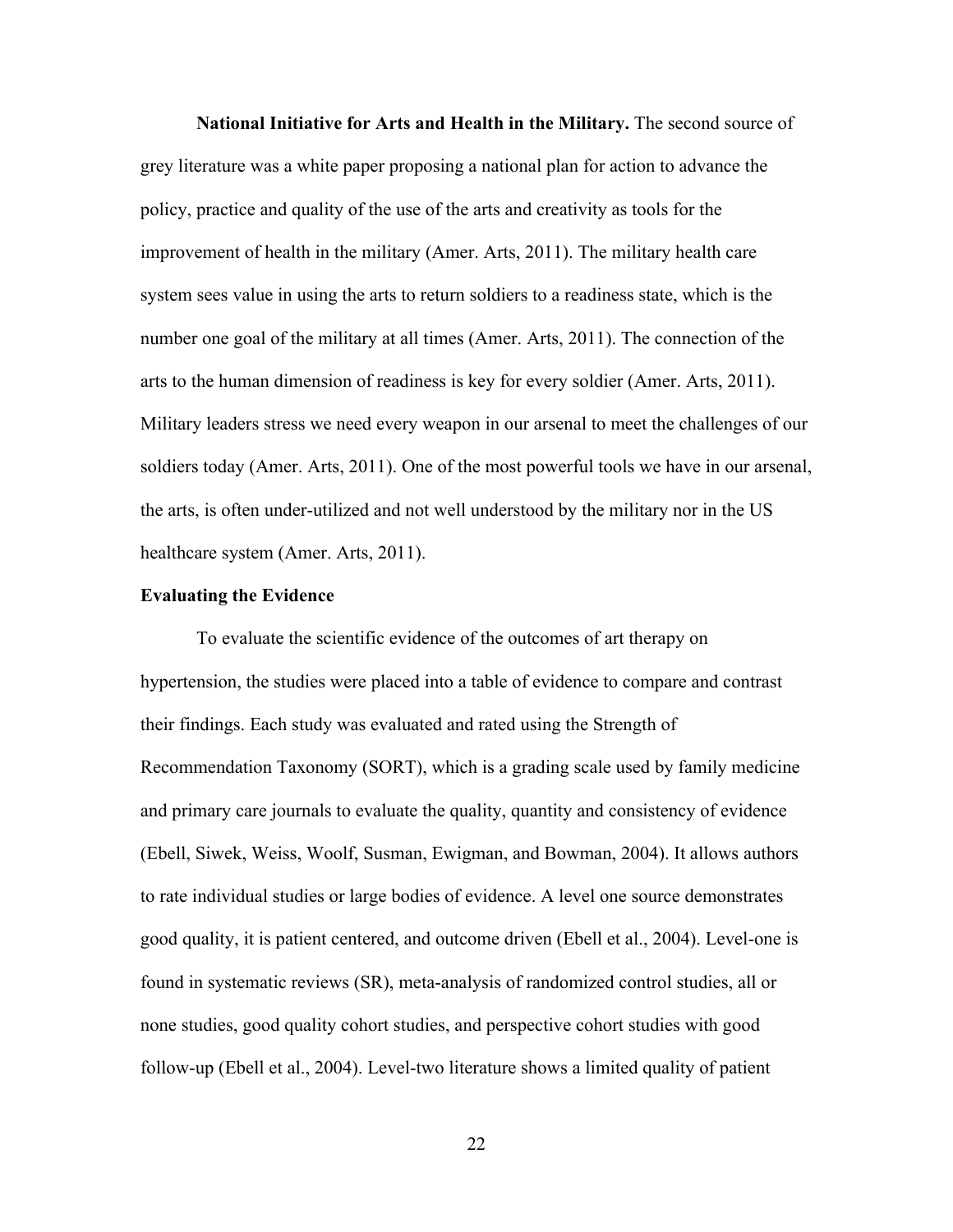**National Initiative for Arts and Health in the Military.** The second source of grey literature was a white paper proposing a national plan for action to advance the policy, practice and quality of the use of the arts and creativity as tools for the improvement of health in the military (Amer. Arts, 2011). The military health care system sees value in using the arts to return soldiers to a readiness state, which is the number one goal of the military at all times (Amer. Arts, 2011). The connection of the arts to the human dimension of readiness is key for every soldier (Amer. Arts, 2011). Military leaders stress we need every weapon in our arsenal to meet the challenges of our soldiers today (Amer. Arts, 2011). One of the most powerful tools we have in our arsenal, the arts, is often under-utilized and not well understood by the military nor in the US healthcare system (Amer. Arts, 2011).

**Evaluating the Evidence**

To evaluate the scientific evidence of the outcomes of art therapy on hypertension, the studies were placed into a table of evidence to compare and contrast their findings. Each study was evaluated and rated using the Strength of Recommendation Taxonomy (SORT), which is a grading scale used by family medicine and primary care journals to evaluate the quality, quantity and consistency of evidence (Ebell, Siwek, Weiss, Woolf, Susman, Ewigman, and Bowman, 2004). It allows authors to rate individual studies or large bodies of evidence. A level one source demonstrates good quality, it is patient centered, and outcome driven (Ebell et al., 2004). Level-one is found in systematic reviews (SR), meta-analysis of randomized control studies, all or none studies, good quality cohort studies, and perspective cohort studies with good follow-up (Ebell et al., 2004). Level-two literature shows a limited quality of patient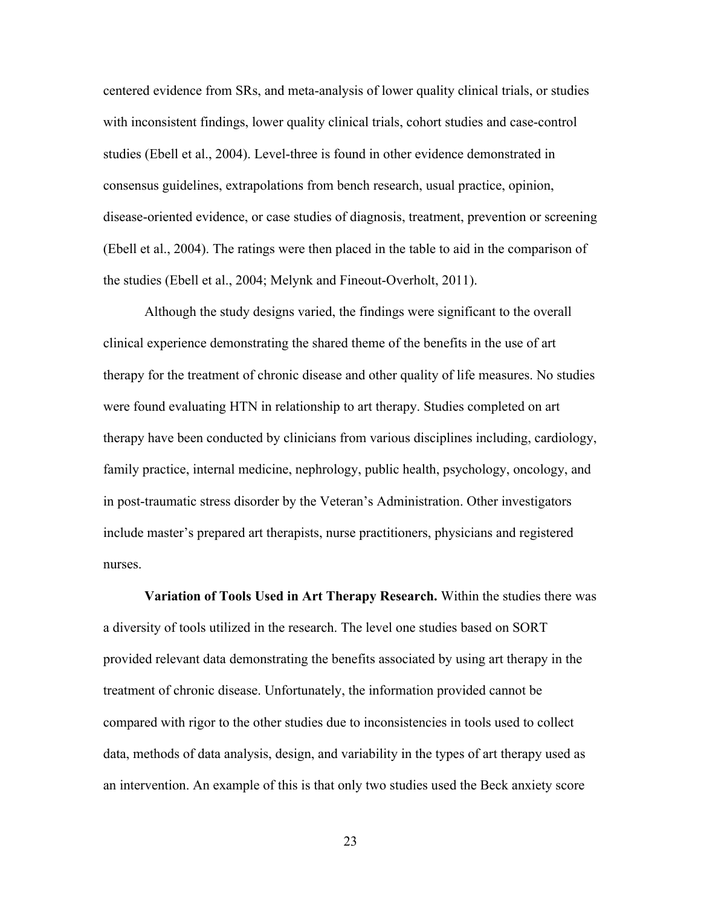centered evidence from SRs, and meta-analysis of lower quality clinical trials, or studies with inconsistent findings, lower quality clinical trials, cohort studies and case-control studies (Ebell et al., 2004). Level-three is found in other evidence demonstrated in consensus guidelines, extrapolations from bench research, usual practice, opinion, disease-oriented evidence, or case studies of diagnosis, treatment, prevention or screening (Ebell et al., 2004). The ratings were then placed in the table to aid in the comparison of the studies (Ebell et al., 2004; Melynk and Fineout-Overholt, 2011).

Although the study designs varied, the findings were significant to the overall clinical experience demonstrating the shared theme of the benefits in the use of art therapy for the treatment of chronic disease and other quality of life measures. No studies were found evaluating HTN in relationship to art therapy. Studies completed on art therapy have been conducted by clinicians from various disciplines including, cardiology, family practice, internal medicine, nephrology, public health, psychology, oncology, and in post-traumatic stress disorder by the Veteran's Administration. Other investigators include master's prepared art therapists, nurse practitioners, physicians and registered nurses.

**Variation of Tools Used in Art Therapy Research.** Within the studies there was a diversity of tools utilized in the research. The level one studies based on SORT provided relevant data demonstrating the benefits associated by using art therapy in the treatment of chronic disease. Unfortunately, the information provided cannot be compared with rigor to the other studies due to inconsistencies in tools used to collect data, methods of data analysis, design, and variability in the types of art therapy used as an intervention. An example of this is that only two studies used the Beck anxiety score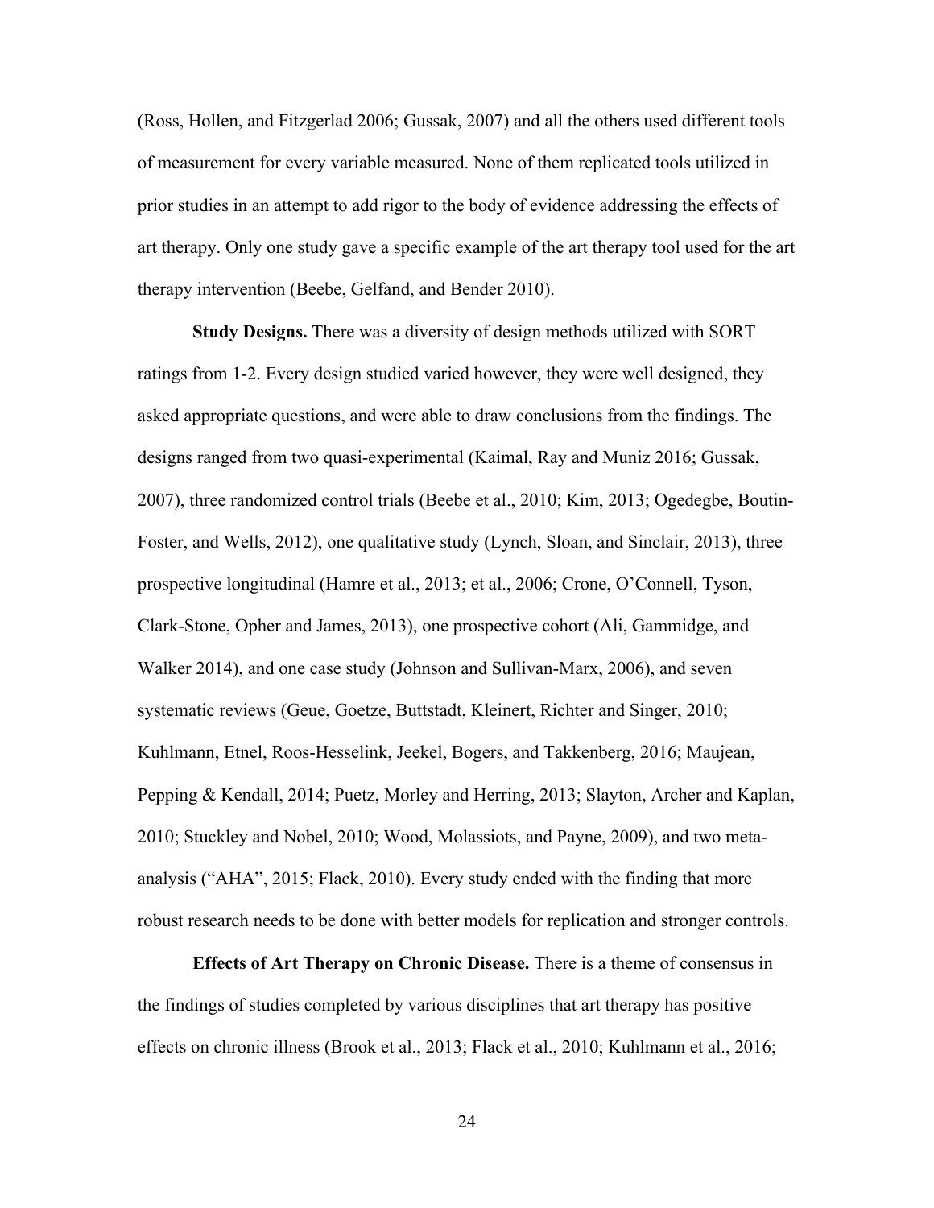(Ross, Hollen, and Fitzgerlad 2006; Gussak, 2007) and all the others used different tools of measurement for every variable measured. None of them replicated tools utilized in prior studies in an attempt to add rigor to the body of evidence addressing the effects of art therapy. Only one study gave a specific example of the art therapy tool used for the art therapy intervention (Beebe, Gelfand, and Bender 2010).

**Study Designs.** There was a diversity of design methods utilized with SORT ratings from 1-2. Every design studied varied however, they were well designed, they asked appropriate questions, and were able to draw conclusions from the findings. The designs ranged from two quasi-experimental (Kaimal, Ray and Muniz 2016; Gussak, 2007), three randomized control trials (Beebe et al., 2010; Kim, 2013; Ogedegbe, Boutin-Foster, and Wells, 2012), one qualitative study (Lynch, Sloan, and Sinclair, 2013), three prospective longitudinal (Hamre et al., 2013; et al., 2006; Crone, O'Connell, Tyson, Clark-Stone, Opher and James, 2013), one prospective cohort (Ali, Gammidge, and Walker 2014), and one case study (Johnson and Sullivan-Marx, 2006), and seven systematic reviews (Geue, Goetze, Buttstadt, Kleinert, Richter and Singer, 2010; Kuhlmann, Etnel, Roos-Hesselink, Jeekel, Bogers, and Takkenberg, 2016; Maujean, Pepping & Kendall, 2014; Puetz, Morley and Herring, 2013; Slayton, Archer and Kaplan, 2010; Stuckley and Nobel, 2010; Wood, Molassiots, and Payne, 2009), and two meta-analysis ("AHA", 2015; Flack, 2010). Every study ended with the finding that more robust research needs to be done with better models for replication and stronger controls.

**Effects of Art Therapy on Chronic Disease.** There is a theme of consensus in the findings of studies completed by various disciplines that art therapy has positive effects on chronic illness (Brook et al., 2013; Flack et al., 2010; Kuhlmann et al., 2016;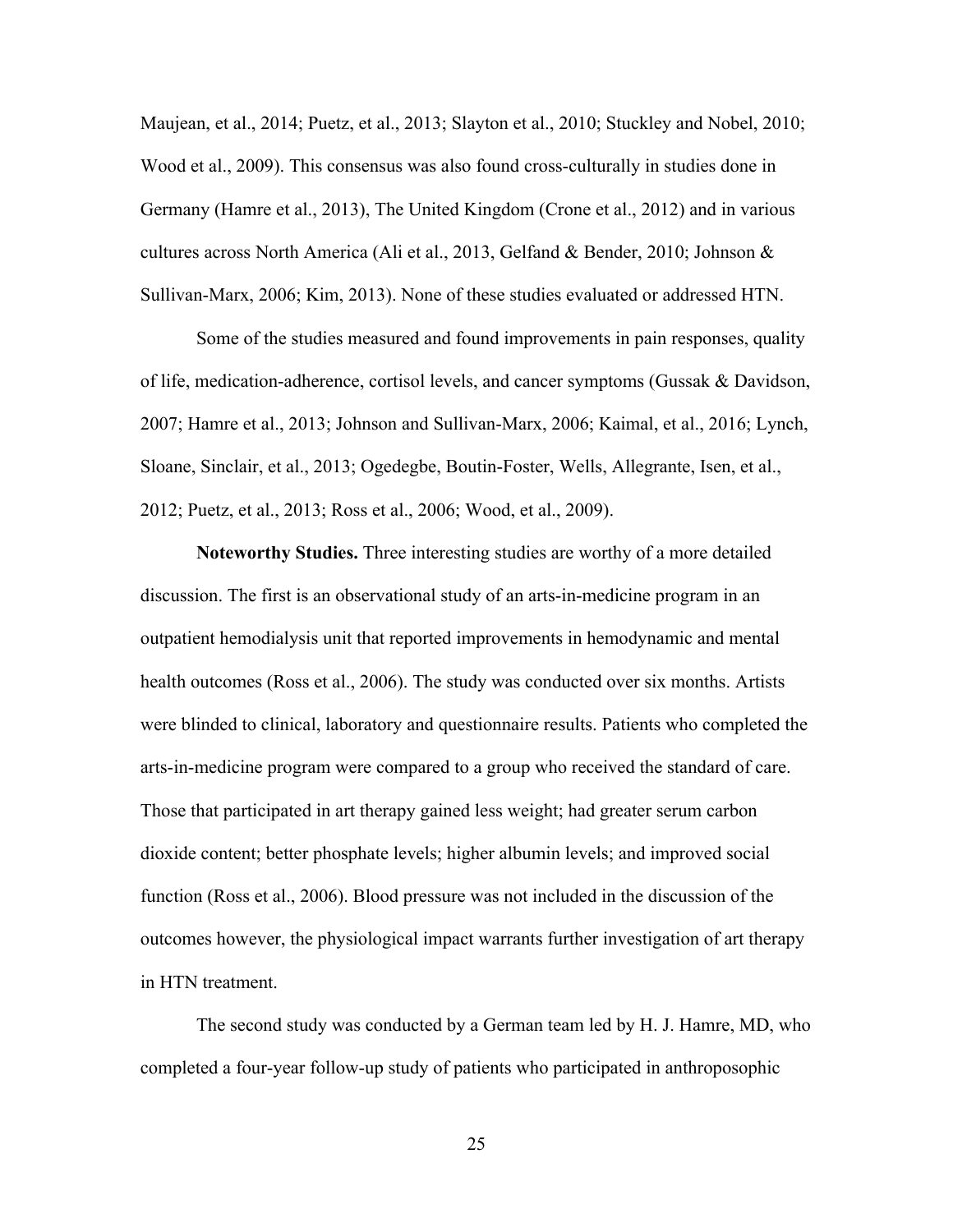Maujean, et al., 2014; Puetz, et al., 2013; Slayton et al., 2010; Stuckley and Nobel, 2010; Wood et al., 2009). This consensus was also found cross-culturally in studies done in Germany (Hamre et al., 2013), The United Kingdom (Crone et al., 2012) and in various cultures across North America (Ali et al., 2013, Gelfand & Bender, 2010; Johnson & Sullivan-Marx, 2006; Kim, 2013). None of these studies evaluated or addressed HTN.

Some of the studies measured and found improvements in pain responses, quality of life, medication-adherence, cortisol levels, and cancer symptoms (Gussak & Davidson, 2007; Hamre et al., 2013; Johnson and Sullivan-Marx, 2006; Kaimal, et al., 2016; Lynch, Sloane, Sinclair, et al., 2013; Ogedegbe, Boutin-Foster, Wells, Allegrante, Isen, et al., 2012; Puetz, et al., 2013; Ross et al., 2006; Wood, et al., 2009).

**Noteworthy Studies.** Three interesting studies are worthy of a more detailed discussion. The first is an observational study of an arts-in-medicine program in an outpatient hemodialysis unit that reported improvements in hemodynamic and mental health outcomes (Ross et al., 2006). The study was conducted over six months. Artists were blinded to clinical, laboratory and questionnaire results. Patients who completed the arts-in-medicine program were compared to a group who received the standard of care. Those that participated in art therapy gained less weight; had greater serum carbon dioxide content; better phosphate levels; higher albumin levels; and improved social function (Ross et al., 2006). Blood pressure was not included in the discussion of the outcomes however, the physiological impact warrants further investigation of art therapy in HTN treatment.

The second study was conducted by a German team led by H. J. Hamre, MD, who completed a four-year follow-up study of patients who participated in anthroposophic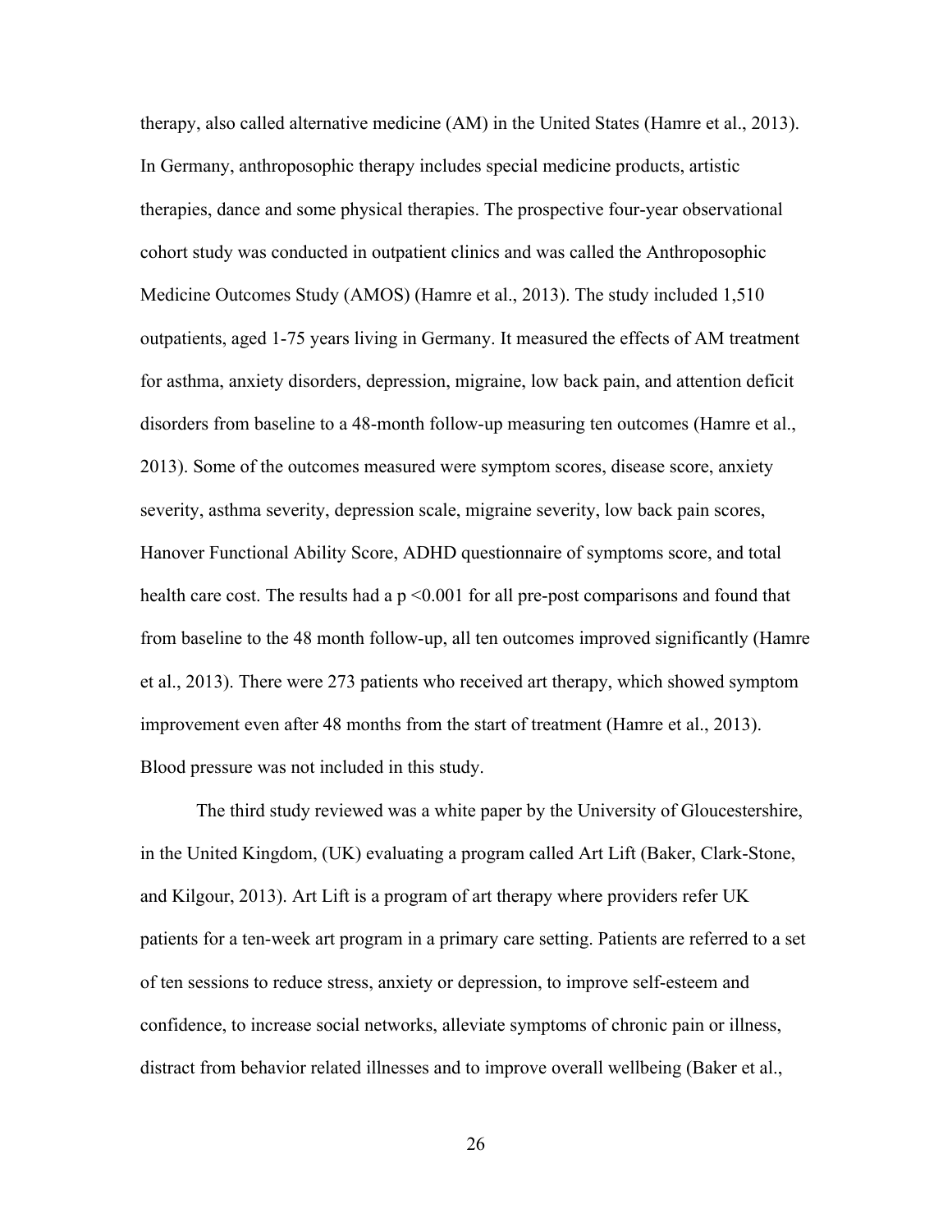therapy, also called alternative medicine (AM) in the United States (Hamre et al., 2013). In Germany, anthroposophic therapy includes special medicine products, artistic therapies, dance and some physical therapies. The prospective four-year observational cohort study was conducted in outpatient clinics and was called the Anthroposophic Medicine Outcomes Study (AMOS) (Hamre et al., 2013). The study included 1,510 outpatients, aged 1-75 years living in Germany. It measured the effects of AM treatment for asthma, anxiety disorders, depression, migraine, low back pain, and attention deficit disorders from baseline to a 48-month follow-up measuring ten outcomes (Hamre et al., 2013). Some of the outcomes measured were symptom scores, disease score, anxiety severity, asthma severity, depression scale, migraine severity, low back pain scores, Hanover Functional Ability Score, ADHD questionnaire of symptoms score, and total health care cost. The results had a $p < 0.001$ for all pre-post comparisons and found that from baseline to the 48 month follow-up, all ten outcomes improved significantly (Hamre et al., 2013). There were 273 patients who received art therapy, which showed symptom improvement even after 48 months from the start of treatment (Hamre et al., 2013). Blood pressure was not included in this study.

The third study reviewed was a white paper by the University of Gloucestershire, in the United Kingdom, (UK) evaluating a program called Art Lift (Baker, Clark-Stone, and Kilgour, 2013). Art Lift is a program of art therapy where providers refer UK patients for a ten-week art program in a primary care setting. Patients are referred to a set of ten sessions to reduce stress, anxiety or depression, to improve self-esteem and confidence, to increase social networks, alleviate symptoms of chronic pain or illness, distract from behavior related illnesses and to improve overall wellbeing (Baker et al.,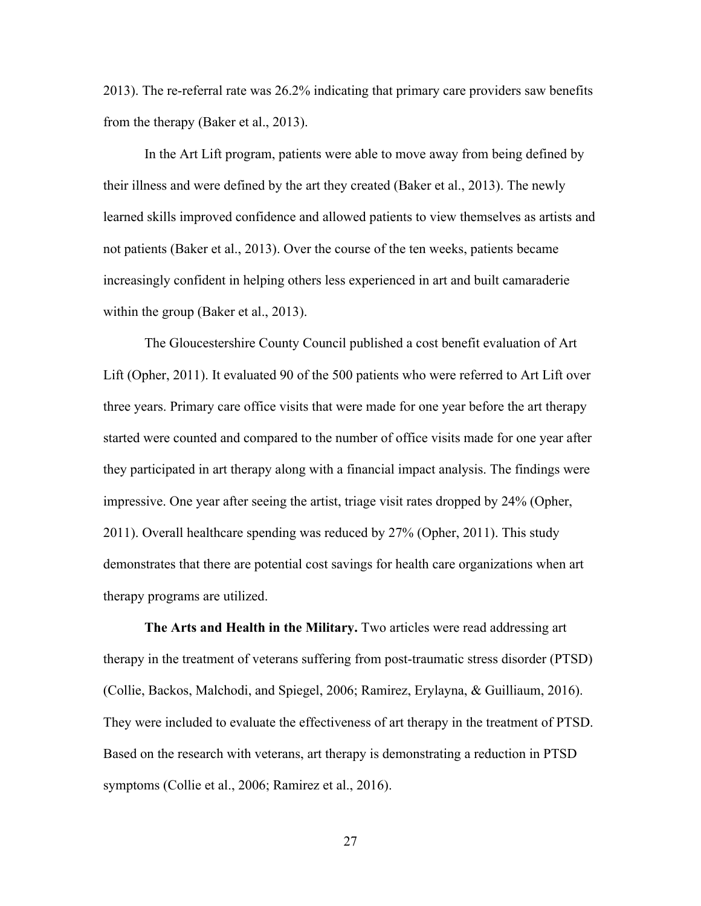2013). The re-referral rate was 26.2% indicating that primary care providers saw benefits from the therapy (Baker et al., 2013).

In the Art Lift program, patients were able to move away from being defined by their illness and were defined by the art they created (Baker et al., 2013). The newly learned skills improved confidence and allowed patients to view themselves as artists and not patients (Baker et al., 2013). Over the course of the ten weeks, patients became increasingly confident in helping others less experienced in art and built camaraderie within the group (Baker et al., 2013).

The Gloucestershire County Council published a cost benefit evaluation of Art Lift (Opher, 2011). It evaluated 90 of the 500 patients who were referred to Art Lift over three years. Primary care office visits that were made for one year before the art therapy started were counted and compared to the number of office visits made for one year after they participated in art therapy along with a financial impact analysis. The findings were impressive. One year after seeing the artist, triage visit rates dropped by 24% (Opher, 2011). Overall healthcare spending was reduced by 27% (Opher, 2011). This study demonstrates that there are potential cost savings for health care organizations when art therapy programs are utilized.

**The Arts and Health in the Military.** Two articles were read addressing art therapy in the treatment of veterans suffering from post-traumatic stress disorder (PTSD) (Collie, Backos, Malchodi, and Spiegel, 2006; Ramirez, Erylayna, & Guilliaum, 2016). They were included to evaluate the effectiveness of art therapy in the treatment of PTSD. Based on the research with veterans, art therapy is demonstrating a reduction in PTSD symptoms (Collie et al., 2006; Ramirez et al., 2016).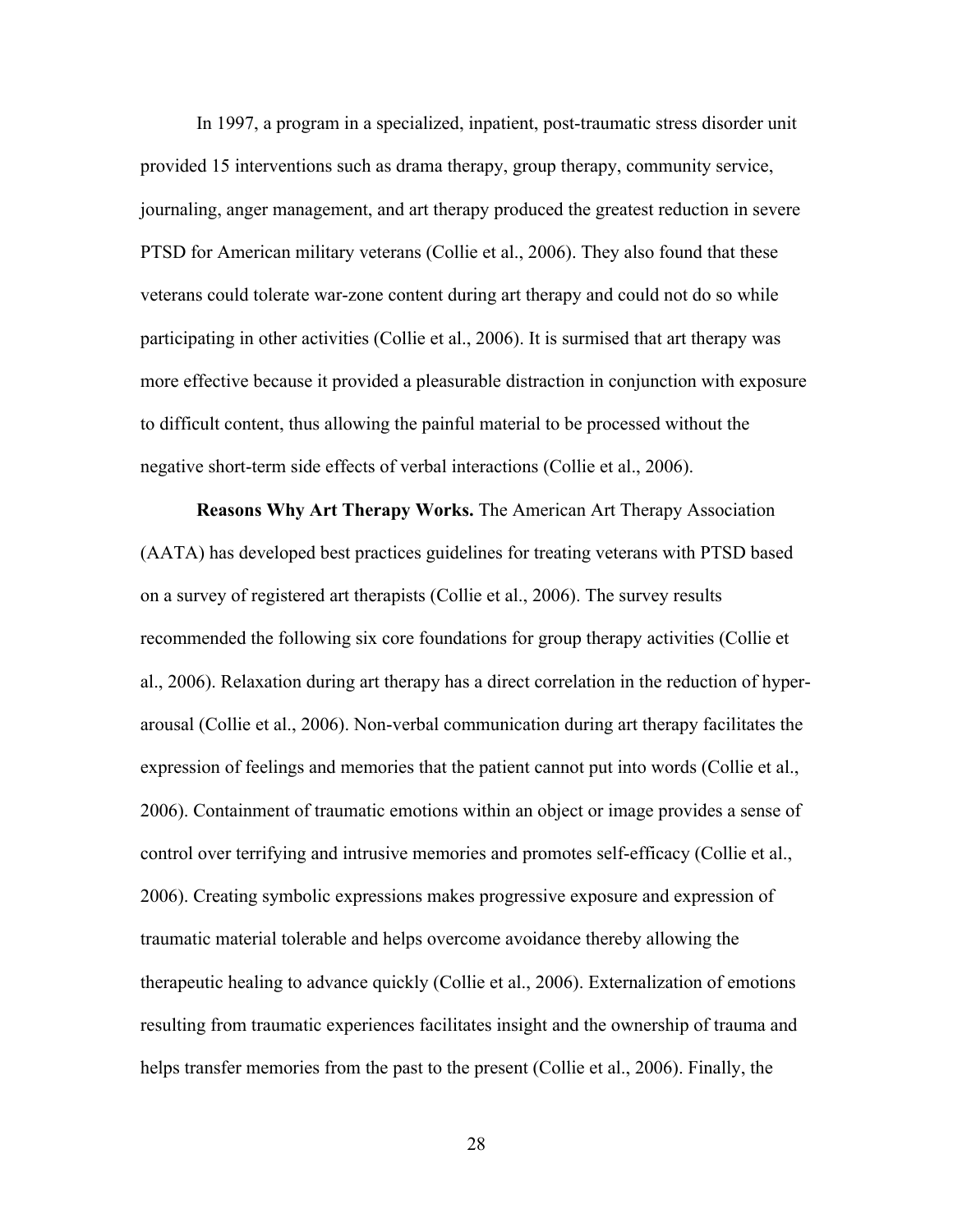In 1997, a program in a specialized, inpatient, post-traumatic stress disorder unit provided 15 interventions such as drama therapy, group therapy, community service, journaling, anger management, and art therapy produced the greatest reduction in severe PTSD for American military veterans (Collie et al., 2006). They also found that these veterans could tolerate war-zone content during art therapy and could not do so while participating in other activities (Collie et al., 2006). It is surmised that art therapy was more effective because it provided a pleasurable distraction in conjunction with exposure to difficult content, thus allowing the painful material to be processed without the negative short-term side effects of verbal interactions (Collie et al., 2006).

**Reasons Why Art Therapy Works.** The American Art Therapy Association (AATA) has developed best practices guidelines for treating veterans with PTSD based on a survey of registered art therapists (Collie et al., 2006). The survey results recommended the following six core foundations for group therapy activities (Collie et al., 2006). Relaxation during art therapy has a direct correlation in the reduction of hyper-arousal (Collie et al., 2006). Non-verbal communication during art therapy facilitates the expression of feelings and memories that the patient cannot put into words (Collie et al., 2006). Containment of traumatic emotions within an object or image provides a sense of control over terrifying and intrusive memories and promotes self-efficacy (Collie et al., 2006). Creating symbolic expressions makes progressive exposure and expression of traumatic material tolerable and helps overcome avoidance thereby allowing the therapeutic healing to advance quickly (Collie et al., 2006). Externalization of emotions resulting from traumatic experiences facilitates insight and the ownership of trauma and helps transfer memories from the past to the present (Collie et al., 2006). Finally, the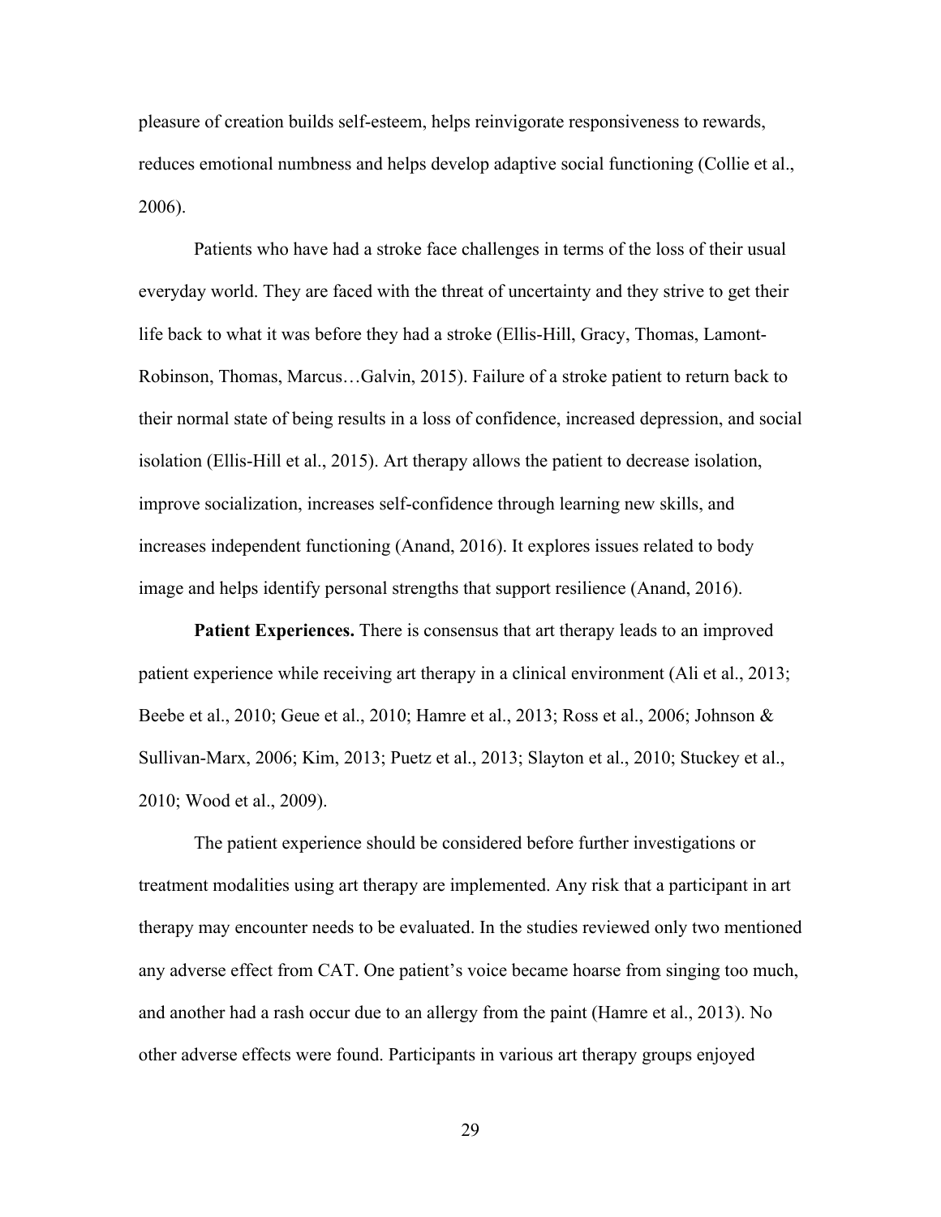pleasure of creation builds self-esteem, helps reinvigorate responsiveness to rewards, reduces emotional numbness and helps develop adaptive social functioning (Collie et al., 2006).

Patients who have had a stroke face challenges in terms of the loss of their usual everyday world. They are faced with the threat of uncertainty and they strive to get their life back to what it was before they had a stroke (Ellis-Hill, Gracy, Thomas, Lamont-Robinson, Thomas, Marcus…Galvin, 2015). Failure of a stroke patient to return back to their normal state of being results in a loss of confidence, increased depression, and social isolation (Ellis-Hill et al., 2015). Art therapy allows the patient to decrease isolation, improve socialization, increases self-confidence through learning new skills, and increases independent functioning (Anand, 2016). It explores issues related to body image and helps identify personal strengths that support resilience (Anand, 2016).

**Patient Experiences.** There is consensus that art therapy leads to an improved patient experience while receiving art therapy in a clinical environment (Ali et al., 2013; Beebe et al., 2010; Geue et al., 2010; Hamre et al., 2013; Ross et al., 2006; Johnson & Sullivan-Marx, 2006; Kim, 2013; Puetz et al., 2013; Slayton et al., 2010; Stuckey et al., 2010; Wood et al., 2009).

The patient experience should be considered before further investigations or treatment modalities using art therapy are implemented. Any risk that a participant in art therapy may encounter needs to be evaluated. In the studies reviewed only two mentioned any adverse effect from CAT. One patient's voice became hoarse from singing too much, and another had a rash occur due to an allergy from the paint (Hamre et al., 2013). No other adverse effects were found. Participants in various art therapy groups enjoyed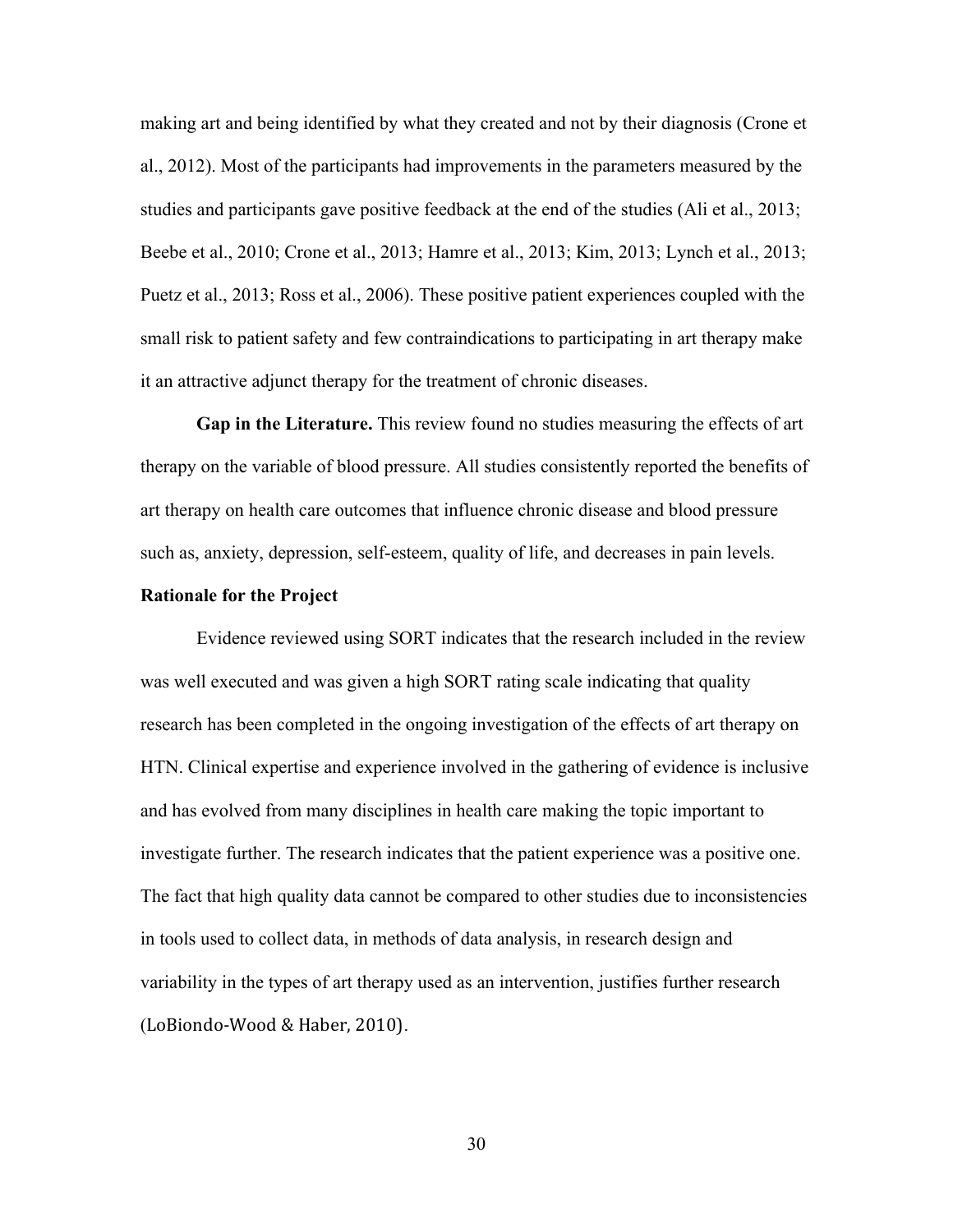making art and being identified by what they created and not by their diagnosis (Crone et al., 2012). Most of the participants had improvements in the parameters measured by the studies and participants gave positive feedback at the end of the studies (Ali et al., 2013; Beebe et al., 2010; Crone et al., 2013; Hamre et al., 2013; Kim, 2013; Lynch et al., 2013; Puetz et al., 2013; Ross et al., 2006). These positive patient experiences coupled with the small risk to patient safety and few contraindications to participating in art therapy make it an attractive adjunct therapy for the treatment of chronic diseases.

**Gap in the Literature.** This review found no studies measuring the effects of art therapy on the variable of blood pressure. All studies consistently reported the benefits of art therapy on health care outcomes that influence chronic disease and blood pressure such as, anxiety, depression, self-esteem, quality of life, and decreases in pain levels.

**Rationale for the Project**

Evidence reviewed using SORT indicates that the research included in the review was well executed and was given a high SORT rating scale indicating that quality research has been completed in the ongoing investigation of the effects of art therapy on HTN. Clinical expertise and experience involved in the gathering of evidence is inclusive and has evolved from many disciplines in health care making the topic important to investigate further. The research indicates that the patient experience was a positive one. The fact that high quality data cannot be compared to other studies due to inconsistencies in tools used to collect data, in methods of data analysis, in research design and variability in the types of art therapy used as an intervention, justifies further research (LoBiondo-Wood & Haber, 2010).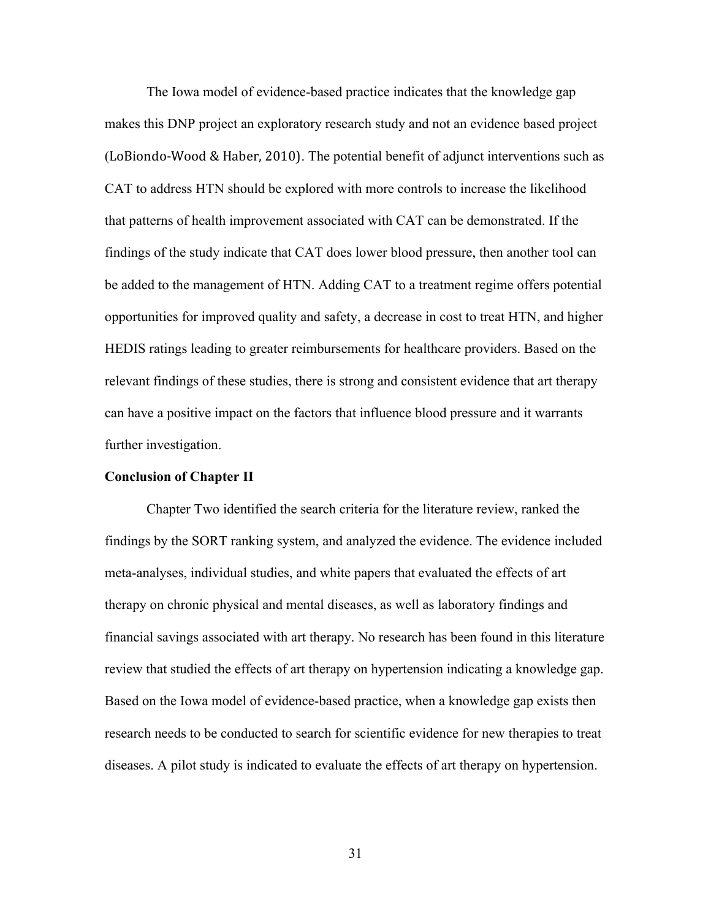The Iowa model of evidence-based practice indicates that the knowledge gap makes this DNP project an exploratory research study and not an evidence based project (LoBiondo-Wood & Haber, 2010). The potential benefit of adjunct interventions such as CAT to address HTN should be explored with more controls to increase the likelihood that patterns of health improvement associated with CAT can be demonstrated. If the findings of the study indicate that CAT does lower blood pressure, then another tool can be added to the management of HTN. Adding CAT to a treatment regime offers potential opportunities for improved quality and safety, a decrease in cost to treat HTN, and higher HEDIS ratings leading to greater reimbursements for healthcare providers. Based on the relevant findings of these studies, there is strong and consistent evidence that art therapy can have a positive impact on the factors that influence blood pressure and it warrants further investigation.

**Conclusion of Chapter II**

Chapter Two identified the search criteria for the literature review, ranked the findings by the SORT ranking system, and analyzed the evidence. The evidence included meta-analyses, individual studies, and white papers that evaluated the effects of art therapy on chronic physical and mental diseases, as well as laboratory findings and financial savings associated with art therapy. No research has been found in this literature review that studied the effects of art therapy on hypertension indicating a knowledge gap. Based on the Iowa model of evidence-based practice, when a knowledge gap exists then research needs to be conducted to search for scientific evidence for new therapies to treat diseases. A pilot study is indicated to evaluate the effects of art therapy on hypertension.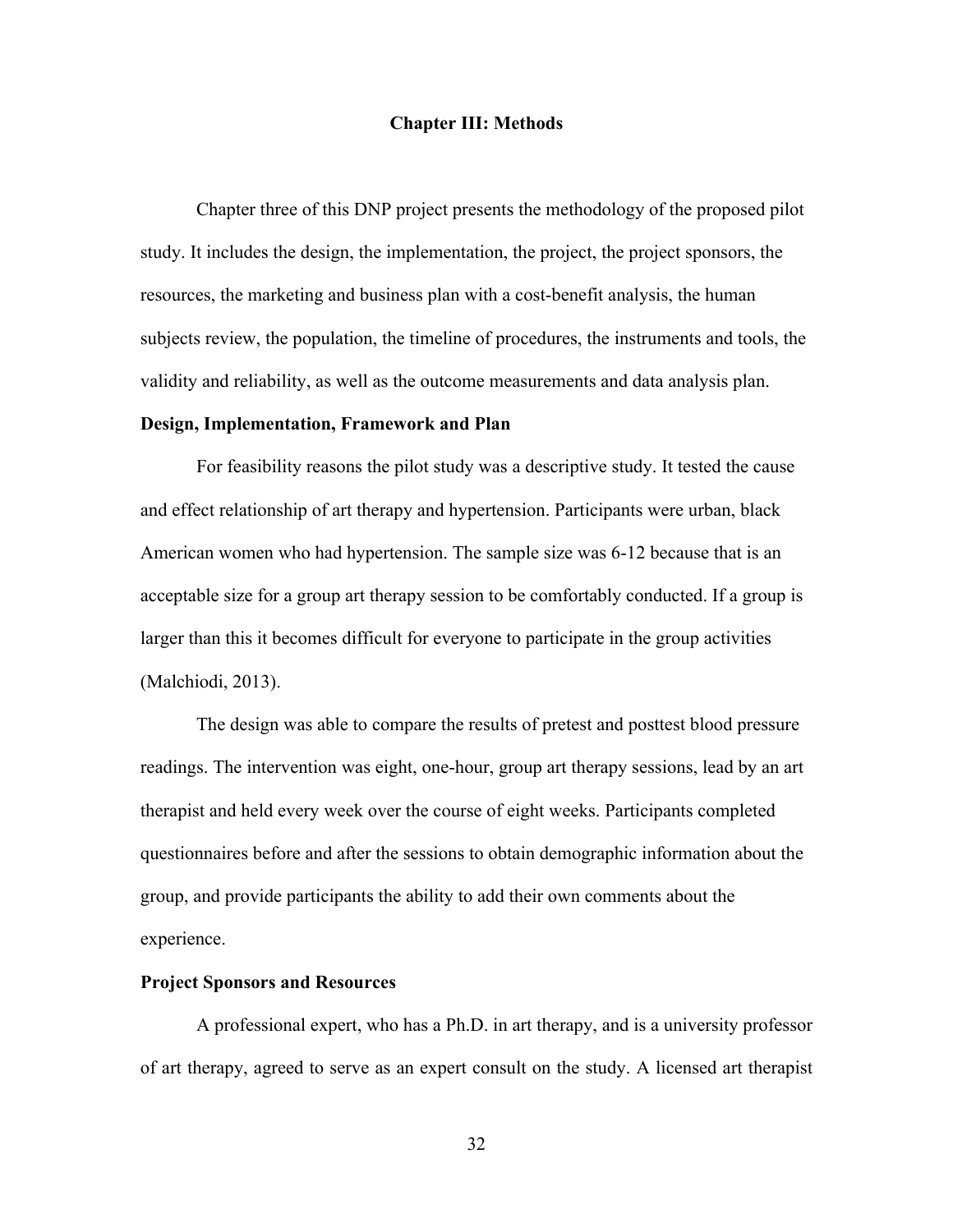## Chapter III: Methods

Chapter three of this DNP project presents the methodology of the proposed pilot study. It includes the design, the implementation, the project, the project sponsors, the resources, the marketing and business plan with a cost-benefit analysis, the human subjects review, the population, the timeline of procedures, the instruments and tools, the validity and reliability, as well as the outcome measurements and data analysis plan.

### Design, Implementation, Framework and Plan

For feasibility reasons the pilot study was a descriptive study. It tested the cause and effect relationship of art therapy and hypertension. Participants were urban, black American women who had hypertension. The sample size was 6-12 because that is an acceptable size for a group art therapy session to be comfortably conducted. If a group is larger than this it becomes difficult for everyone to participate in the group activities (Malchiodi, 2013).

The design was able to compare the results of pretest and posttest blood pressure readings. The intervention was eight, one-hour, group art therapy sessions, lead by an art therapist and held every week over the course of eight weeks. Participants completed questionnaires before and after the sessions to obtain demographic information about the group, and provide participants the ability to add their own comments about the experience.

### Project Sponsors and Resources

A professional expert, who has a Ph.D. in art therapy, and is a university professor of art therapy, agreed to serve as an expert consult on the study. A licensed art therapist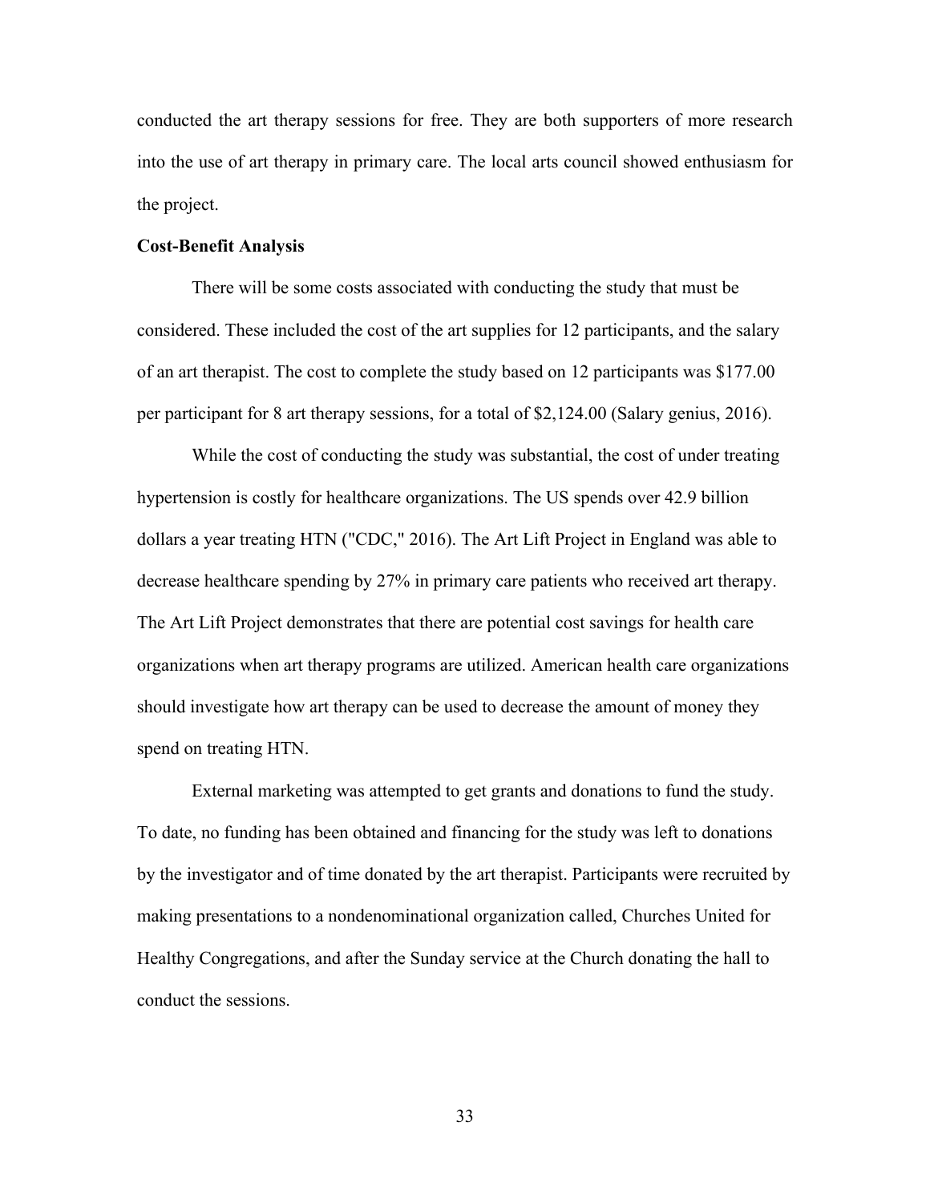conducted the art therapy sessions for free. They are both supporters of more research into the use of art therapy in primary care. The local arts council showed enthusiasm for the project.

**Cost-Benefit Analysis**

There will be some costs associated with conducting the study that must be considered. These included the cost of the art supplies for 12 participants, and the salary of an art therapist. The cost to complete the study based on 12 participants was $177.00 per participant for 8 art therapy sessions, for a total of $2,124.00 (Salary genius, 2016).

While the cost of conducting the study was substantial, the cost of under treating hypertension is costly for healthcare organizations. The US spends over 42.9 billion dollars a year treating HTN ("CDC," 2016). The Art Lift Project in England was able to decrease healthcare spending by 27% in primary care patients who received art therapy. The Art Lift Project demonstrates that there are potential cost savings for health care organizations when art therapy programs are utilized. American health care organizations should investigate how art therapy can be used to decrease the amount of money they spend on treating HTN.

External marketing was attempted to get grants and donations to fund the study. To date, no funding has been obtained and financing for the study was left to donations by the investigator and of time donated by the art therapist. Participants were recruited by making presentations to a nondenominational organization called, Churches United for Healthy Congregations, and after the Sunday service at the Church donating the hall to conduct the sessions.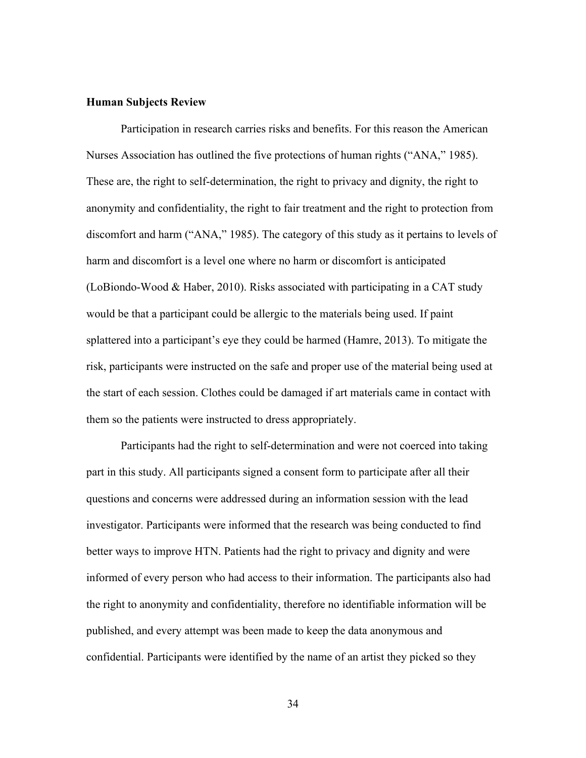**Human Subjects Review**

Participation in research carries risks and benefits. For this reason the American Nurses Association has outlined the five protections of human rights ("ANA," 1985). These are, the right to self-determination, the right to privacy and dignity, the right to anonymity and confidentiality, the right to fair treatment and the right to protection from discomfort and harm ("ANA," 1985). The category of this study as it pertains to levels of harm and discomfort is a level one where no harm or discomfort is anticipated (LoBiondo-Wood & Haber, 2010). Risks associated with participating in a CAT study would be that a participant could be allergic to the materials being used. If paint splattered into a participant's eye they could be harmed (Hamre, 2013). To mitigate the risk, participants were instructed on the safe and proper use of the material being used at the start of each session. Clothes could be damaged if art materials came in contact with them so the patients were instructed to dress appropriately.

Participants had the right to self-determination and were not coerced into taking part in this study. All participants signed a consent form to participate after all their questions and concerns were addressed during an information session with the lead investigator. Participants were informed that the research was being conducted to find better ways to improve HTN. Patients had the right to privacy and dignity and were informed of every person who had access to their information. The participants also had the right to anonymity and confidentiality, therefore no identifiable information will be published, and every attempt was been made to keep the data anonymous and confidential. Participants were identified by the name of an artist they picked so they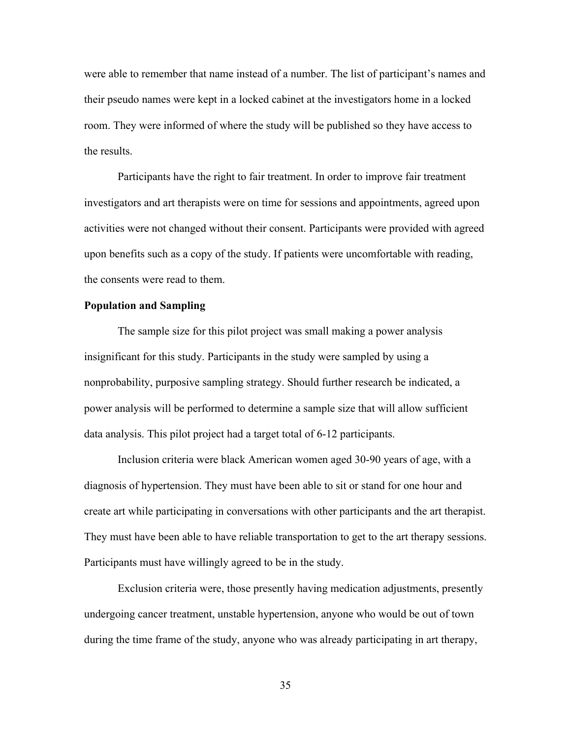were able to remember that name instead of a number. The list of participant's names and their pseudo names were kept in a locked cabinet at the investigators home in a locked room. They were informed of where the study will be published so they have access to the results.

Participants have the right to fair treatment. In order to improve fair treatment investigators and art therapists were on time for sessions and appointments, agreed upon activities were not changed without their consent. Participants were provided with agreed upon benefits such as a copy of the study. If patients were uncomfortable with reading, the consents were read to them.

**Population and Sampling**

The sample size for this pilot project was small making a power analysis insignificant for this study. Participants in the study were sampled by using a nonprobability, purposive sampling strategy. Should further research be indicated, a power analysis will be performed to determine a sample size that will allow sufficient data analysis. This pilot project had a target total of 6-12 participants.

Inclusion criteria were black American women aged 30-90 years of age, with a diagnosis of hypertension. They must have been able to sit or stand for one hour and create art while participating in conversations with other participants and the art therapist. They must have been able to have reliable transportation to get to the art therapy sessions. Participants must have willingly agreed to be in the study.

Exclusion criteria were, those presently having medication adjustments, presently undergoing cancer treatment, unstable hypertension, anyone who would be out of town during the time frame of the study, anyone who was already participating in art therapy,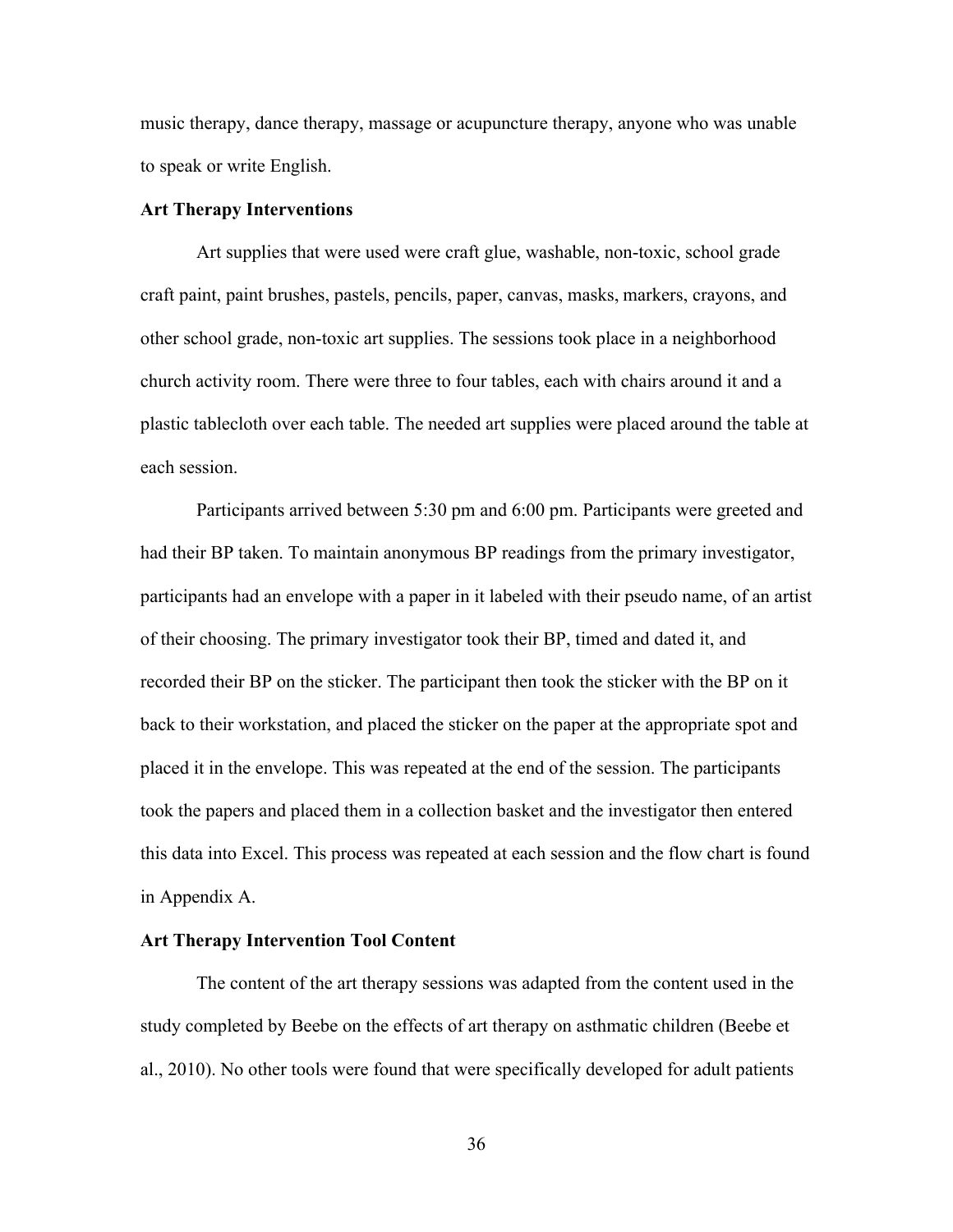music therapy, dance therapy, massage or acupuncture therapy, anyone who was unable to speak or write English.

**Art Therapy Interventions**

Art supplies that were used were craft glue, washable, non-toxic, school grade craft paint, paint brushes, pastels, pencils, paper, canvas, masks, markers, crayons, and other school grade, non-toxic art supplies. The sessions took place in a neighborhood church activity room. There were three to four tables, each with chairs around it and a plastic tablecloth over each table. The needed art supplies were placed around the table at each session.

Participants arrived between 5:30 pm and 6:00 pm. Participants were greeted and had their BP taken. To maintain anonymous BP readings from the primary investigator, participants had an envelope with a paper in it labeled with their pseudo name, of an artist of their choosing. The primary investigator took their BP, timed and dated it, and recorded their BP on the sticker. The participant then took the sticker with the BP on it back to their workstation, and placed the sticker on the paper at the appropriate spot and placed it in the envelope. This was repeated at the end of the session. The participants took the papers and placed them in a collection basket and the investigator then entered this data into Excel. This process was repeated at each session and the flow chart is found in Appendix A.

**Art Therapy Intervention Tool Content**

The content of the art therapy sessions was adapted from the content used in the study completed by Beebe on the effects of art therapy on asthmatic children (Beebe et al., 2010). No other tools were found that were specifically developed for adult patients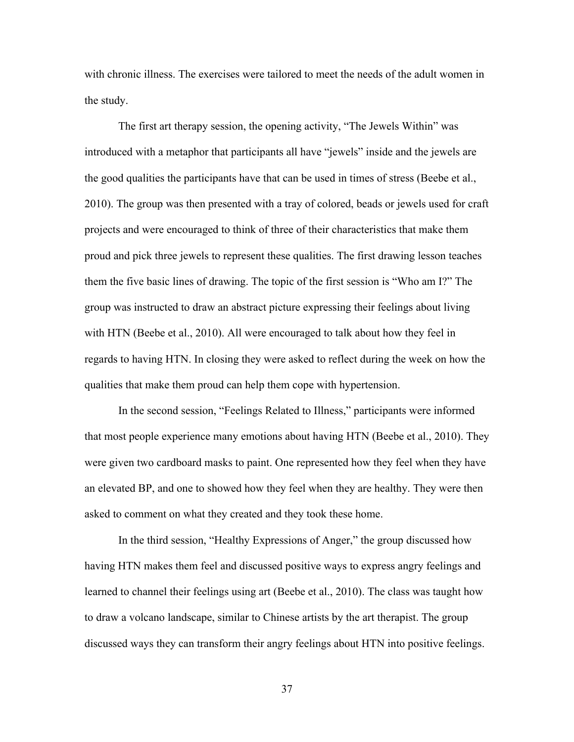with chronic illness. The exercises were tailored to meet the needs of the adult women in the study.

The first art therapy session, the opening activity, "The Jewels Within" was introduced with a metaphor that participants all have "jewels" inside and the jewels are the good qualities the participants have that can be used in times of stress (Beebe et al., 2010). The group was then presented with a tray of colored, beads or jewels used for craft projects and were encouraged to think of three of their characteristics that make them proud and pick three jewels to represent these qualities. The first drawing lesson teaches them the five basic lines of drawing. The topic of the first session is "Who am I?" The group was instructed to draw an abstract picture expressing their feelings about living with HTN (Beebe et al., 2010). All were encouraged to talk about how they feel in regards to having HTN. In closing they were asked to reflect during the week on how the qualities that make them proud can help them cope with hypertension.

In the second session, "Feelings Related to Illness," participants were informed that most people experience many emotions about having HTN (Beebe et al., 2010). They were given two cardboard masks to paint. One represented how they feel when they have an elevated BP, and one to showed how they feel when they are healthy. They were then asked to comment on what they created and they took these home.

In the third session, "Healthy Expressions of Anger," the group discussed how having HTN makes them feel and discussed positive ways to express angry feelings and learned to channel their feelings using art (Beebe et al., 2010). The class was taught how to draw a volcano landscape, similar to Chinese artists by the art therapist. The group discussed ways they can transform their angry feelings about HTN into positive feelings.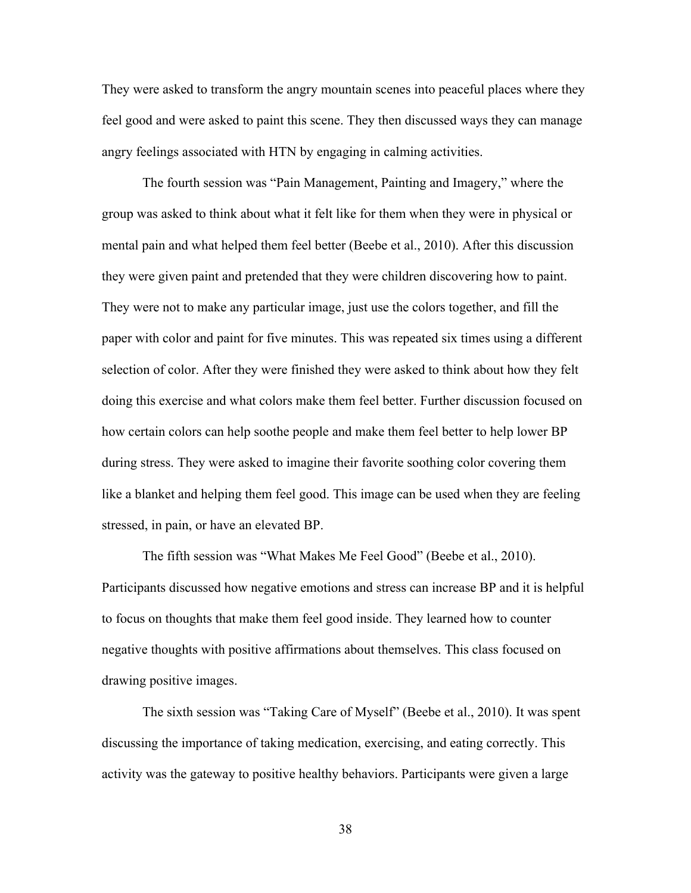They were asked to transform the angry mountain scenes into peaceful places where they feel good and were asked to paint this scene. They then discussed ways they can manage angry feelings associated with HTN by engaging in calming activities.

The fourth session was “Pain Management, Painting and Imagery,” where the group was asked to think about what it felt like for them when they were in physical or mental pain and what helped them feel better (Beebe et al., 2010). After this discussion they were given paint and pretended that they were children discovering how to paint. They were not to make any particular image, just use the colors together, and fill the paper with color and paint for five minutes. This was repeated six times using a different selection of color. After they were finished they were asked to think about how they felt doing this exercise and what colors make them feel better. Further discussion focused on how certain colors can help soothe people and make them feel better to help lower BP during stress. They were asked to imagine their favorite soothing color covering them like a blanket and helping them feel good. This image can be used when they are feeling stressed, in pain, or have an elevated BP.

The fifth session was “What Makes Me Feel Good” (Beebe et al., 2010). Participants discussed how negative emotions and stress can increase BP and it is helpful to focus on thoughts that make them feel good inside. They learned how to counter negative thoughts with positive affirmations about themselves. This class focused on drawing positive images.

The sixth session was “Taking Care of Myself” (Beebe et al., 2010). It was spent discussing the importance of taking medication, exercising, and eating correctly. This activity was the gateway to positive healthy behaviors. Participants were given a large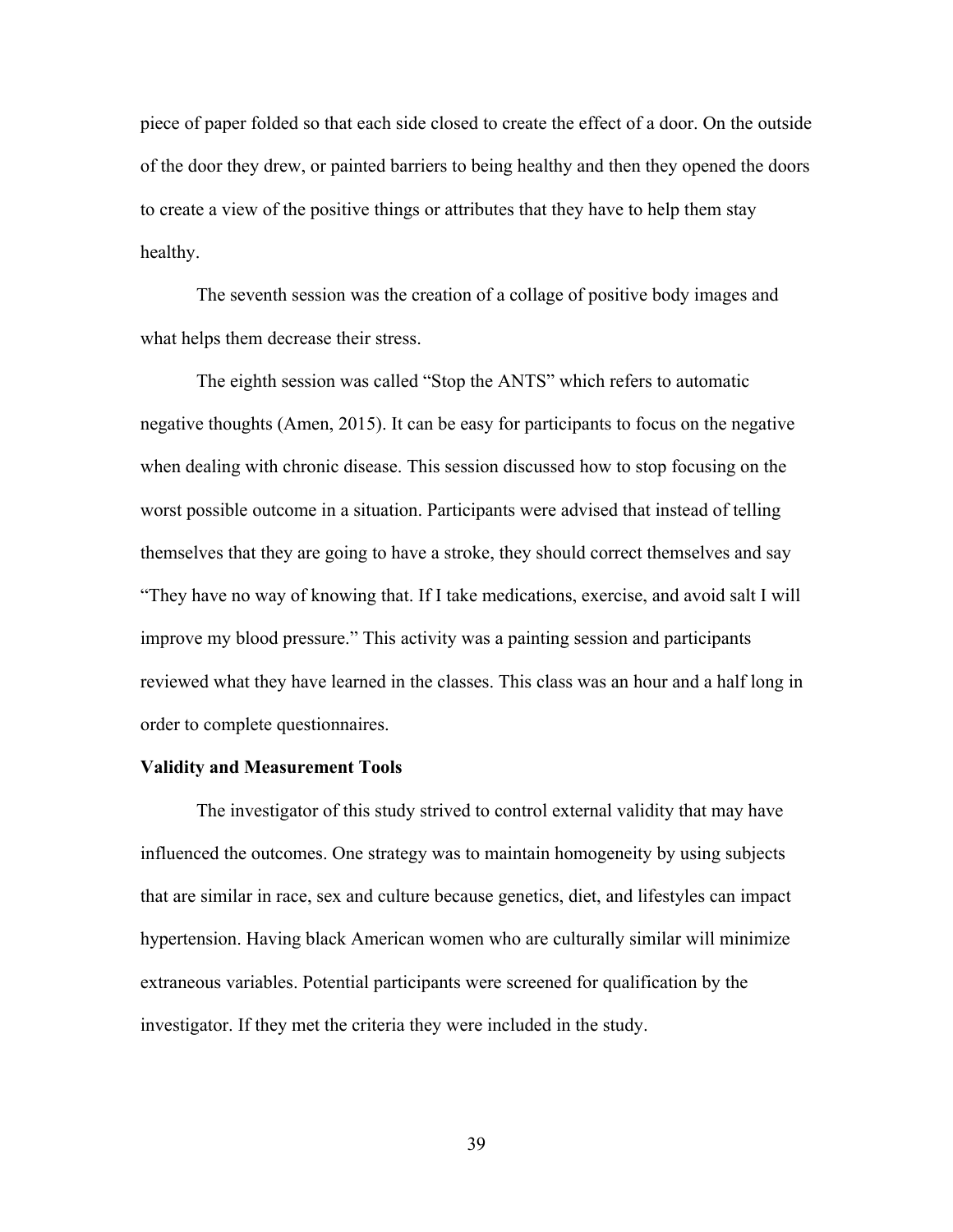piece of paper folded so that each side closed to create the effect of a door. On the outside of the door they drew, or painted barriers to being healthy and then they opened the doors to create a view of the positive things or attributes that they have to help them stay healthy.

The seventh session was the creation of a collage of positive body images and what helps them decrease their stress.

The eighth session was called "Stop the ANTS" which refers to automatic negative thoughts (Amen, 2015). It can be easy for participants to focus on the negative when dealing with chronic disease. This session discussed how to stop focusing on the worst possible outcome in a situation. Participants were advised that instead of telling themselves that they are going to have a stroke, they should correct themselves and say "They have no way of knowing that. If I take medications, exercise, and avoid salt I will improve my blood pressure." This activity was a painting session and participants reviewed what they have learned in the classes. This class was an hour and a half long in order to complete questionnaires.

**Validity and Measurement Tools**

The investigator of this study strived to control external validity that may have influenced the outcomes. One strategy was to maintain homogeneity by using subjects that are similar in race, sex and culture because genetics, diet, and lifestyles can impact hypertension. Having black American women who are culturally similar will minimize extraneous variables. Potential participants were screened for qualification by the investigator. If they met the criteria they were included in the study.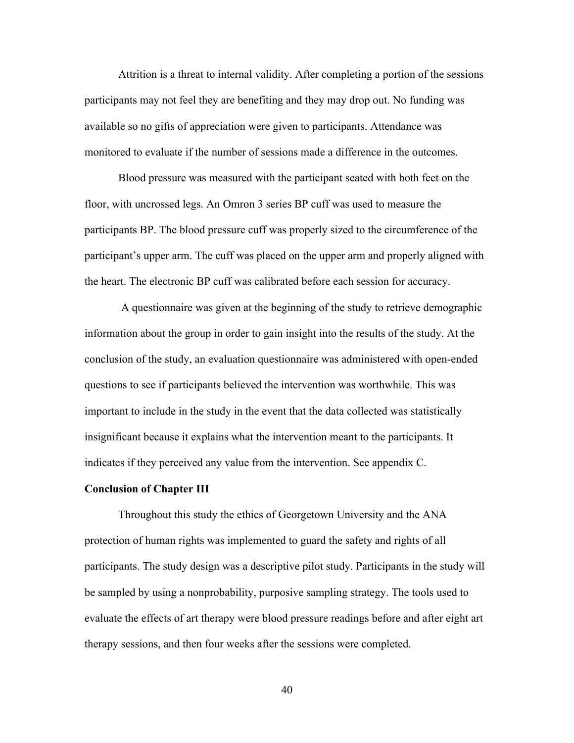Attrition is a threat to internal validity. After completing a portion of the sessions participants may not feel they are benefiting and they may drop out. No funding was available so no gifts of appreciation were given to participants. Attendance was monitored to evaluate if the number of sessions made a difference in the outcomes.

Blood pressure was measured with the participant seated with both feet on the floor, with uncrossed legs. An Omron 3 series BP cuff was used to measure the participants BP. The blood pressure cuff was properly sized to the circumference of the participant's upper arm. The cuff was placed on the upper arm and properly aligned with the heart. The electronic BP cuff was calibrated before each session for accuracy.

A questionnaire was given at the beginning of the study to retrieve demographic information about the group in order to gain insight into the results of the study. At the conclusion of the study, an evaluation questionnaire was administered with open-ended questions to see if participants believed the intervention was worthwhile. This was important to include in the study in the event that the data collected was statistically insignificant because it explains what the intervention meant to the participants. It indicates if they perceived any value from the intervention. See appendix C.

**Conclusion of Chapter III**

Throughout this study the ethics of Georgetown University and the ANA protection of human rights was implemented to guard the safety and rights of all participants. The study design was a descriptive pilot study. Participants in the study will be sampled by using a nonprobability, purposive sampling strategy. The tools used to evaluate the effects of art therapy were blood pressure readings before and after eight art therapy sessions, and then four weeks after the sessions were completed.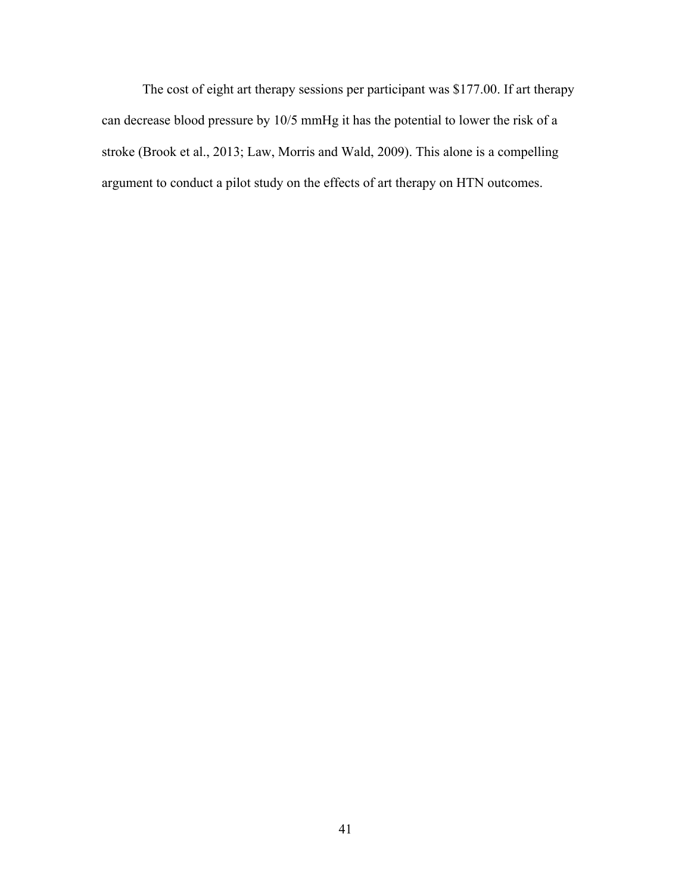The cost of eight art therapy sessions per participant was $177.00. If art therapy can decrease blood pressure by 10/5 mmHg it has the potential to lower the risk of a stroke (Brook et al., 2013; Law, Morris and Wald, 2009). This alone is a compelling argument to conduct a pilot study on the effects of art therapy on HTN outcomes.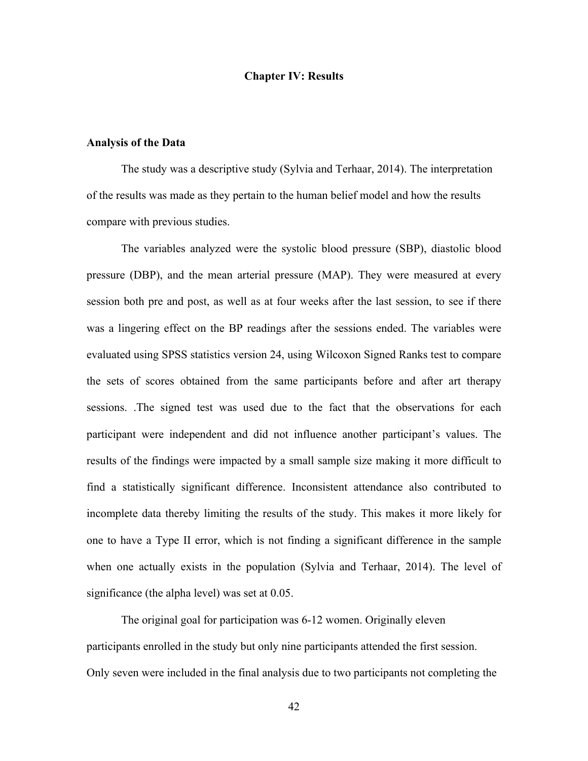# Chapter IV: Results

## Analysis of the Data

The study was a descriptive study (Sylvia and Terhaar, 2014). The interpretation of the results was made as they pertain to the human belief model and how the results compare with previous studies.

The variables analyzed were the systolic blood pressure (SBP), diastolic blood pressure (DBP), and the mean arterial pressure (MAP). They were measured at every session both pre and post, as well as at four weeks after the last session, to see if there was a lingering effect on the BP readings after the sessions ended. The variables were evaluated using SPSS statistics version 24, using Wilcoxon Signed Ranks test to compare the sets of scores obtained from the same participants before and after art therapy sessions. .The signed test was used due to the fact that the observations for each participant were independent and did not influence another participant's values. The results of the findings were impacted by a small sample size making it more difficult to find a statistically significant difference. Inconsistent attendance also contributed to incomplete data thereby limiting the results of the study. This makes it more likely for one to have a Type II error, which is not finding a significant difference in the sample when one actually exists in the population (Sylvia and Terhaar, 2014). The level of significance (the alpha level) was set at 0.05.

The original goal for participation was 6-12 women. Originally eleven participants enrolled in the study but only nine participants attended the first session. Only seven were included in the final analysis due to two participants not completing the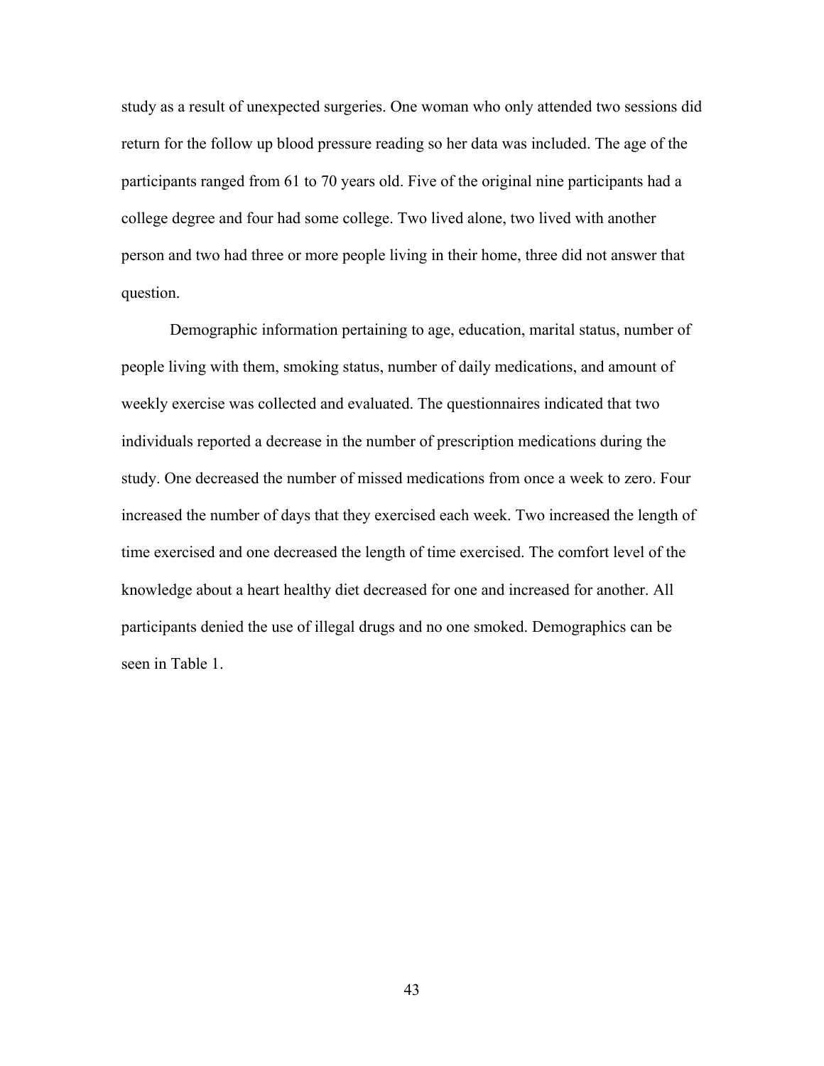study as a result of unexpected surgeries. One woman who only attended two sessions did return for the follow up blood pressure reading so her data was included. The age of the participants ranged from 61 to 70 years old. Five of the original nine participants had a college degree and four had some college. Two lived alone, two lived with another person and two had three or more people living in their home, three did not answer that question.

Demographic information pertaining to age, education, marital status, number of people living with them, smoking status, number of daily medications, and amount of weekly exercise was collected and evaluated. The questionnaires indicated that two individuals reported a decrease in the number of prescription medications during the study. One decreased the number of missed medications from once a week to zero. Four increased the number of days that they exercised each week. Two increased the length of time exercised and one decreased the length of time exercised. The comfort level of the knowledge about a heart healthy diet decreased for one and increased for another. All participants denied the use of illegal drugs and no one smoked. Demographics can be seen in Table 1.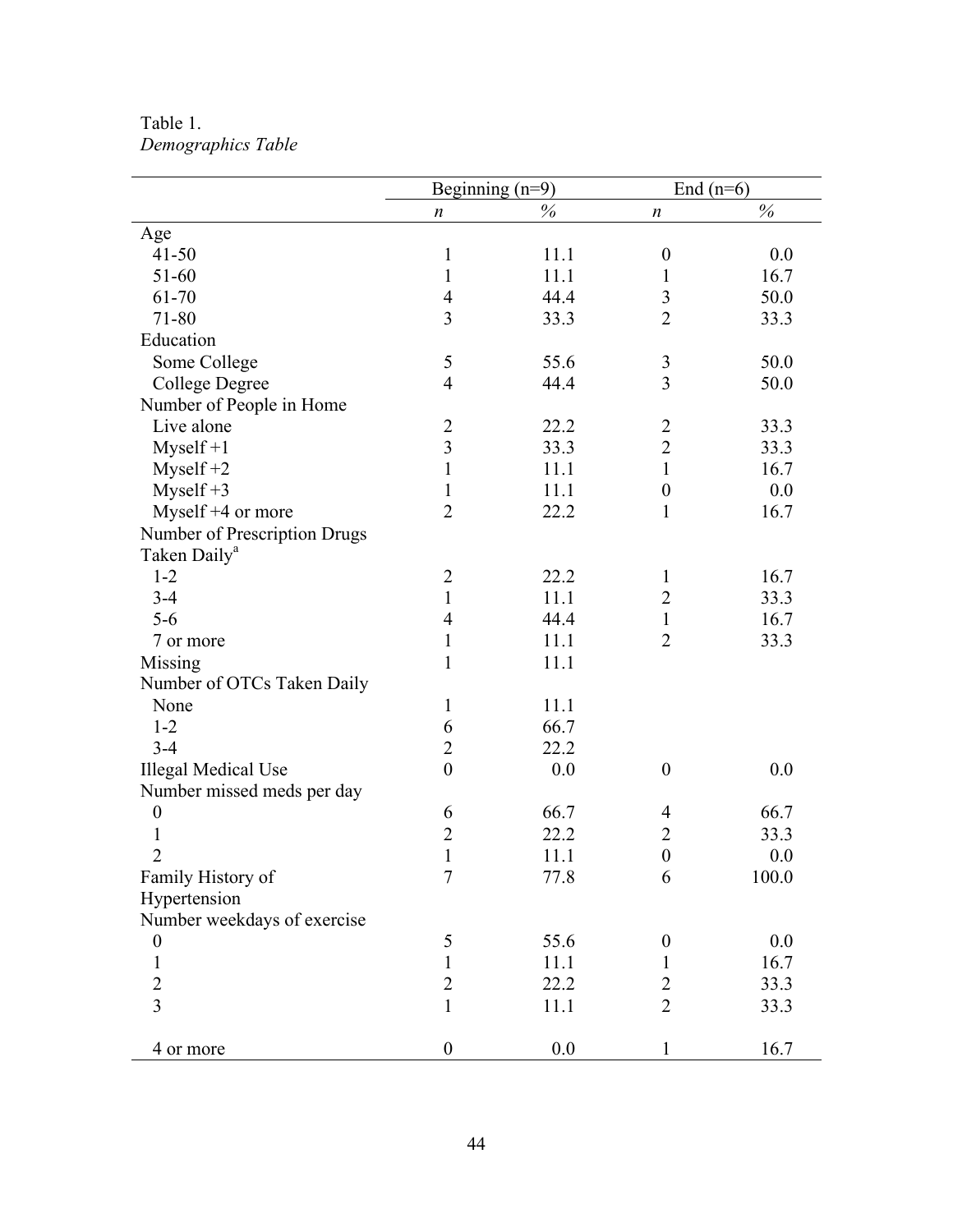Table 1.
*Demographics Table*

| | Beginning (n=9) | | End (n=6) | |
|---|---|---|---|---|
| | *n* | % | *n* | % |
| Age | | | | |
| 41-50 | 1 | 11.1 | 0 | 0.0 |
| 51-60 | 1 | 11.1 | 1 | 16.7 |
| 61-70 | 4 | 44.4 | 3 | 50.0 |
| 71-80 | 3 | 33.3 | 2 | 33.3 |
| Education | | | | |
| Some College | 5 | 55.6 | 3 | 50.0 |
| College Degree | 4 | 44.4 | 3 | 50.0 |
| Number of People in Home | | | | |
| Live alone | 2 | 22.2 | 2 | 33.3 |
| Myself +1 | 3 | 33.3 | 2 | 33.3 |
| Myself +2 | 1 | 11.1 | 1 | 16.7 |
| Myself +3 | 1 | 11.1 | 0 | 0.0 |
| Myself +4 or more | 2 | 22.2 | 1 | 16.7 |
| Number of Prescription Drugs Taken Daily[a] | | | | |
| 1-2 | 2 | 22.2 | 1 | 16.7 |
| 3-4 | 1 | 11.1 | 2 | 33.3 |
| 5-6 | 4 | 44.4 | 1 | 16.7 |
| 7 or more | 1 | 11.1 | 2 | 33.3 |
| Missing | 1 | 11.1 | | |
| Number of OTCs Taken Daily | | | | |
| None | 1 | 11.1 | | |
| 1-2 | 6 | 66.7 | | |
| 3-4 | 2 | 22.2 | | |
| Illegal Medical Use | 0 | 0.0 | 0 | 0.0 |
| Number missed meds per day | | | | |
| 0 | 6 | 66.7 | 4 | 66.7 |
| 1 | 2 | 22.2 | 2 | 33.3 |
| 2 | 1 | 11.1 | 0 | 0.0 |
| Family History of Hypertension | 7 | 77.8 | 6 | 100.0 |
| Number weekdays of exercise | | | | |
| 0 | 5 | 55.6 | 0 | 0.0 |
| 1 | 1 | 11.1 | 1 | 16.7 |
| 2 | 2 | 22.2 | 2 | 33.3 |
| 3 | 1 | 11.1 | 2 | 33.3 |
| 4 or more | 0 | 0.0 | 1 | 16.7 |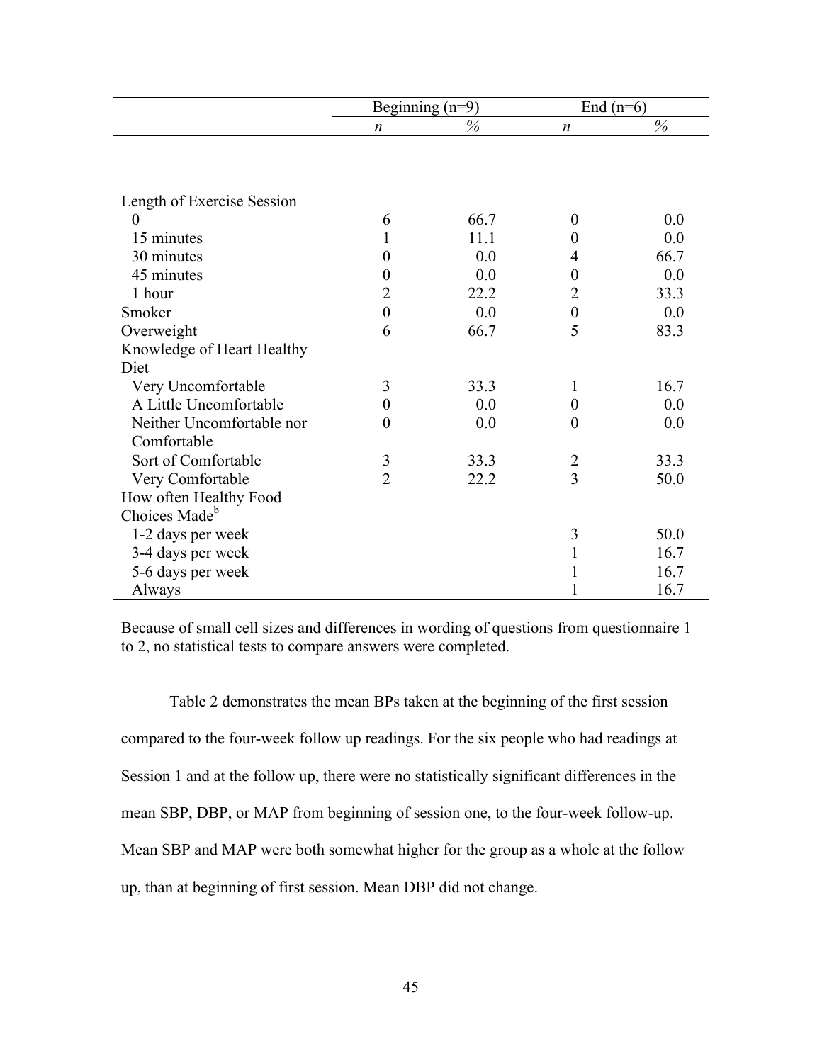| | Beginning (n=9) | | End (n=6) | |
|---|---|---|---|---|
| | *n* | % | *n* | % |
| Length of Exercise Session | | | | |
| 0 | 6 | 66.7 | 0 | 0.0 |
| 15 minutes | 1 | 11.1 | 0 | 0.0 |
| 30 minutes | 0 | 0.0 | 4 | 66.7 |
| 45 minutes | 0 | 0.0 | 0 | 0.0 |
| 1 hour | 2 | 22.2 | 2 | 33.3 |
| Smoker | 0 | 0.0 | 0 | 0.0 |
| Overweight | 6 | 66.7 | 5 | 83.3 |
| Knowledge of Heart Healthy Diet | | | | |
| Very Uncomfortable | 3 | 33.3 | 1 | 16.7 |
| A Little Uncomfortable | 0 | 0.0 | 0 | 0.0 |
| Neither Uncomfortable nor Comfortable | 0 | 0.0 | 0 | 0.0 |
| Sort of Comfortable | 3 | 33.3 | 2 | 33.3 |
| Very Comfortable | 2 | 22.2 | 3 | 50.0 |
| How often Healthy Food Choices Made[b] | | | | |
| 1-2 days per week | | | 3 | 50.0 |
| 3-4 days per week | | | 1 | 16.7 |
| 5-6 days per week | | | 1 | 16.7 |
| Always | | | 1 | 16.7 |

Because of small cell sizes and differences in wording of questions from questionnaire 1 to 2, no statistical tests to compare answers were completed.

Table 2 demonstrates the mean BPs taken at the beginning of the first session compared to the four-week follow up readings. For the six people who had readings at Session 1 and at the follow up, there were no statistically significant differences in the mean SBP, DBP, or MAP from beginning of session one, to the four-week follow-up. Mean SBP and MAP were both somewhat higher for the group as a whole at the follow up, than at beginning of first session. Mean DBP did not change.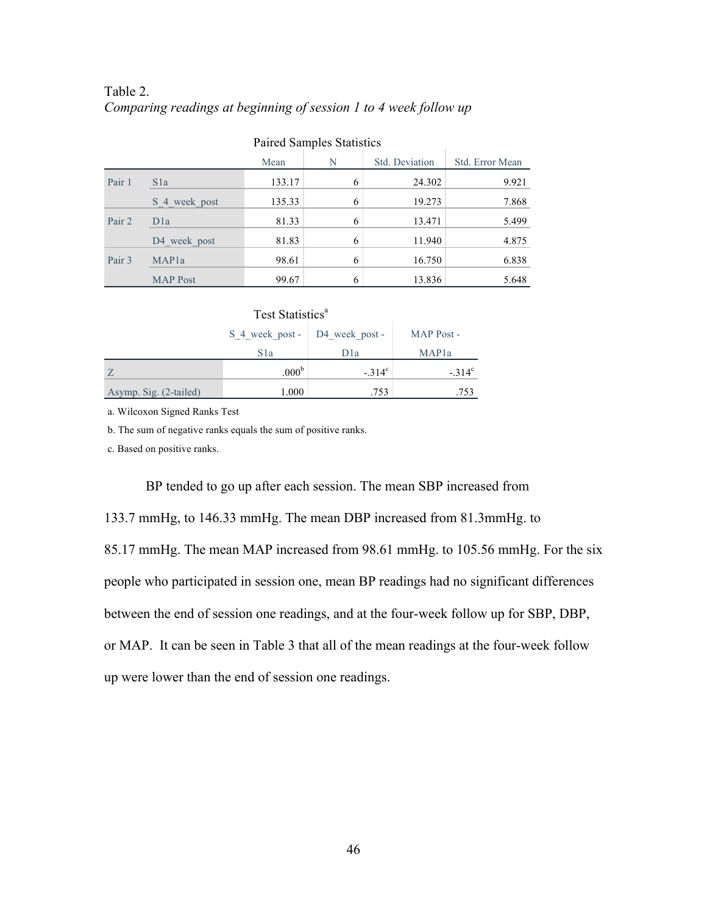Table 2.
*Comparing readings at beginning of session 1 to 4 week follow up*

Paired Samples Statistics

| | | Mean | N | Std. Deviation | Std. Error Mean |
|---|---|---|---|---|---|
| Pair 1 | S1a | 133.17 | 6 | 24.302 | 9.921 |
| | S_4_week_post | 135.33 | 6 | 19.273 | 7.868 |
| Pair 2 | D1a | 81.33 | 6 | 13.471 | 5.499 |
| | D4_week_post | 81.83 | 6 | 11.940 | 4.875 |
| Pair 3 | MAP1a | 98.61 | 6 | 16.750 | 6.838 |
| | MAP Post | 99.67 | 6 | 13.836 | 5.648 |

Test Statistics[a]

| | S_4_week_post - S1a | D4_week_post - D1a | MAP Post - MAP1a |
|---|---|---|---|
| Z | .000[b] | -.314[c] | -.314[c] |
| Asymp. Sig. (2-tailed) | 1.000 | .753 | .753 |

a. Wilcoxon Signed Ranks Test

b. The sum of negative ranks equals the sum of positive ranks.

c. Based on positive ranks.

BP tended to go up after each session. The mean SBP increased from 133.7 mmHg, to 146.33 mmHg. The mean DBP increased from 81.3mmHg. to 85.17 mmHg. The mean MAP increased from 98.61 mmHg. to 105.56 mmHg. For the six people who participated in session one, mean BP readings had no significant differences between the end of session one readings, and at the four-week follow up for SBP, DBP, or MAP. It can be seen in Table 3 that all of the mean readings at the four-week follow up were lower than the end of session one readings.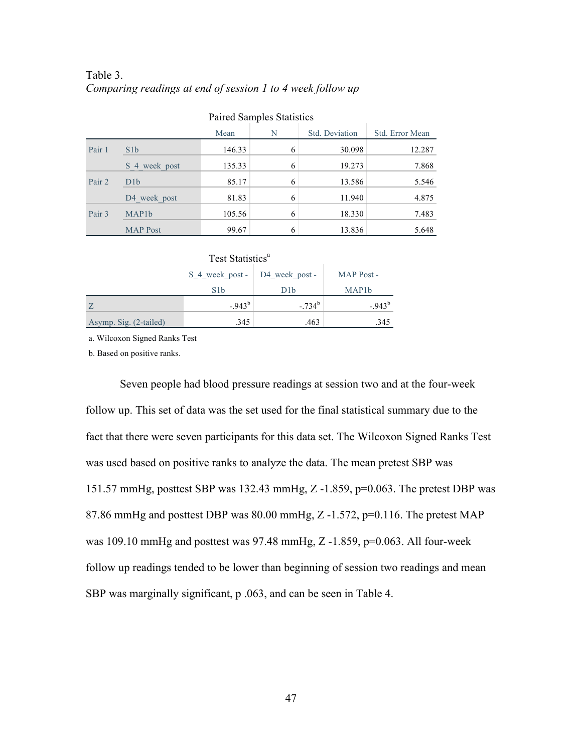Table 3.

*Comparing readings at end of session 1 to 4 week follow up*

Paired Samples Statistics

| | | Mean | N | Std. Deviation | Std. Error Mean |
|---|---|---|---|---|---|
| Pair 1 | S1b | 146.33 | 6 | 30.098 | 12.287 |
| | S_4_week_post | 135.33 | 6 | 19.273 | 7.868 |
| Pair 2 | D1b | 85.17 | 6 | 13.586 | 5.546 |
| | D4_week_post | 81.83 | 6 | 11.940 | 4.875 |
| Pair 3 | MAP1b | 105.56 | 6 | 18.330 | 7.483 |
| | MAP Post | 99.67 | 6 | 13.836 | 5.648 |

Test Statistics[a]

| | S_4_week_post - S1b | D4_week_post - D1b | MAP Post - MAP1b |
|---|---|---|---|
| Z | -.943[b] | -.734[b] | -.943[b] |
| Asymp. Sig. (2-tailed) | .345 | .463 | .345 |

a. Wilcoxon Signed Ranks Test

b. Based on positive ranks.

Seven people had blood pressure readings at session two and at the four-week follow up. This set of data was the set used for the final statistical summary due to the fact that there were seven participants for this data set. The Wilcoxon Signed Ranks Test was used based on positive ranks to analyze the data. The mean pretest SBP was 151.57 mmHg, posttest SBP was 132.43 mmHg, Z -1.859, p=0.063. The pretest DBP was 87.86 mmHg and posttest DBP was 80.00 mmHg, Z -1.572, p=0.116. The pretest MAP was 109.10 mmHg and posttest was 97.48 mmHg, Z -1.859, p=0.063. All four-week follow up readings tended to be lower than beginning of session two readings and mean SBP was marginally significant, p .063, and can be seen in Table 4.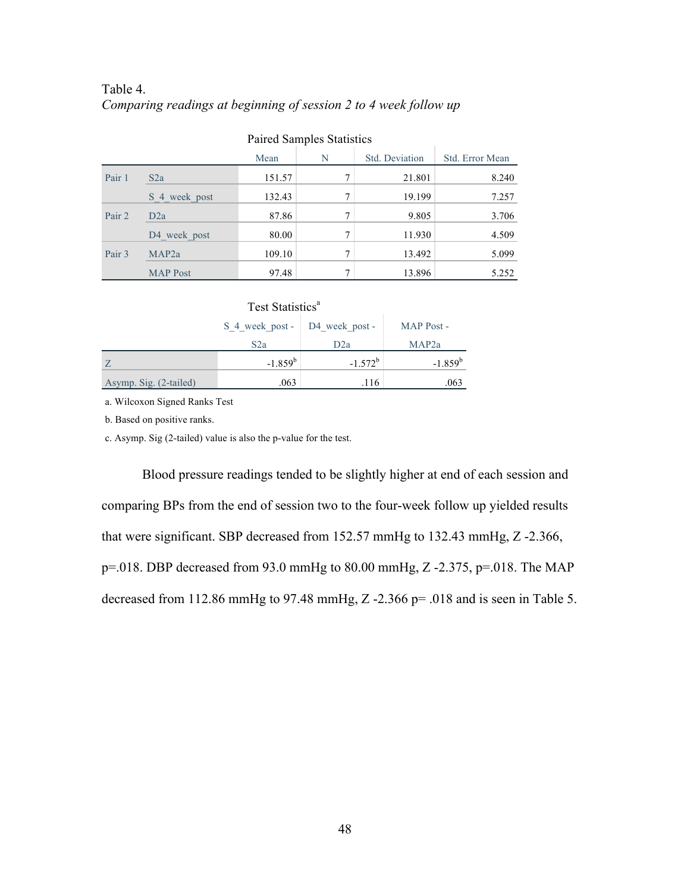Table 4.
*Comparing readings at beginning of session 2 to 4 week follow up*

Paired Samples Statistics

| | | Mean | N | Std. Deviation | Std. Error Mean |
|---|---|---|---|---|---|
| Pair 1 | S2a | 151.57 | 7 | 21.801 | 8.240 |
| | S_4_week_post | 132.43 | 7 | 19.199 | 7.257 |
| Pair 2 | D2a | 87.86 | 7 | 9.805 | 3.706 |
| | D4_week_post | 80.00 | 7 | 11.930 | 4.509 |
| Pair 3 | MAP2a | 109.10 | 7 | 13.492 | 5.099 |
| | MAP Post | 97.48 | 7 | 13.896 | 5.252 |

Test Statistics[a]

| | S_4_week_post - S2a | D4_week_post - D2a | MAP Post - MAP2a |
|---|---|---|---|
| Z | -1.859[b] | -1.572[b] | -1.859[b] |
| Asymp. Sig. (2-tailed) | .063 | .116 | .063 |

a. Wilcoxon Signed Ranks Test

b. Based on positive ranks.

c. Asymp. Sig (2-tailed) value is also the p-value for the test.

Blood pressure readings tended to be slightly higher at end of each session and comparing BPs from the end of session two to the four-week follow up yielded results that were significant. SBP decreased from 152.57 mmHg to 132.43 mmHg, Z -2.366, p=.018. DBP decreased from 93.0 mmHg to 80.00 mmHg, Z -2.375, p=.018. The MAP decreased from 112.86 mmHg to 97.48 mmHg, Z -2.366 p= .018 and is seen in Table 5.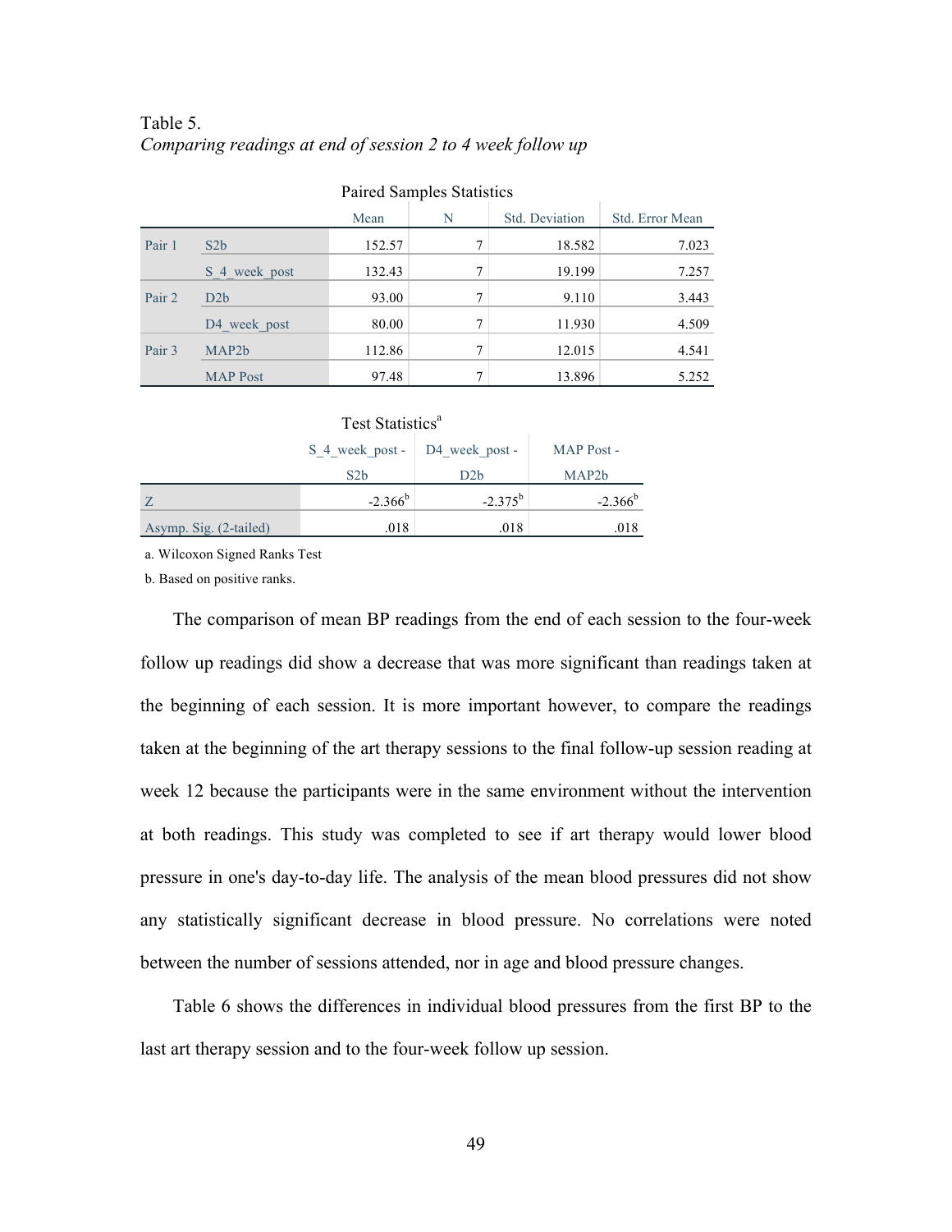Table 5.

*Comparing readings at end of session 2 to 4 week follow up*

Paired Samples Statistics

| | | Mean | N | Std. Deviation | Std. Error Mean |
|---|---|---|---|---|---|
| Pair 1 | S2b | 152.57 | 7 | 18.582 | 7.023 |
| | S_4_week_post | 132.43 | 7 | 19.199 | 7.257 |
| Pair 2 | D2b | 93.00 | 7 | 9.110 | 3.443 |
| | D4_week_post | 80.00 | 7 | 11.930 | 4.509 |
| Pair 3 | MAP2b | 112.86 | 7 | 12.015 | 4.541 |
| | MAP Post | 97.48 | 7 | 13.896 | 5.252 |

Test Statistics[a]

| | S_4_week_post - S2b | D4_week_post - D2b | MAP Post - MAP2b |
|---|---|---|---|
| Z | -2.366[b] | -2.375[b] | -2.366[b] |
| Asymp. Sig. (2-tailed) | .018 | .018 | .018 |

a. Wilcoxon Signed Ranks Test

b. Based on positive ranks.

The comparison of mean BP readings from the end of each session to the four-week follow up readings did show a decrease that was more significant than readings taken at the beginning of each session. It is more important however, to compare the readings taken at the beginning of the art therapy sessions to the final follow-up session reading at week 12 because the participants were in the same environment without the intervention at both readings. This study was completed to see if art therapy would lower blood pressure in one's day-to-day life. The analysis of the mean blood pressures did not show any statistically significant decrease in blood pressure. No correlations were noted between the number of sessions attended, nor in age and blood pressure changes.

Table 6 shows the differences in individual blood pressures from the first BP to the last art therapy session and to the four-week follow up session.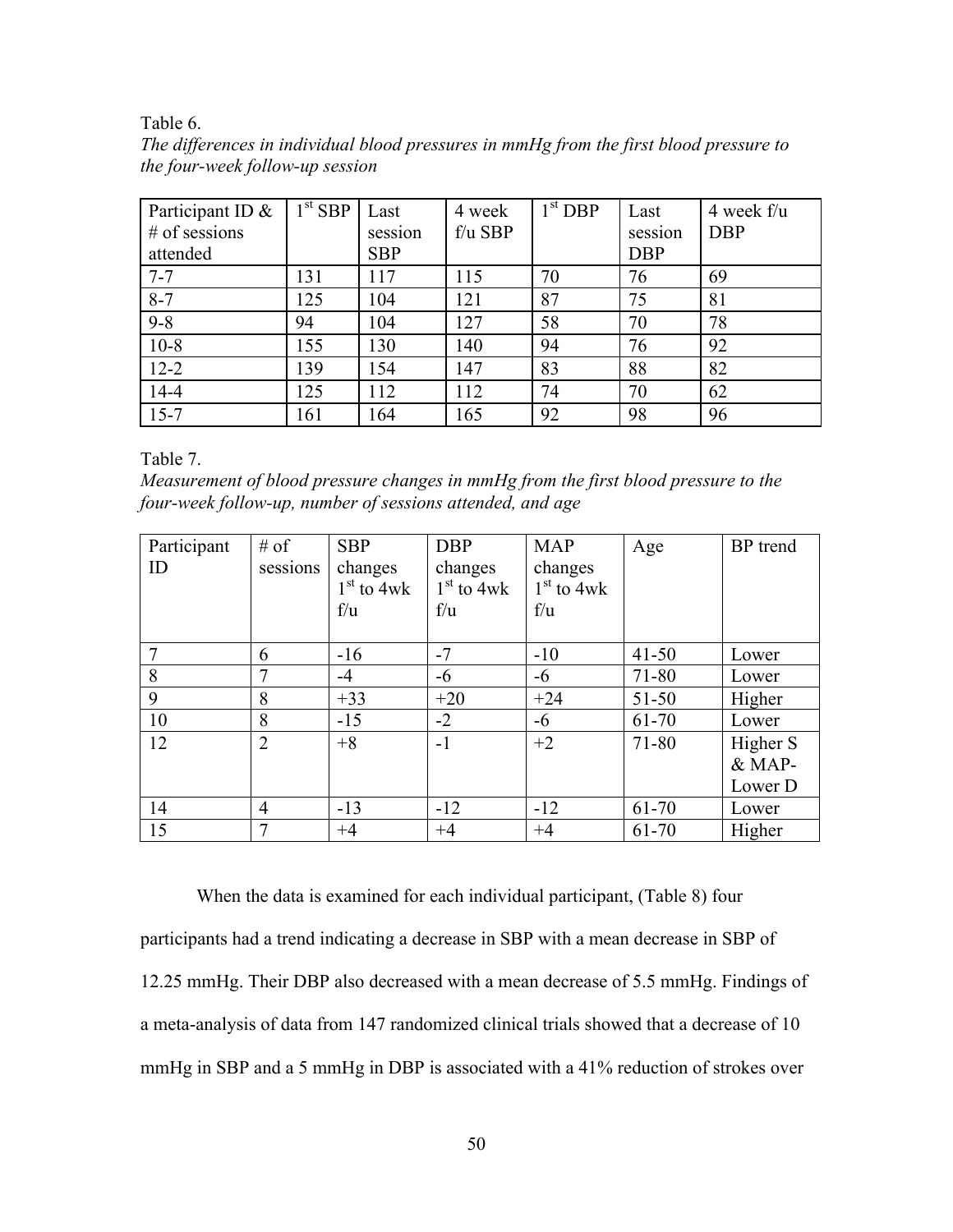Table 6.

*The differences in individual blood pressures in mmHg from the first blood pressure to the four-week follow-up session*

| Participant ID & # of sessions attended | 1st SBP | Last session SBP | 4 week f/u SBP | 1st DBP | Last session DBP | 4 week f/u DBP |
|---|---|---|---|---|---|---|
| 7-7 | 131 | 117 | 115 | 70 | 76 | 69 |
| 8-7 | 125 | 104 | 121 | 87 | 75 | 81 |
| 9-8 | 94 | 104 | 127 | 58 | 70 | 78 |
| 10-8 | 155 | 130 | 140 | 94 | 76 | 92 |
| 12-2 | 139 | 154 | 147 | 83 | 88 | 82 |
| 14-4 | 125 | 112 | 112 | 74 | 70 | 62 |
| 15-7 | 161 | 164 | 165 | 92 | 98 | 96 |

Table 7.

*Measurement of blood pressure changes in mmHg from the first blood pressure to the four-week follow-up, number of sessions attended, and age*

| Participant ID | # of sessions | SBP changes 1st to 4wk f/u | DBP changes 1st to 4wk f/u | MAP changes 1st to 4wk f/u | Age | BP trend |
|---|---|---|---|---|---|---|
| 7 | 6 | -16 | -7 | -10 | 41-50 | Lower |
| 8 | 7 | -4 | -6 | -6 | 71-80 | Lower |
| 9 | 8 | +33 | +20 | +24 | 51-50 | Higher |
| 10 | 8 | -15 | -2 | -6 | 61-70 | Lower |
| 12 | 2 | +8 | -1 | +2 | 71-80 | Higher S & MAP- Lower D |
| 14 | 4 | -13 | -12 | -12 | 61-70 | Lower |
| 15 | 7 | +4 | +4 | +4 | 61-70 | Higher |

When the data is examined for each individual participant, (Table 8) four participants had a trend indicating a decrease in SBP with a mean decrease in SBP of 12.25 mmHg. Their DBP also decreased with a mean decrease of 5.5 mmHg. Findings of a meta-analysis of data from 147 randomized clinical trials showed that a decrease of 10 mmHg in SBP and a 5 mmHg in DBP is associated with a 41% reduction of strokes over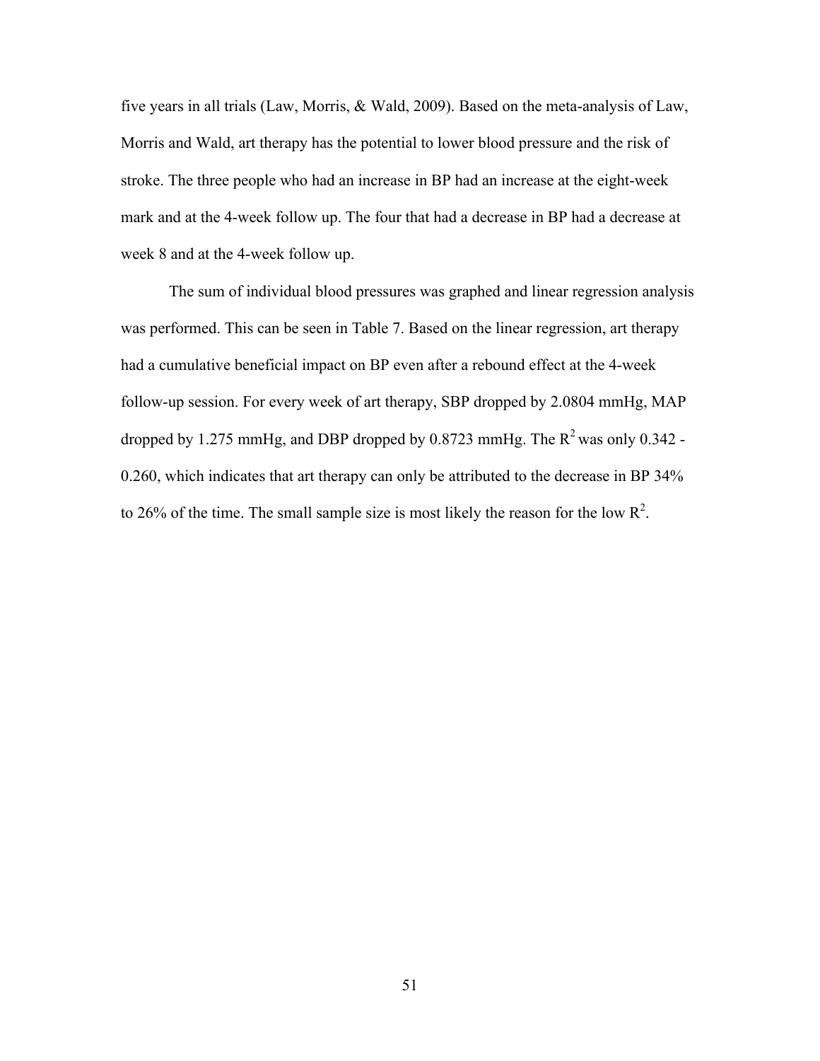five years in all trials (Law, Morris, & Wald, 2009). Based on the meta-analysis of Law, Morris and Wald, art therapy has the potential to lower blood pressure and the risk of stroke. The three people who had an increase in BP had an increase at the eight-week mark and at the 4-week follow up. The four that had a decrease in BP had a decrease at week 8 and at the 4-week follow up.

The sum of individual blood pressures was graphed and linear regression analysis was performed. This can be seen in Table 7. Based on the linear regression, art therapy had a cumulative beneficial impact on BP even after a rebound effect at the 4-week follow-up session. For every week of art therapy, SBP dropped by 2.0804 mmHg, MAP dropped by 1.275 mmHg, and DBP dropped by 0.8723 mmHg. The $R^2$ was only 0.342 - 0.260, which indicates that art therapy can only be attributed to the decrease in BP 34% to 26% of the time. The small sample size is most likely the reason for the low $R^2$.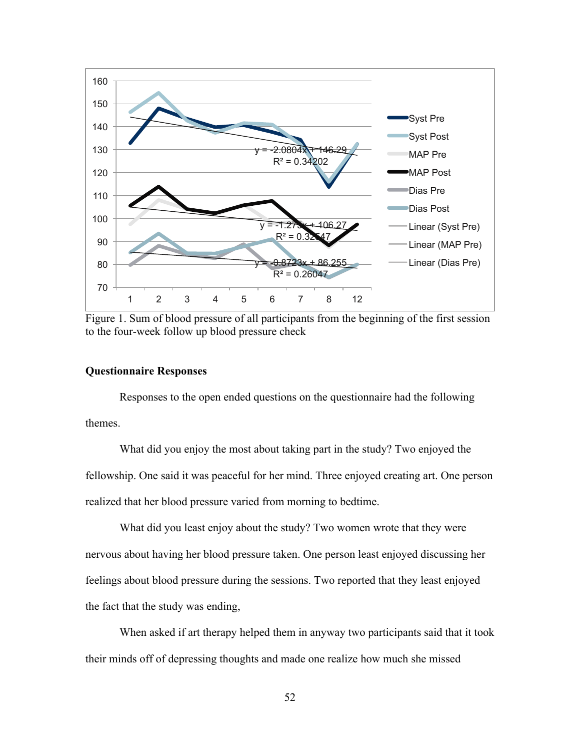160
150
140
130
120
110
100
90
80
70

1 2 3 4 5 6 7 8 12

Syst Pre
Syst Post
MAP Pre
MAP Post
Dias Pre
Dias Post
Linear (Syst Pre)
Linear (MAP Pre)
Linear (Dias Pre)

y = -2.0804x + 146.29
$R^2$ = 0.34202

y = -1.273x + 106.27
$R^2$ = 0.32547

y = -0.8723x + 86.255
$R^2$ = 0.26047

Figure 1. Sum of blood pressure of all participants from the beginning of the first session to the four-week follow up blood pressure check

**Questionnaire Responses**

Responses to the open ended questions on the questionnaire had the following themes.

What did you enjoy the most about taking part in the study? Two enjoyed the fellowship. One said it was peaceful for her mind. Three enjoyed creating art. One person realized that her blood pressure varied from morning to bedtime.

What did you least enjoy about the study? Two women wrote that they were nervous about having her blood pressure taken. One person least enjoyed discussing her feelings about blood pressure during the sessions. Two reported that they least enjoyed the fact that the study was ending,

When asked if art therapy helped them in anyway two participants said that it took their minds off of depressing thoughts and made one realize how much she missed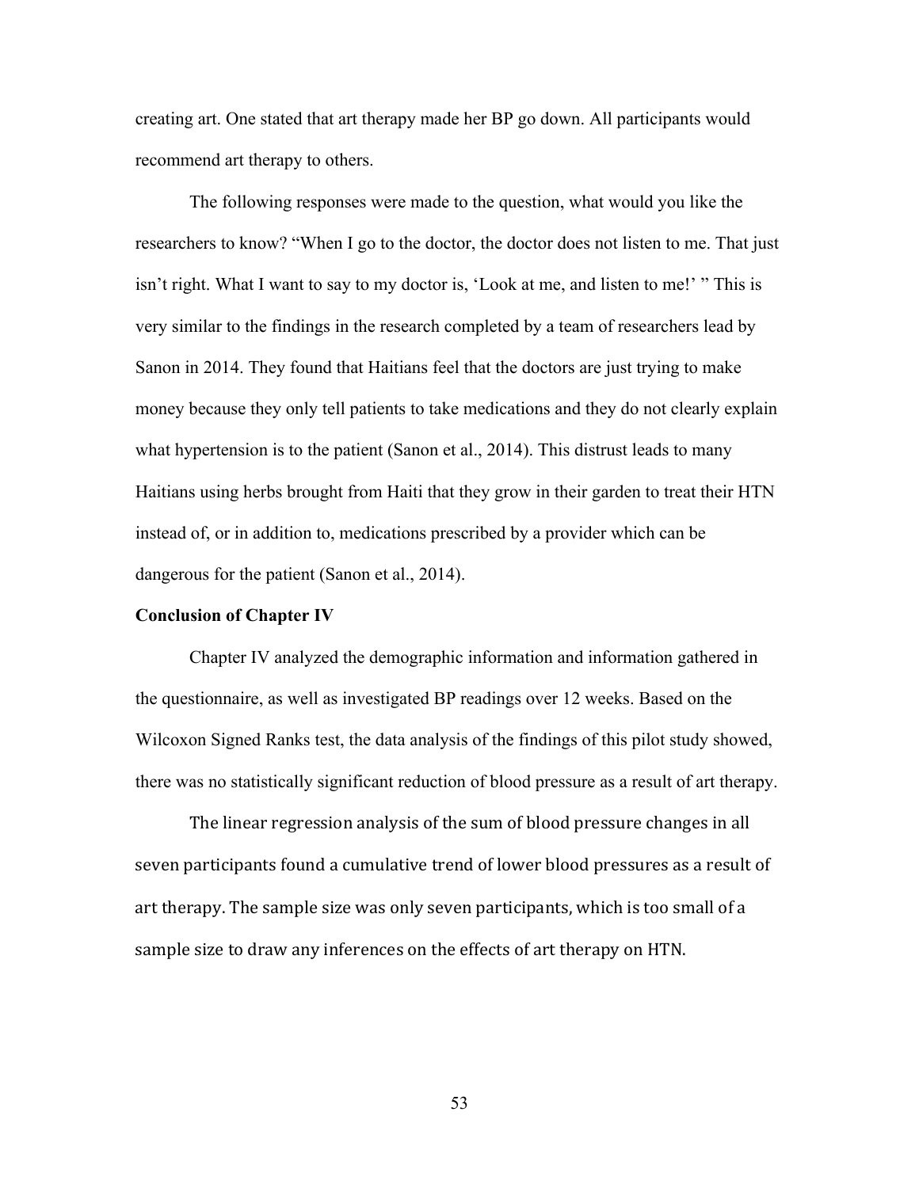creating art. One stated that art therapy made her BP go down. All participants would recommend art therapy to others.

The following responses were made to the question, what would you like the researchers to know? "When I go to the doctor, the doctor does not listen to me. That just isn't right. What I want to say to my doctor is, 'Look at me, and listen to me!' " This is very similar to the findings in the research completed by a team of researchers lead by Sanon in 2014. They found that Haitians feel that the doctors are just trying to make money because they only tell patients to take medications and they do not clearly explain what hypertension is to the patient (Sanon et al., 2014). This distrust leads to many Haitians using herbs brought from Haiti that they grow in their garden to treat their HTN instead of, or in addition to, medications prescribed by a provider which can be dangerous for the patient (Sanon et al., 2014).

**Conclusion of Chapter IV**

Chapter IV analyzed the demographic information and information gathered in the questionnaire, as well as investigated BP readings over 12 weeks. Based on the Wilcoxon Signed Ranks test, the data analysis of the findings of this pilot study showed, there was no statistically significant reduction of blood pressure as a result of art therapy.

The linear regression analysis of the sum of blood pressure changes in all seven participants found a cumulative trend of lower blood pressures as a result of art therapy. The sample size was only seven participants, which is too small of a sample size to draw any inferences on the effects of art therapy on HTN.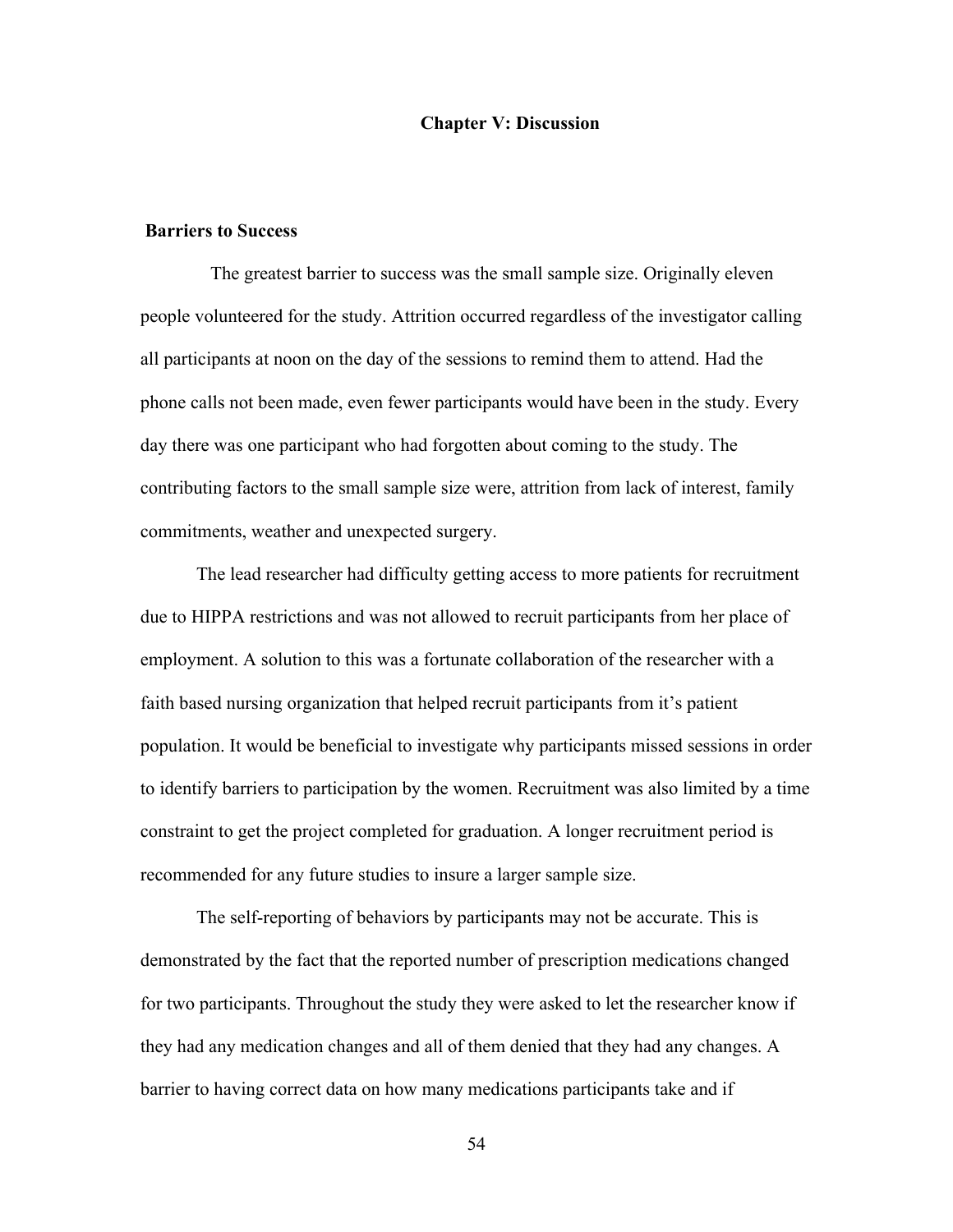# Chapter V: Discussion

## Barriers to Success

The greatest barrier to success was the small sample size. Originally eleven people volunteered for the study. Attrition occurred regardless of the investigator calling all participants at noon on the day of the sessions to remind them to attend. Had the phone calls not been made, even fewer participants would have been in the study. Every day there was one participant who had forgotten about coming to the study. The contributing factors to the small sample size were, attrition from lack of interest, family commitments, weather and unexpected surgery.

The lead researcher had difficulty getting access to more patients for recruitment due to HIPPA restrictions and was not allowed to recruit participants from her place of employment. A solution to this was a fortunate collaboration of the researcher with a faith based nursing organization that helped recruit participants from it's patient population. It would be beneficial to investigate why participants missed sessions in order to identify barriers to participation by the women. Recruitment was also limited by a time constraint to get the project completed for graduation. A longer recruitment period is recommended for any future studies to insure a larger sample size.

The self-reporting of behaviors by participants may not be accurate. This is demonstrated by the fact that the reported number of prescription medications changed for two participants. Throughout the study they were asked to let the researcher know if they had any medication changes and all of them denied that they had any changes. A barrier to having correct data on how many medications participants take and if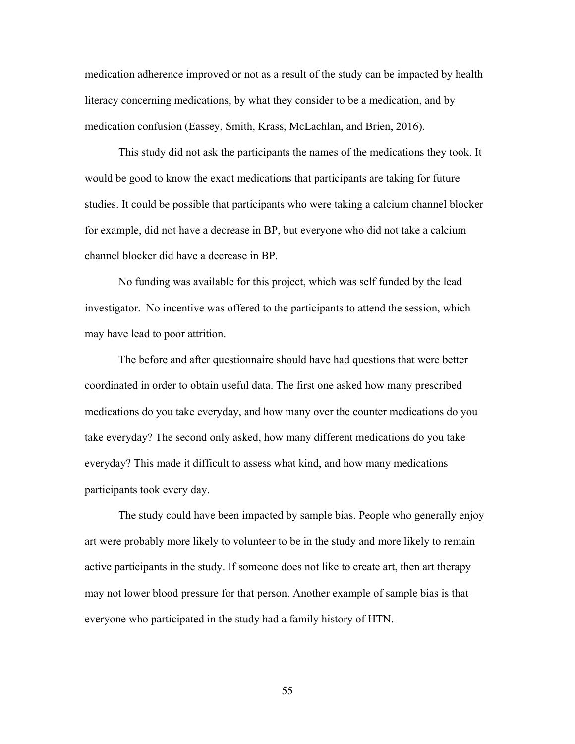medication adherence improved or not as a result of the study can be impacted by health literacy concerning medications, by what they consider to be a medication, and by medication confusion (Eassey, Smith, Krass, McLachlan, and Brien, 2016).

This study did not ask the participants the names of the medications they took. It would be good to know the exact medications that participants are taking for future studies. It could be possible that participants who were taking a calcium channel blocker for example, did not have a decrease in BP, but everyone who did not take a calcium channel blocker did have a decrease in BP.

No funding was available for this project, which was self funded by the lead investigator. No incentive was offered to the participants to attend the session, which may have lead to poor attrition.

The before and after questionnaire should have had questions that were better coordinated in order to obtain useful data. The first one asked how many prescribed medications do you take everyday, and how many over the counter medications do you take everyday? The second only asked, how many different medications do you take everyday? This made it difficult to assess what kind, and how many medications participants took every day.

The study could have been impacted by sample bias. People who generally enjoy art were probably more likely to volunteer to be in the study and more likely to remain active participants in the study. If someone does not like to create art, then art therapy may not lower blood pressure for that person. Another example of sample bias is that everyone who participated in the study had a family history of HTN.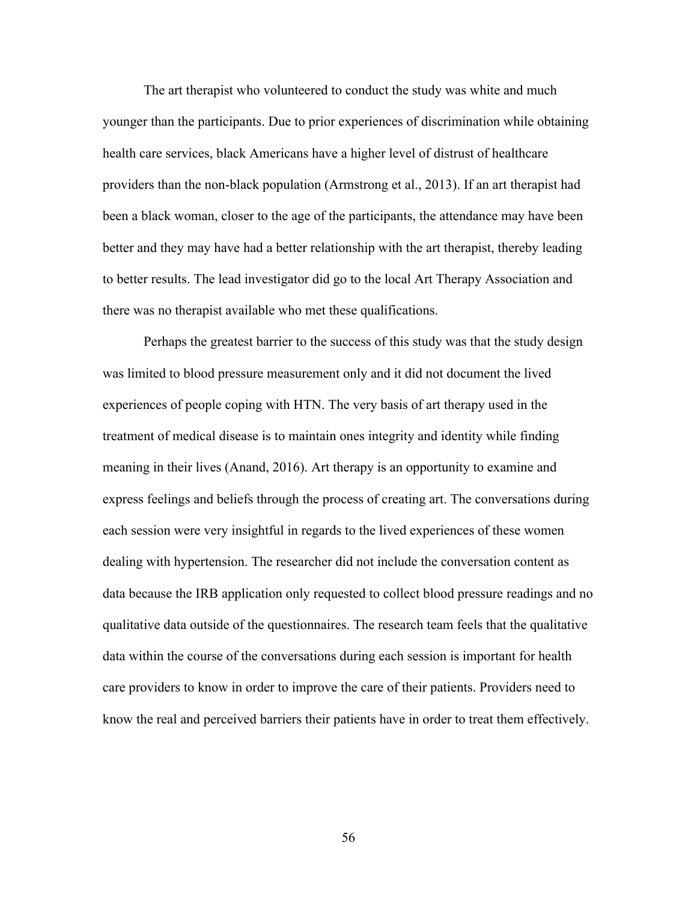The art therapist who volunteered to conduct the study was white and much younger than the participants. Due to prior experiences of discrimination while obtaining health care services, black Americans have a higher level of distrust of healthcare providers than the non-black population (Armstrong et al., 2013). If an art therapist had been a black woman, closer to the age of the participants, the attendance may have been better and they may have had a better relationship with the art therapist, thereby leading to better results. The lead investigator did go to the local Art Therapy Association and there was no therapist available who met these qualifications.

Perhaps the greatest barrier to the success of this study was that the study design was limited to blood pressure measurement only and it did not document the lived experiences of people coping with HTN. The very basis of art therapy used in the treatment of medical disease is to maintain ones integrity and identity while finding meaning in their lives (Anand, 2016). Art therapy is an opportunity to examine and express feelings and beliefs through the process of creating art. The conversations during each session were very insightful in regards to the lived experiences of these women dealing with hypertension. The researcher did not include the conversation content as data because the IRB application only requested to collect blood pressure readings and no qualitative data outside of the questionnaires. The research team feels that the qualitative data within the course of the conversations during each session is important for health care providers to know in order to improve the care of their patients. Providers need to know the real and perceived barriers their patients have in order to treat them effectively.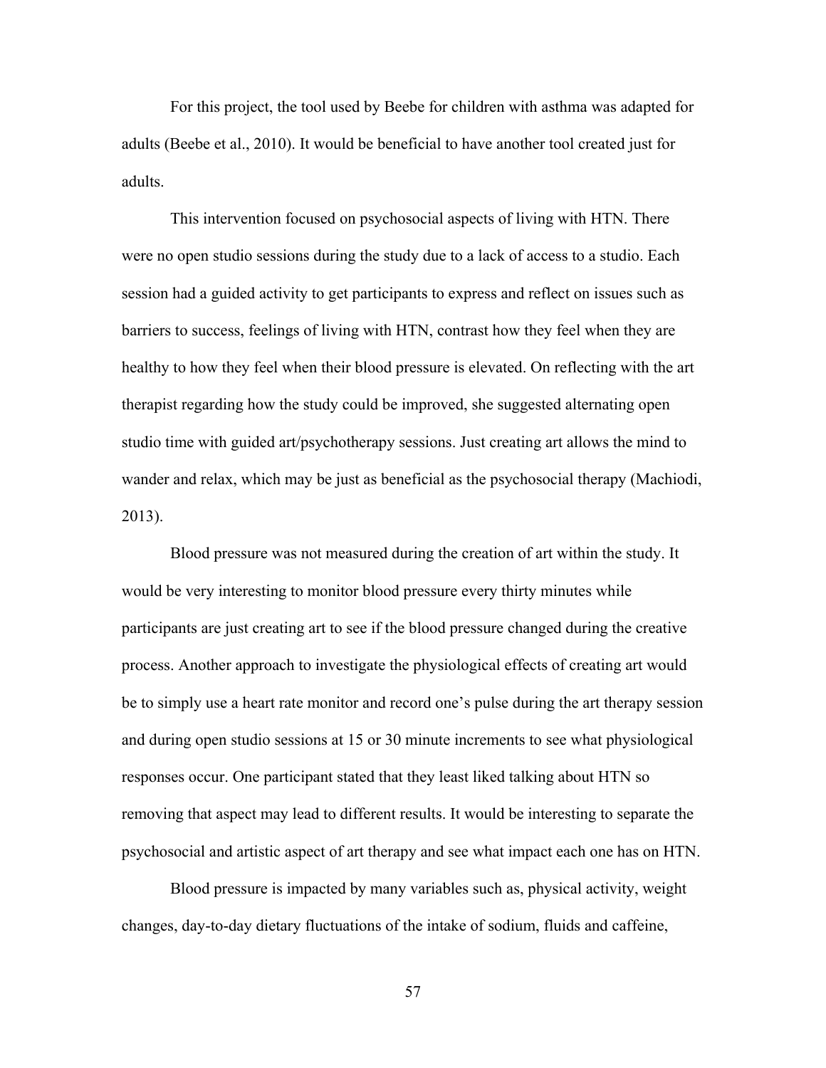For this project, the tool used by Beebe for children with asthma was adapted for adults (Beebe et al., 2010). It would be beneficial to have another tool created just for adults.

This intervention focused on psychosocial aspects of living with HTN. There were no open studio sessions during the study due to a lack of access to a studio. Each session had a guided activity to get participants to express and reflect on issues such as barriers to success, feelings of living with HTN, contrast how they feel when they are healthy to how they feel when their blood pressure is elevated. On reflecting with the art therapist regarding how the study could be improved, she suggested alternating open studio time with guided art/psychotherapy sessions. Just creating art allows the mind to wander and relax, which may be just as beneficial as the psychosocial therapy (Machiodi, 2013).

Blood pressure was not measured during the creation of art within the study. It would be very interesting to monitor blood pressure every thirty minutes while participants are just creating art to see if the blood pressure changed during the creative process. Another approach to investigate the physiological effects of creating art would be to simply use a heart rate monitor and record one's pulse during the art therapy session and during open studio sessions at 15 or 30 minute increments to see what physiological responses occur. One participant stated that they least liked talking about HTN so removing that aspect may lead to different results. It would be interesting to separate the psychosocial and artistic aspect of art therapy and see what impact each one has on HTN.

Blood pressure is impacted by many variables such as, physical activity, weight changes, day-to-day dietary fluctuations of the intake of sodium, fluids and caffeine,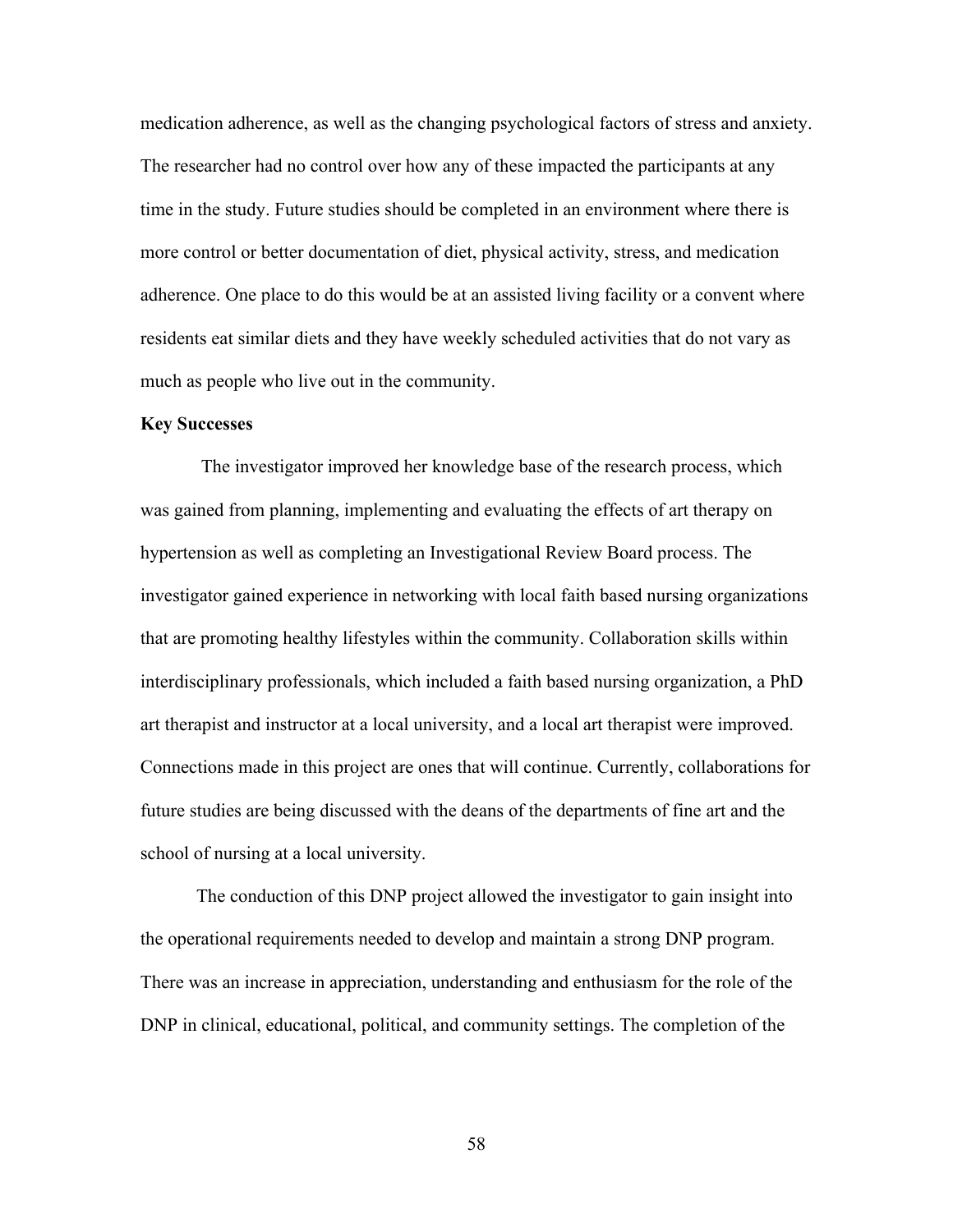medication adherence, as well as the changing psychological factors of stress and anxiety. The researcher had no control over how any of these impacted the participants at any time in the study. Future studies should be completed in an environment where there is more control or better documentation of diet, physical activity, stress, and medication adherence. One place to do this would be at an assisted living facility or a convent where residents eat similar diets and they have weekly scheduled activities that do not vary as much as people who live out in the community.

**Key Successes**

The investigator improved her knowledge base of the research process, which was gained from planning, implementing and evaluating the effects of art therapy on hypertension as well as completing an Investigational Review Board process. The investigator gained experience in networking with local faith based nursing organizations that are promoting healthy lifestyles within the community. Collaboration skills within interdisciplinary professionals, which included a faith based nursing organization, a PhD art therapist and instructor at a local university, and a local art therapist were improved. Connections made in this project are ones that will continue. Currently, collaborations for future studies are being discussed with the deans of the departments of fine art and the school of nursing at a local university.

The conduction of this DNP project allowed the investigator to gain insight into the operational requirements needed to develop and maintain a strong DNP program. There was an increase in appreciation, understanding and enthusiasm for the role of the DNP in clinical, educational, political, and community settings. The completion of the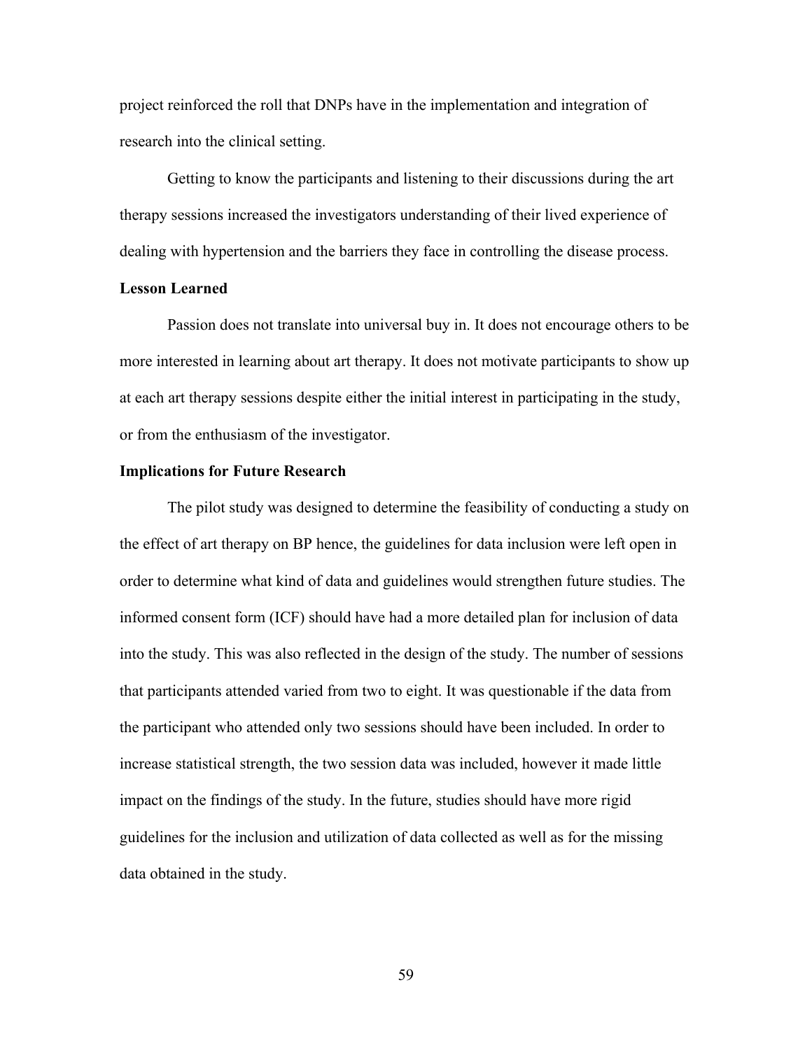project reinforced the roll that DNPs have in the implementation and integration of research into the clinical setting.

Getting to know the participants and listening to their discussions during the art therapy sessions increased the investigators understanding of their lived experience of dealing with hypertension and the barriers they face in controlling the disease process.

### Lesson Learned

Passion does not translate into universal buy in. It does not encourage others to be more interested in learning about art therapy. It does not motivate participants to show up at each art therapy sessions despite either the initial interest in participating in the study, or from the enthusiasm of the investigator.

### Implications for Future Research

The pilot study was designed to determine the feasibility of conducting a study on the effect of art therapy on BP hence, the guidelines for data inclusion were left open in order to determine what kind of data and guidelines would strengthen future studies. The informed consent form (ICF) should have had a more detailed plan for inclusion of data into the study. This was also reflected in the design of the study. The number of sessions that participants attended varied from two to eight. It was questionable if the data from the participant who attended only two sessions should have been included. In order to increase statistical strength, the two session data was included, however it made little impact on the findings of the study. In the future, studies should have more rigid guidelines for the inclusion and utilization of data collected as well as for the missing data obtained in the study.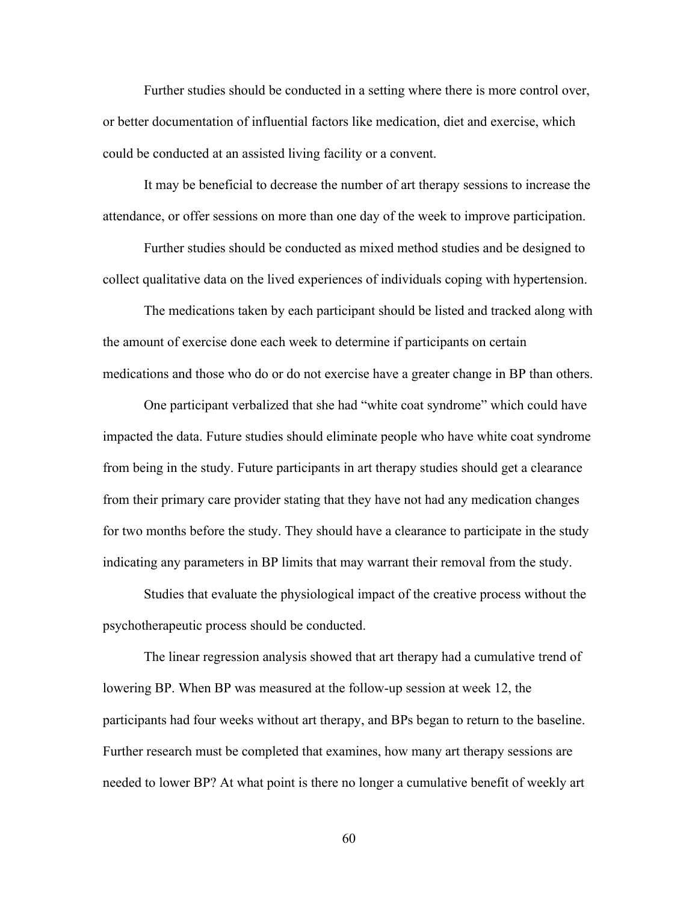Further studies should be conducted in a setting where there is more control over, or better documentation of influential factors like medication, diet and exercise, which could be conducted at an assisted living facility or a convent.

It may be beneficial to decrease the number of art therapy sessions to increase the attendance, or offer sessions on more than one day of the week to improve participation.

Further studies should be conducted as mixed method studies and be designed to collect qualitative data on the lived experiences of individuals coping with hypertension.

The medications taken by each participant should be listed and tracked along with the amount of exercise done each week to determine if participants on certain medications and those who do or do not exercise have a greater change in BP than others.

One participant verbalized that she had "white coat syndrome" which could have impacted the data. Future studies should eliminate people who have white coat syndrome from being in the study. Future participants in art therapy studies should get a clearance from their primary care provider stating that they have not had any medication changes for two months before the study. They should have a clearance to participate in the study indicating any parameters in BP limits that may warrant their removal from the study.

Studies that evaluate the physiological impact of the creative process without the psychotherapeutic process should be conducted.

The linear regression analysis showed that art therapy had a cumulative trend of lowering BP. When BP was measured at the follow-up session at week 12, the participants had four weeks without art therapy, and BPs began to return to the baseline. Further research must be completed that examines, how many art therapy sessions are needed to lower BP? At what point is there no longer a cumulative benefit of weekly art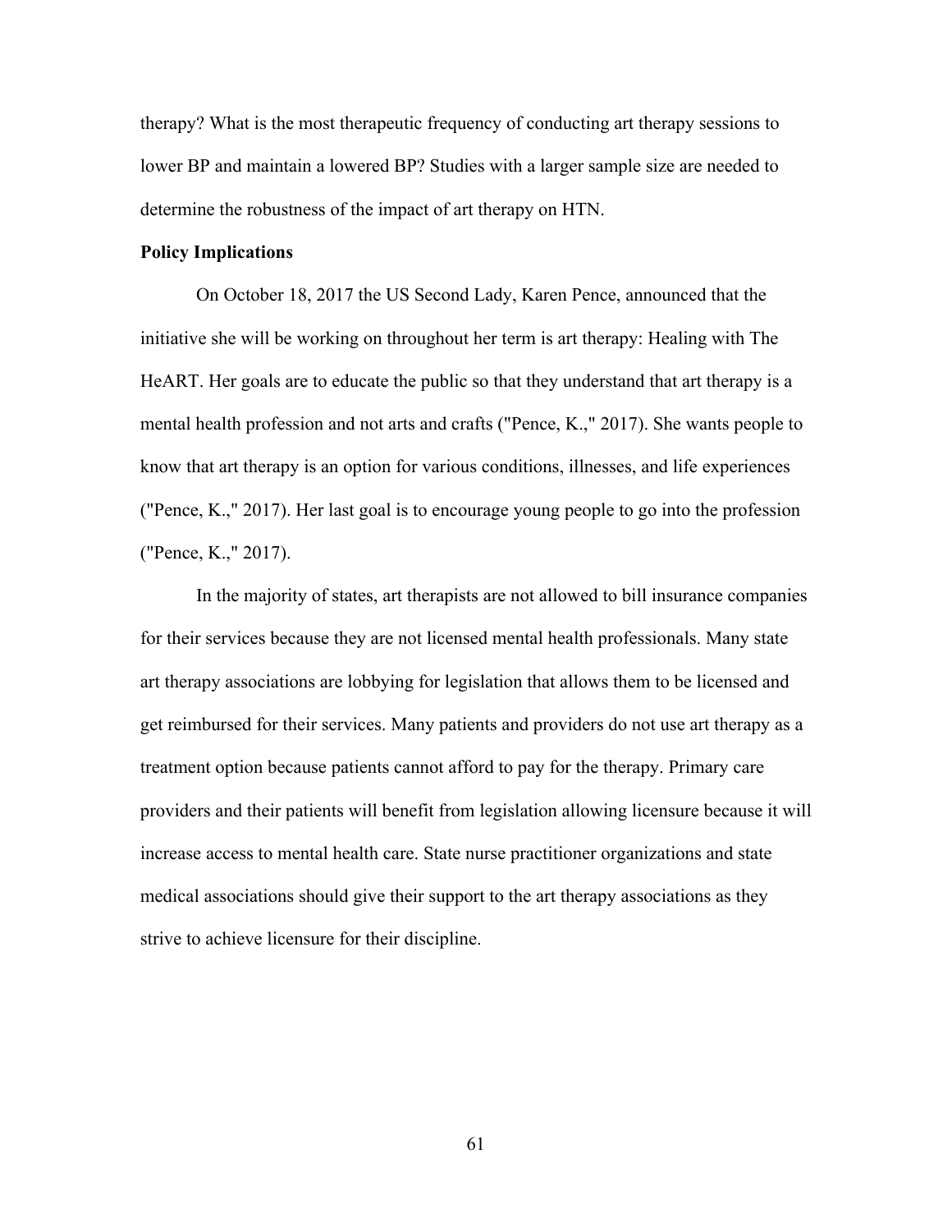therapy? What is the most therapeutic frequency of conducting art therapy sessions to lower BP and maintain a lowered BP? Studies with a larger sample size are needed to determine the robustness of the impact of art therapy on HTN.

**Policy Implications**

On October 18, 2017 the US Second Lady, Karen Pence, announced that the initiative she will be working on throughout her term is art therapy: Healing with The HeART. Her goals are to educate the public so that they understand that art therapy is a mental health profession and not arts and crafts ("Pence, K.," 2017). She wants people to know that art therapy is an option for various conditions, illnesses, and life experiences ("Pence, K.," 2017). Her last goal is to encourage young people to go into the profession ("Pence, K.," 2017).

In the majority of states, art therapists are not allowed to bill insurance companies for their services because they are not licensed mental health professionals. Many state art therapy associations are lobbying for legislation that allows them to be licensed and get reimbursed for their services. Many patients and providers do not use art therapy as a treatment option because patients cannot afford to pay for the therapy. Primary care providers and their patients will benefit from legislation allowing licensure because it will increase access to mental health care. State nurse practitioner organizations and state medical associations should give their support to the art therapy associations as they strive to achieve licensure for their discipline.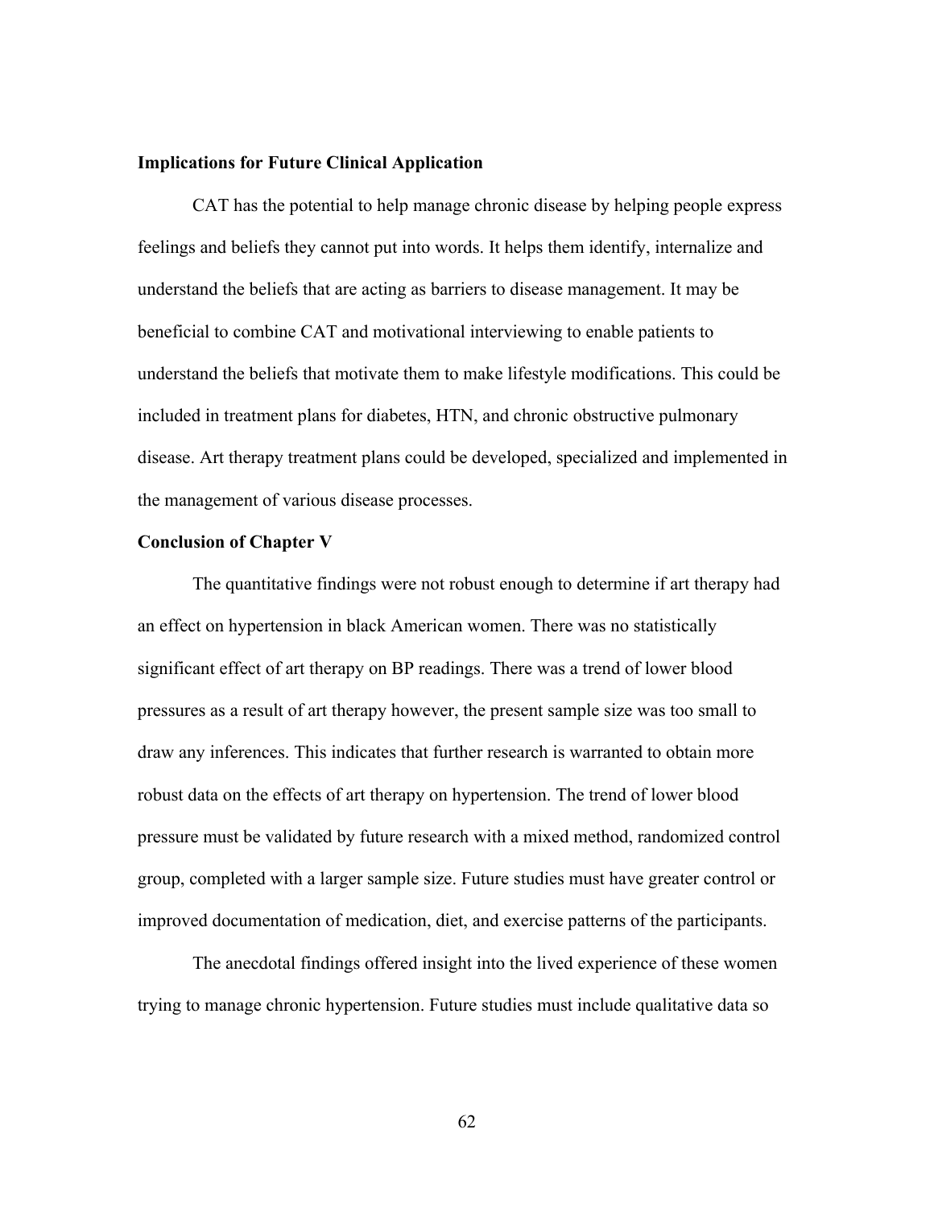**Implications for Future Clinical Application**

CAT has the potential to help manage chronic disease by helping people express feelings and beliefs they cannot put into words. It helps them identify, internalize and understand the beliefs that are acting as barriers to disease management. It may be beneficial to combine CAT and motivational interviewing to enable patients to understand the beliefs that motivate them to make lifestyle modifications. This could be included in treatment plans for diabetes, HTN, and chronic obstructive pulmonary disease. Art therapy treatment plans could be developed, specialized and implemented in the management of various disease processes.

**Conclusion of Chapter V**

The quantitative findings were not robust enough to determine if art therapy had an effect on hypertension in black American women. There was no statistically significant effect of art therapy on BP readings. There was a trend of lower blood pressures as a result of art therapy however, the present sample size was too small to draw any inferences. This indicates that further research is warranted to obtain more robust data on the effects of art therapy on hypertension. The trend of lower blood pressure must be validated by future research with a mixed method, randomized control group, completed with a larger sample size. Future studies must have greater control or improved documentation of medication, diet, and exercise patterns of the participants.

The anecdotal findings offered insight into the lived experience of these women trying to manage chronic hypertension. Future studies must include qualitative data so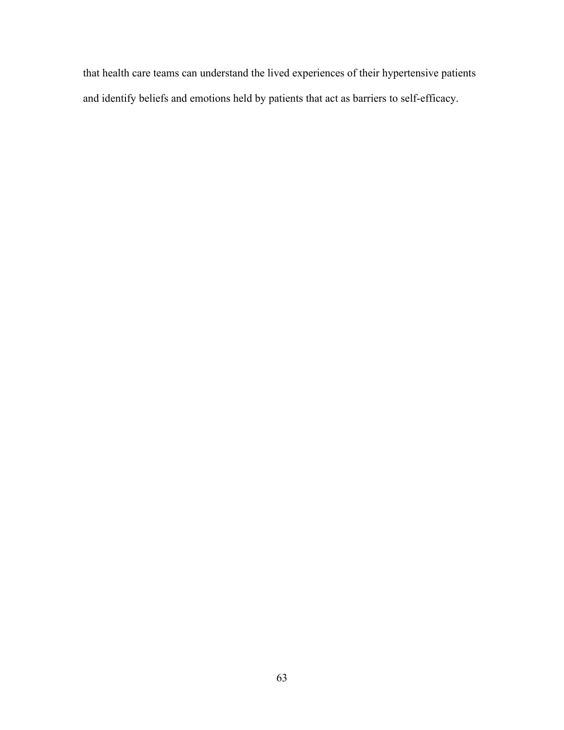that health care teams can understand the lived experiences of their hypertensive patients and identify beliefs and emotions held by patients that act as barriers to self-efficacy.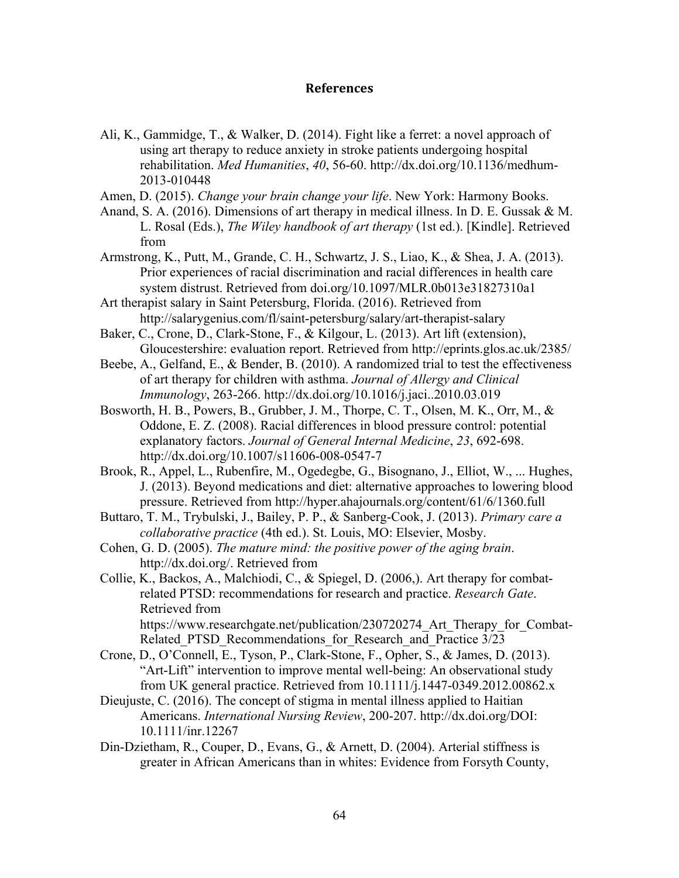## References

Ali, K., Gammidge, T., & Walker, D. (2014). Fight like a ferret: a novel approach of using art therapy to reduce anxiety in stroke patients undergoing hospital rehabilitation. *Med Humanities*, *40*, 56-60. http://dx.doi.org/10.1136/medhum-2013-010448

Amen, D. (2015). *Change your brain change your life*. New York: Harmony Books.

Anand, S. A. (2016). Dimensions of art therapy in medical illness. In D. E. Gussak & M. L. Rosal (Eds.), *The Wiley handbook of art therapy* (1st ed.). [Kindle]. Retrieved from

Armstrong, K., Putt, M., Grande, C. H., Schwartz, J. S., Liao, K., & Shea, J. A. (2013). Prior experiences of racial discrimination and racial differences in health care system distrust. Retrieved from doi.org/10.1097/MLR.0b013e31827310a1

Art therapist salary in Saint Petersburg, Florida. (2016). Retrieved from http://salarygenius.com/fl/saint-petersburg/salary/art-therapist-salary

Baker, C., Crone, D., Clark-Stone, F., & Kilgour, L. (2013). Art lift (extension), Gloucestershire: evaluation report. Retrieved from http://eprints.glos.ac.uk/2385/

Beebe, A., Gelfand, E., & Bender, B. (2010). A randomized trial to test the effectiveness of art therapy for children with asthma. *Journal of Allergy and Clinical Immunology*, 263-266. http://dx.doi.org/10.1016/j.jaci..2010.03.019

Bosworth, H. B., Powers, B., Grubber, J. M., Thorpe, C. T., Olsen, M. K., Orr, M., & Oddone, E. Z. (2008). Racial differences in blood pressure control: potential explanatory factors. *Journal of General Internal Medicine*, *23*, 692-698. http://dx.doi.org/10.1007/s11606-008-0547-7

Brook, R., Appel, L., Rubenfire, M., Ogedegbe, G., Bisognano, J., Elliot, W., ... Hughes, J. (2013). Beyond medications and diet: alternative approaches to lowering blood pressure. Retrieved from http://hyper.ahajournals.org/content/61/6/1360.full

Buttaro, T. M., Trybulski, J., Bailey, P. P., & Sanberg-Cook, J. (2013). *Primary care a collaborative practice* (4th ed.). St. Louis, MO: Elsevier, Mosby.

Cohen, G. D. (2005). *The mature mind: the positive power of the aging brain*. http://dx.doi.org/. Retrieved from

Collie, K., Backos, A., Malchiodi, C., & Spiegel, D. (2006,). Art therapy for combat-related PTSD: recommendations for research and practice. *Research Gate*. Retrieved from https://www.researchgate.net/publication/230720274_Art_Therapy_for_Combat-Related_PTSD_Recommendations_for_Research_and_Practice 3/23

Crone, D., O'Connell, E., Tyson, P., Clark-Stone, F., Opher, S., & James, D. (2013). "Art-Lift" intervention to improve mental well-being: An observational study from UK general practice. Retrieved from 10.1111/j.1447-0349.2012.00862.x

Dieujuste, C. (2016). The concept of stigma in mental illness applied to Haitian Americans. *International Nursing Review*, 200-207. http://dx.doi.org/DOI: 10.1111/inr.12267

Din-Dzietham, R., Couper, D., Evans, G., & Arnett, D. (2004). Arterial stiffness is greater in African Americans than in whites: Evidence from Forsyth County,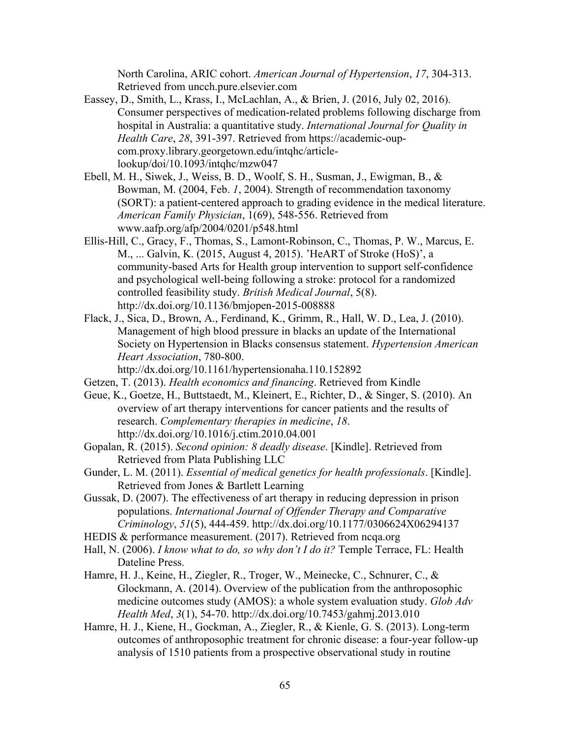North Carolina, ARIC cohort. *American Journal of Hypertension*, *17*, 304-313. Retrieved from uncch.pure.elsevier.com

Eassey, D., Smith, L., Krass, I., McLachlan, A., & Brien, J. (2016, July 02, 2016). Consumer perspectives of medication-related problems following discharge from hospital in Australia: a quantitative study. *International Journal for Quality in Health Care*, *28*, 391-397. Retrieved from https://academic-oup-com.proxy.library.georgetown.edu/intqhc/article-lookup/doi/10.1093/intqhc/mzw047

Ebell, M. H., Siwek, J., Weiss, B. D., Woolf, S. H., Susman, J., Ewigman, B., & Bowman, M. (2004, Feb. *1*, 2004). Strength of recommendation taxonomy (SORT): a patient-centered approach to grading evidence in the medical literature. *American Family Physician*, 1(69), 548-556. Retrieved from www.aafp.org/afp/2004/0201/p548.html

Ellis-Hill, C., Gracy, F., Thomas, S., Lamont-Robinson, C., Thomas, P. W., Marcus, E. M., ... Galvin, K. (2015, August 4, 2015). 'HeART of Stroke (HoS)', a community-based Arts for Health group intervention to support self-confidence and psychological well-being following a stroke: protocol for a randomized controlled feasibility study. *British Medical Journal*, 5(8). http://dx.doi.org/10.1136/bmjopen-2015-008888

Flack, J., Sica, D., Brown, A., Ferdinand, K., Grimm, R., Hall, W. D., Lea, J. (2010). Management of high blood pressure in blacks an update of the International Society on Hypertension in Blacks consensus statement. *Hypertension American Heart Association*, 780-800. http://dx.doi.org/10.1161/hypertensionaha.110.152892

Getzen, T. (2013). *Health economics and financing*. Retrieved from Kindle

Geue, K., Goetze, H., Buttstaedt, M., Kleinert, E., Richter, D., & Singer, S. (2010). An overview of art therapy interventions for cancer patients and the results of research. *Complementary therapies in medicine*, *18*. http://dx.doi.org/10.1016/j.ctim.2010.04.001

Gopalan, R. (2015). *Second opinion: 8 deadly disease*. [Kindle]. Retrieved from Retrieved from Plata Publishing LLC

Gunder, L. M. (2011). *Essential of medical genetics for health professionals*. [Kindle]. Retrieved from Jones & Bartlett Learning

Gussak, D. (2007). The effectiveness of art therapy in reducing depression in prison populations. *International Journal of Offender Therapy and Comparative Criminology*, *51*(5), 444-459. http://dx.doi.org/10.1177/0306624X06294137

HEDIS & performance measurement. (2017). Retrieved from ncqa.org

Hall, N. (2006). *I know what to do, so why don't I do it?* Temple Terrace, FL: Health Dateline Press.

Hamre, H. J., Keine, H., Ziegler, R., Troger, W., Meinecke, C., Schnurer, C., & Glockmann, A. (2014). Overview of the publication from the anthroposophic medicine outcomes study (AMOS): a whole system evaluation study. *Glob Adv Health Med*, *3*(1), 54-70. http://dx.doi.org/10.7453/gahmj.2013.010

Hamre, H. J., Kiene, H., Gockman, A., Ziegler, R., & Kienle, G. S. (2013). Long-term outcomes of anthroposophic treatment for chronic disease: a four-year follow-up analysis of 1510 patients from a prospective observational study in routine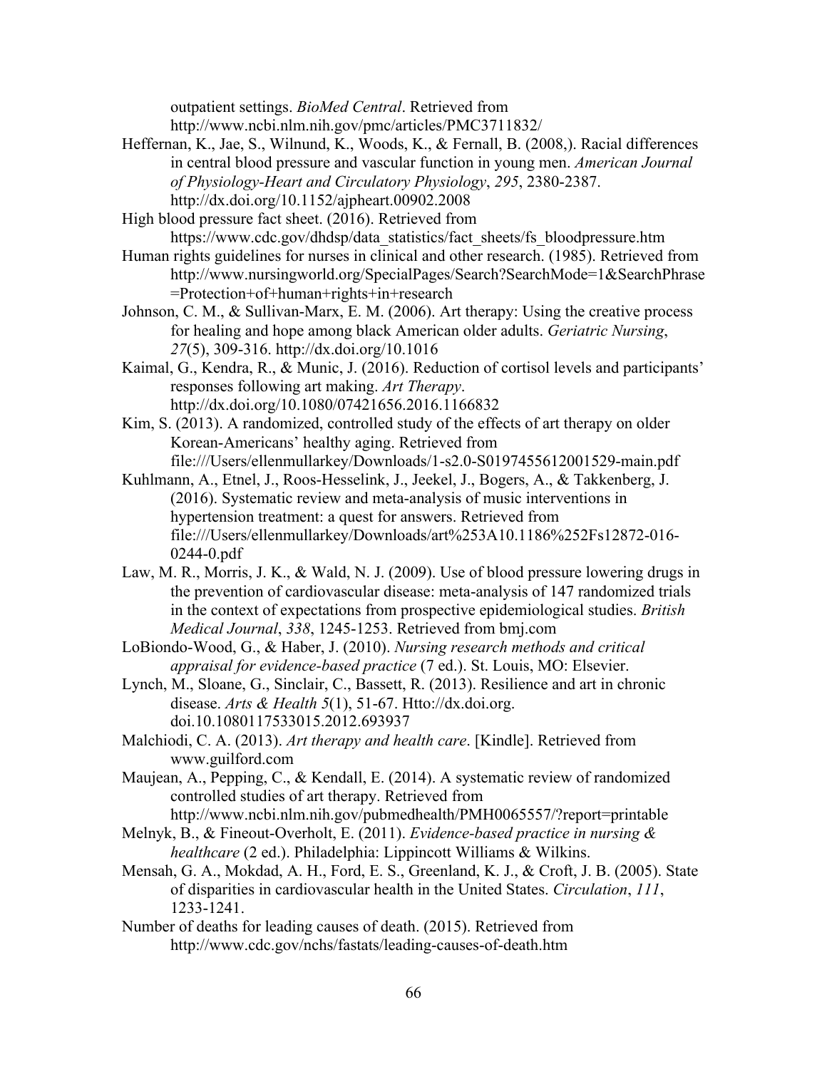outpatient settings. *BioMed Central*. Retrieved from http://www.ncbi.nlm.nih.gov/pmc/articles/PMC3711832/

Heffernan, K., Jae, S., Wilnund, K., Woods, K., & Fernall, B. (2008,). Racial differences in central blood pressure and vascular function in young men. *American Journal of Physiology-Heart and Circulatory Physiology*, *295*, 2380-2387. http://dx.doi.org/10.1152/ajpheart.00902.2008

High blood pressure fact sheet. (2016). Retrieved from https://www.cdc.gov/dhdsp/data_statistics/fact_sheets/fs_bloodpressure.htm

Human rights guidelines for nurses in clinical and other research. (1985). Retrieved from http://www.nursingworld.org/SpecialPages/Search?SearchMode=1&SearchPhrase=Protection+of+human+rights+in+research

Johnson, C. M., & Sullivan-Marx, E. M. (2006). Art therapy: Using the creative process for healing and hope among black American older adults. *Geriatric Nursing*, *27*(5), 309-316. http://dx.doi.org/10.1016

Kaimal, G., Kendra, R., & Munic, J. (2016). Reduction of cortisol levels and participants' responses following art making. *Art Therapy*. http://dx.doi.org/10.1080/07421656.2016.1166832

Kim, S. (2013). A randomized, controlled study of the effects of art therapy on older Korean-Americans' healthy aging. Retrieved from file:///Users/ellenmullarkey/Downloads/1-s2.0-S0197455612001529-main.pdf

Kuhlmann, A., Etnel, J., Roos-Hesselink, J., Jeekel, J., Bogers, A., & Takkenberg, J. (2016). Systematic review and meta-analysis of music interventions in hypertension treatment: a quest for answers. Retrieved from file:///Users/ellenmullarkey/Downloads/art%253A10.1186%252Fs12872-016-0244-0.pdf

Law, M. R., Morris, J. K., & Wald, N. J. (2009). Use of blood pressure lowering drugs in the prevention of cardiovascular disease: meta-analysis of 147 randomized trials in the context of expectations from prospective epidemiological studies. *British Medical Journal*, *338*, 1245-1253. Retrieved from bmj.com

LoBiondo-Wood, G., & Haber, J. (2010). *Nursing research methods and critical appraisal for evidence-based practice* (7 ed.). St. Louis, MO: Elsevier.

Lynch, M., Sloane, G., Sinclair, C., Bassett, R. (2013). Resilience and art in chronic disease. *Arts & Health 5*(1), 51-67. Htto://dx.doi.org. doi.10.1080117533015.2012.693937

Malchiodi, C. A. (2013). *Art therapy and health care*. [Kindle]. Retrieved from www.guilford.com

Maujean, A., Pepping, C., & Kendall, E. (2014). A systematic review of randomized controlled studies of art therapy. Retrieved from http://www.ncbi.nlm.nih.gov/pubmedhealth/PMH0065557/?report=printable

Melnyk, B., & Fineout-Overholt, E. (2011). *Evidence-based practice in nursing & healthcare* (2 ed.). Philadelphia: Lippincott Williams & Wilkins.

Mensah, G. A., Mokdad, A. H., Ford, E. S., Greenland, K. J., & Croft, J. B. (2005). State of disparities in cardiovascular health in the United States. *Circulation*, *111*, 1233-1241.

Number of deaths for leading causes of death. (2015). Retrieved from http://www.cdc.gov/nchs/fastats/leading-causes-of-death.htm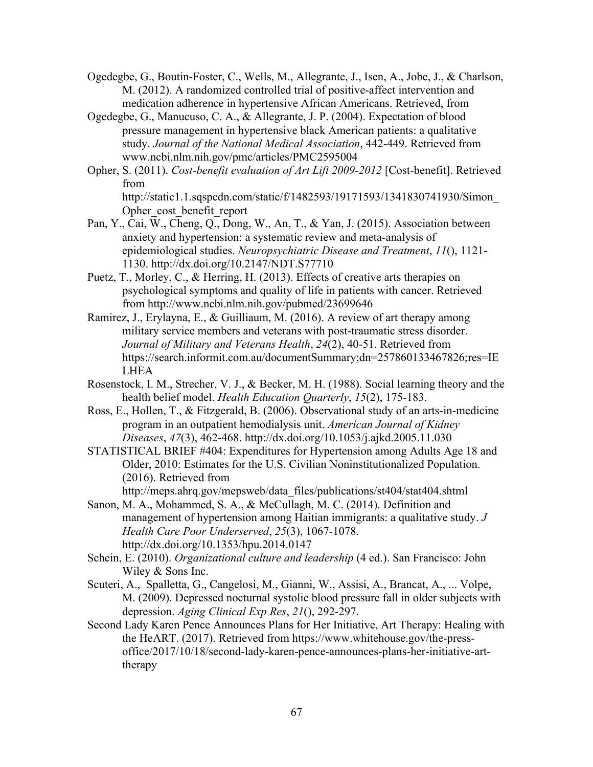Ogedegbe, G., Boutin-Foster, C., Wells, M., Allegrante, J., Isen, A., Jobe, J., & Charlson, M. (2012). A randomized controlled trial of positive-affect intervention and medication adherence in hypertensive African Americans. Retrieved, from

Ogedegbe, G., Manucuso, C. A., & Allegrante, J. P. (2004). Expectation of blood pressure management in hypertensive black American patients: a qualitative study. *Journal of the National Medical Association*, 442-449. Retrieved from www.ncbi.nlm.nih.gov/pmc/articles/PMC2595004

Opher, S. (2011). *Cost-benefit evaluation of Art Lift 2009-2012* [Cost-benefit]. Retrieved from http://static1.1.sqspcdn.com/static/f/1482593/19171593/1341830741930/Simon_Opher_cost_benefit_report

Pan, Y., Cai, W., Cheng, Q., Dong, W., An, T., & Yan, J. (2015). Association between anxiety and hypertension: a systematic review and meta-analysis of epidemiological studies. *Neuropsychiatric Disease and Treatment*, *11*(), 1121-1130. http://dx.doi.org/10.2147/NDT.S77710

Puetz, T., Morley, C., & Herring, H. (2013). Effects of creative arts therapies on psychological symptoms and quality of life in patients with cancer. Retrieved from http://www.ncbi.nlm.nih.gov/pubmed/23699646

Ramirez, J., Erylayna, E., & Guilliaum, M. (2016). A review of art therapy among military service members and veterans with post-traumatic stress disorder. *Journal of Military and Veterans Health*, *24*(2), 40-51. Retrieved from https://search.informit.com.au/documentSummary;dn=257860133467826;res=IELHEA

Rosenstock, I. M., Strecher, V. J., & Becker, M. H. (1988). Social learning theory and the health belief model. *Health Education Quarterly*, *15*(2), 175-183.

Ross, E., Hollen, T., & Fitzgerald, B. (2006). Observational study of an arts-in-medicine program in an outpatient hemodialysis unit. *American Journal of Kidney Diseases*, *47*(3), 462-468. http://dx.doi.org/10.1053/j.ajkd.2005.11.030

STATISTICAL BRIEF #404: Expenditures for Hypertension among Adults Age 18 and Older, 2010: Estimates for the U.S. Civilian Noninstitutionalized Population. (2016). Retrieved from http://meps.ahrq.gov/mepsweb/data_files/publications/st404/stat404.shtml

Sanon, M. A., Mohammed, S. A., & McCullagh, M. C. (2014). Definition and management of hypertension among Haitian immigrants: a qualitative study. *J Health Care Poor Underserved*, *25*(3), 1067-1078. http://dx.doi.org/10.1353/hpu.2014.0147

Schein, E. (2010). *Organizational culture and leadership* (4 ed.). San Francisco: John Wiley & Sons Inc.

Scuteri, A., Spalletta, G., Cangelosi, M., Gianni, W., Assisi, A., Brancat, A., ... Volpe, M. (2009). Depressed nocturnal systolic blood pressure fall in older subjects with depression. *Aging Clinical Exp Res*, *21*(), 292-297.

Second Lady Karen Pence Announces Plans for Her Initiative, Art Therapy: Healing with the HeART. (2017). Retrieved from https://www.whitehouse.gov/the-press-office/2017/10/18/second-lady-karen-pence-announces-plans-her-initiative-art-therapy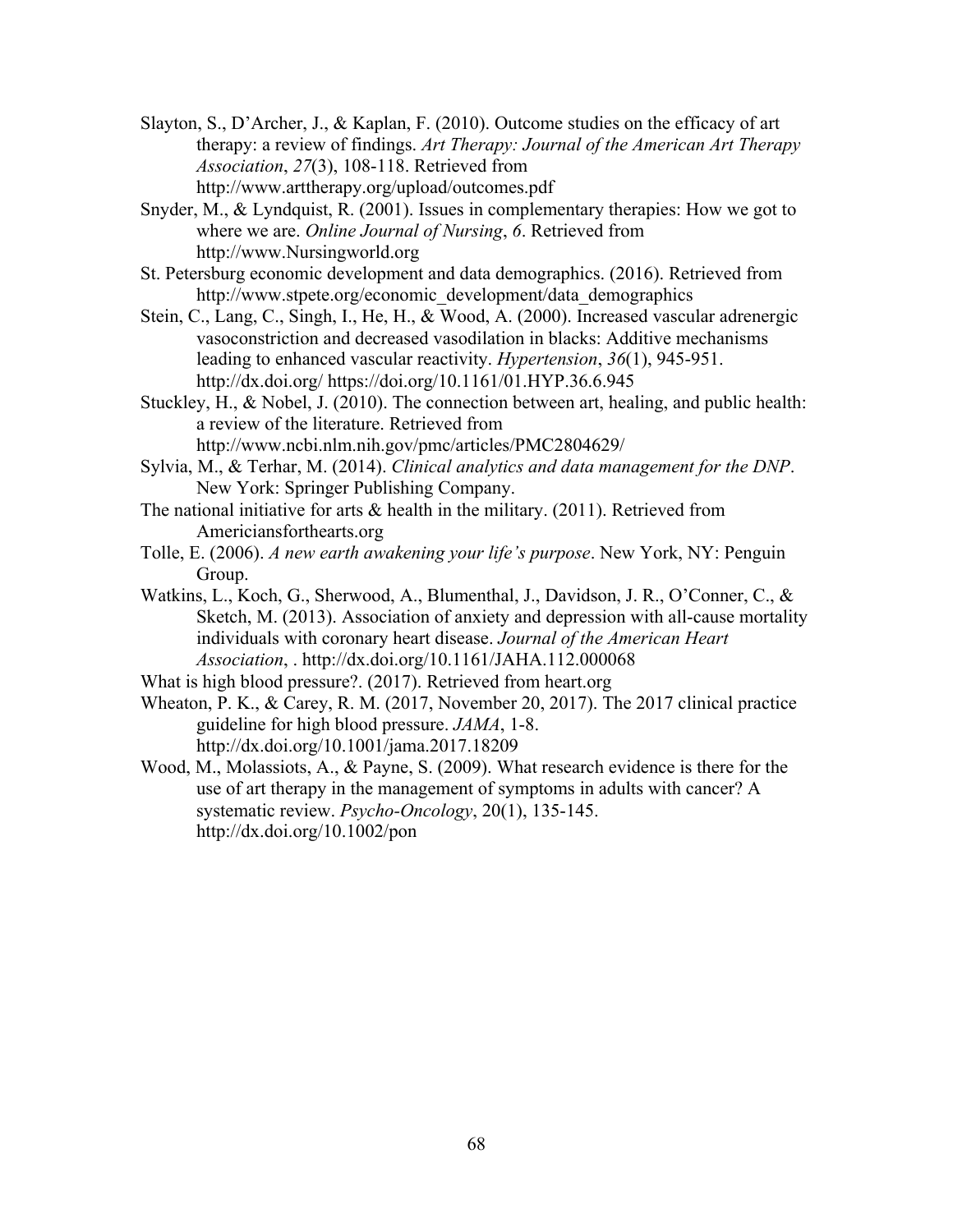Slayton, S., D'Archer, J., & Kaplan, F. (2010). Outcome studies on the efficacy of art therapy: a review of findings. *Art Therapy: Journal of the American Art Therapy Association*, *27*(3), 108-118. Retrieved from http://www.arttherapy.org/upload/outcomes.pdf

Snyder, M., & Lyndquist, R. (2001). Issues in complementary therapies: How we got to where we are. *Online Journal of Nursing*, *6*. Retrieved from http://www.Nursingworld.org

St. Petersburg economic development and data demographics. (2016). Retrieved from http://www.stpete.org/economic_development/data_demographics

Stein, C., Lang, C., Singh, I., He, H., & Wood, A. (2000). Increased vascular adrenergic vasoconstriction and decreased vasodilation in blacks: Additive mechanisms leading to enhanced vascular reactivity. *Hypertension*, *36*(1), 945-951. http://dx.doi.org/ https://doi.org/10.1161/01.HYP.36.6.945

Stuckley, H., & Nobel, J. (2010). The connection between art, healing, and public health: a review of the literature. Retrieved from http://www.ncbi.nlm.nih.gov/pmc/articles/PMC2804629/

Sylvia, M., & Terhar, M. (2014). *Clinical analytics and data management for the DNP*. New York: Springer Publishing Company.

The national initiative for arts & health in the military. (2011). Retrieved from Americiansforthearts.org

Tolle, E. (2006). *A new earth awakening your life's purpose*. New York, NY: Penguin Group.

Watkins, L., Koch, G., Sherwood, A., Blumenthal, J., Davidson, J. R., O'Conner, C., & Sketch, M. (2013). Association of anxiety and depression with all-cause mortality individuals with coronary heart disease. *Journal of the American Heart Association*, . http://dx.doi.org/10.1161/JAHA.112.000068

What is high blood pressure?. (2017). Retrieved from heart.org

Wheaton, P. K., & Carey, R. M. (2017, November 20, 2017). The 2017 clinical practice guideline for high blood pressure. *JAMA*, 1-8. http://dx.doi.org/10.1001/jama.2017.18209

Wood, M., Molassiots, A., & Payne, S. (2009). What research evidence is there for the use of art therapy in the management of symptoms in adults with cancer? A systematic review. *Psycho-Oncology*, 20(1), 135-145. http://dx.doi.org/10.1002/pon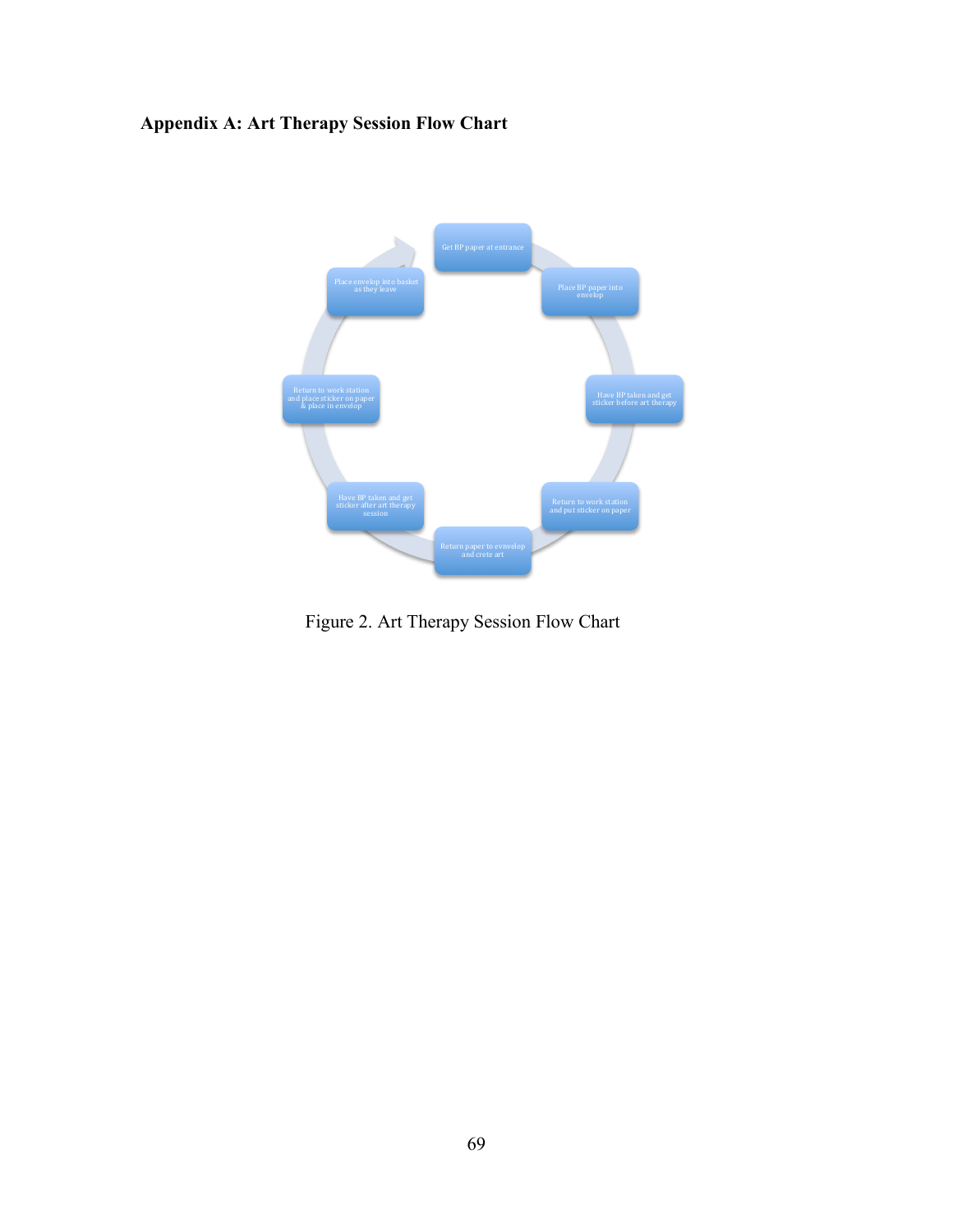## Appendix A: Art Therapy Session Flow Chart

Get BP paper at entrance

Place BP paper into envelop

Have BP taken and get sticker before art therapy

Return to work station and put sticker on paper

Return paper to evnvelop and crete art

Have BP taken and get sticker after art therapy session

Return to work station and place sticker on paper & place in envelop

Place envelop into basket as they leave

Figure 2. Art Therapy Session Flow Chart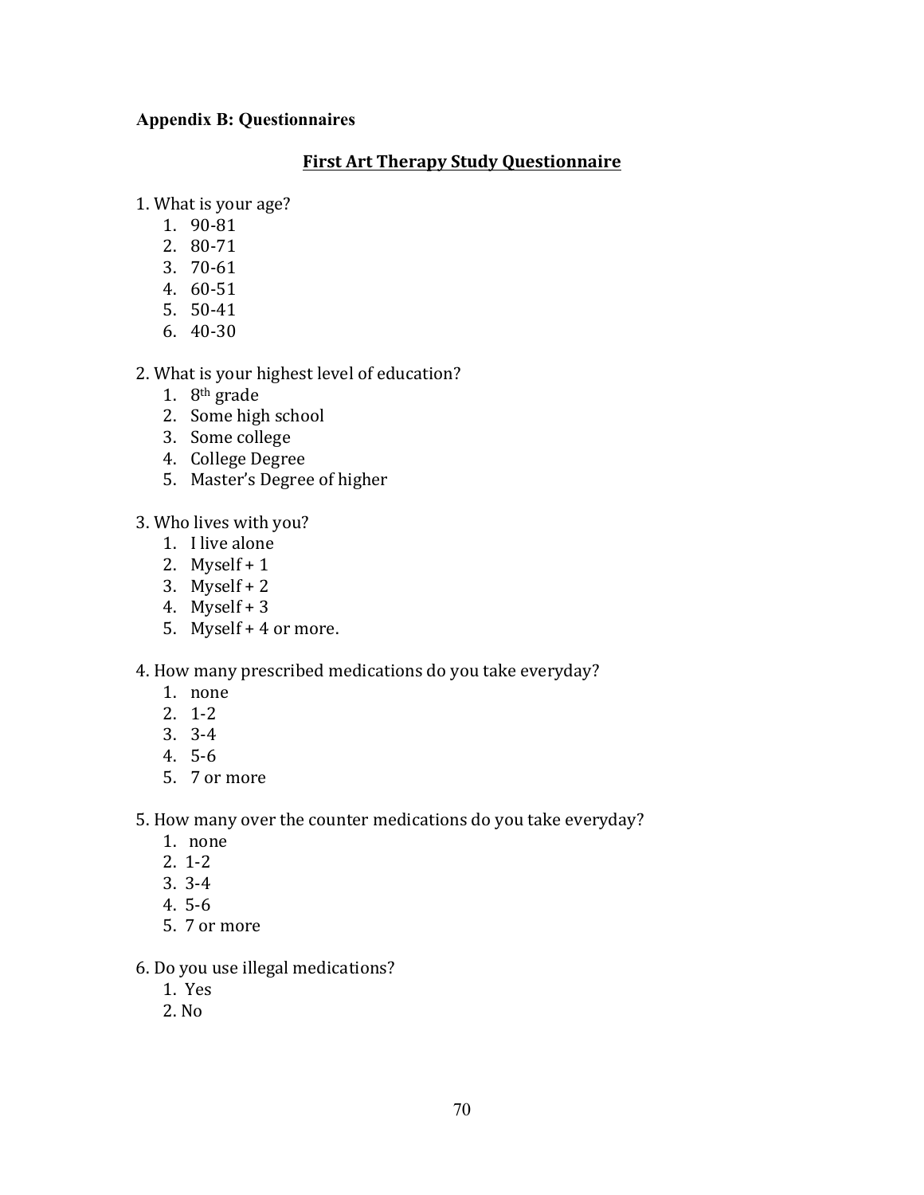**Appendix B: Questionnaires**

## First Art Therapy Study Questionnaire

1. What is your age?
   1. 90-81
   2. 80-71
   3. 70-61
   4. 60-51
   5. 50-41
   6. 40-30

2. What is your highest level of education?
   1. 8th grade
   2. Some high school
   3. Some college
   4. College Degree
   5. Master's Degree of higher

3. Who lives with you?
   1. I live alone
   2. Myself + 1
   3. Myself + 2
   4. Myself + 3
   5. Myself + 4 or more.

4. How many prescribed medications do you take everyday?
   1. none
   2. 1-2
   3. 3-4
   4. 5-6
   5. 7 or more

5. How many over the counter medications do you take everyday?
   1. none
   2. 1-2
   3. 3-4
   4. 5-6
   5. 7 or more

6. Do you use illegal medications?
   1. Yes
   2. No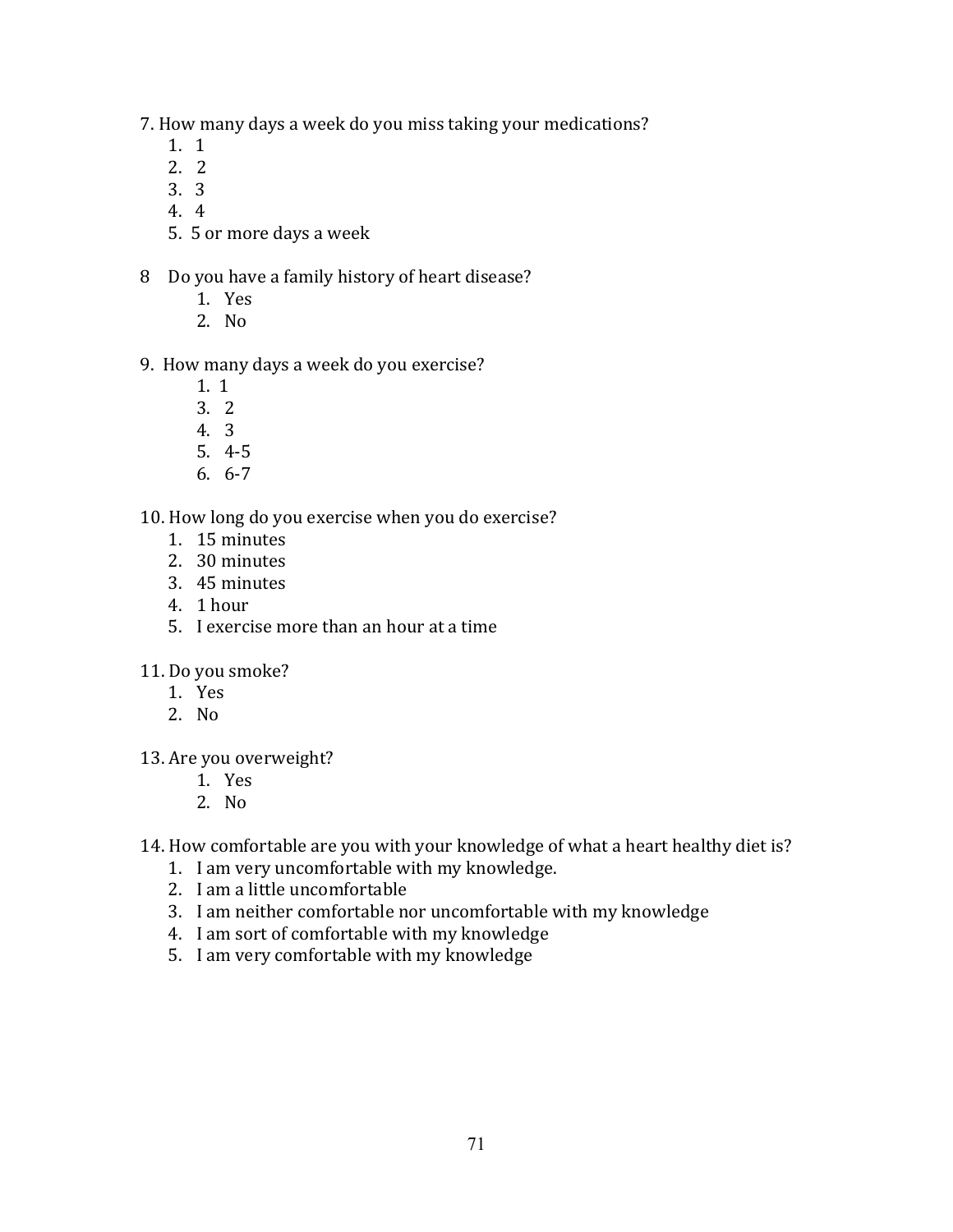7. How many days a week do you miss taking your medications?
    1. 1
    2. 2
    3. 3
    4. 4
    5. 5 or more days a week

8 Do you have a family history of heart disease?
    1. Yes
    2. No

9. How many days a week do you exercise?
    1. 1
    3. 2
    4. 3
    5. 4-5
    6. 6-7

10. How long do you exercise when you do exercise?
    1. 15 minutes
    2. 30 minutes
    3. 45 minutes
    4. 1 hour
    5. I exercise more than an hour at a time

11. Do you smoke?
    1. Yes
    2. No

13. Are you overweight?
    1. Yes
    2. No

14. How comfortable are you with your knowledge of what a heart healthy diet is?
    1. I am very uncomfortable with my knowledge.
    2. I am a little uncomfortable
    3. I am neither comfortable nor uncomfortable with my knowledge
    4. I am sort of comfortable with my knowledge
    5. I am very comfortable with my knowledge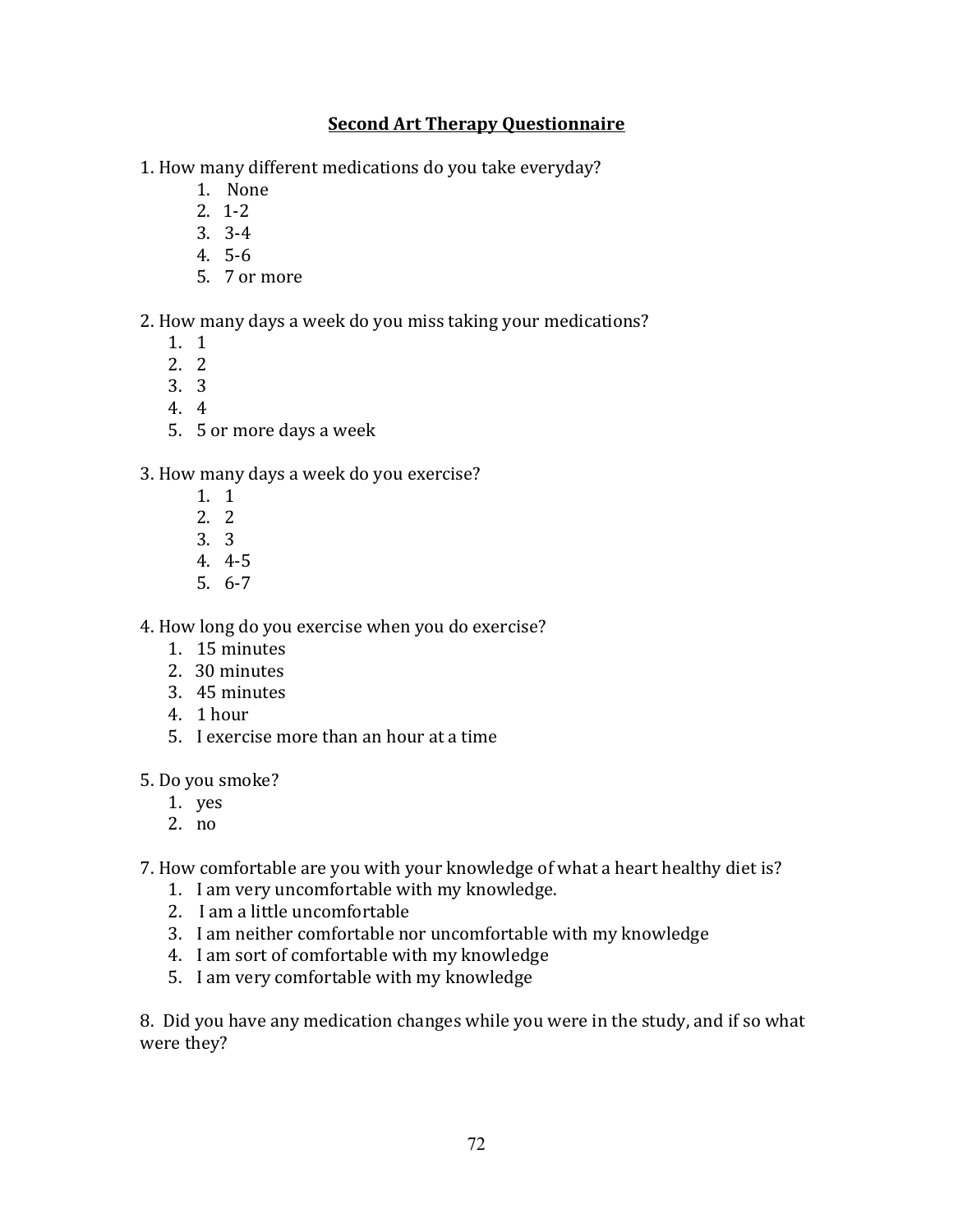**Second Art Therapy Questionnaire**

1. How many different medications do you take everyday?
   1. None
   2. 1-2
   3. 3-4
   4. 5-6
   5. 7 or more

2. How many days a week do you miss taking your medications?
   1. 1
   2. 2
   3. 3
   4. 4
   5. 5 or more days a week

3. How many days a week do you exercise?
   1. 1
   2. 2
   3. 3
   4. 4-5
   5. 6-7

4. How long do you exercise when you do exercise?
   1. 15 minutes
   2. 30 minutes
   3. 45 minutes
   4. 1 hour
   5. I exercise more than an hour at a time

5. Do you smoke?
   1. yes
   2. no

7. How comfortable are you with your knowledge of what a heart healthy diet is?
   1. I am very uncomfortable with my knowledge.
   2. I am a little uncomfortable
   3. I am neither comfortable nor uncomfortable with my knowledge
   4. I am sort of comfortable with my knowledge
   5. I am very comfortable with my knowledge

8. Did you have any medication changes while you were in the study, and if so what were they?